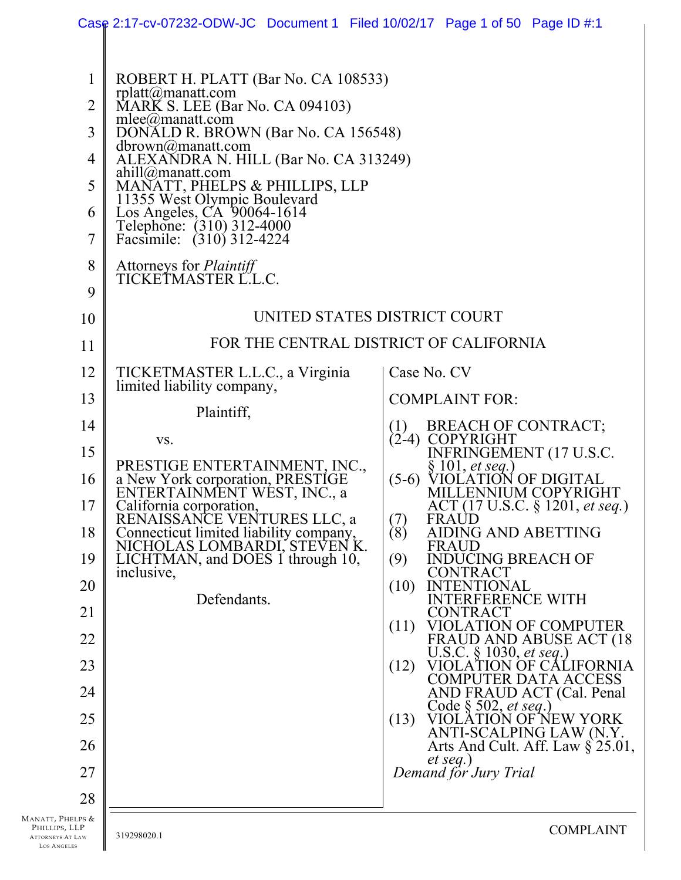ROBERT H. PLATT (Bar No. CA 108533)
rplatt@manatt.com
MARK S. LEE (Bar No. CA 094103)
mlee@manatt.com
DONALD R. BROWN (Bar No. CA 156548)
dbrown@manatt.com
ALEXANDRA N. HILL (Bar No. CA 313249)
ahill@manatt.com
MANATT, PHELPS & PHILLIPS, LLP
11355 West Olympic Boulevard
Los Angeles, CA 90064-1614
Telephone: (310) 312-4000
Facsimile: (310) 312-4224

Attorneys for *Plaintiff*
TICKETMASTER L.L.C.

UNITED STATES DISTRICT COURT

FOR THE CENTRAL DISTRICT OF CALIFORNIA

TICKETMASTER L.L.C., a Virginia limited liability company,

Plaintiff,

vs.

PRESTIGE ENTERTAINMENT, INC., a New York corporation, PRESTIGE ENTERTAINMENT WEST, INC., a California corporation, RENAISSANCE VENTURES LLC, a Connecticut limited liability company, NICHOLAS LOMBARDI, STEVEN K. LICHTMAN, and DOES 1 through 10, inclusive,

Defendants.

Case No. CV

COMPLAINT FOR:

(1) BREACH OF CONTRACT;
(2-4) COPYRIGHT INFRINGEMENT (17 U.S.C. § 101, *et seq.*)
(5-6) VIOLATION OF DIGITAL MILLENNIUM COPYRIGHT ACT (17 U.S.C. § 1201, *et seq.*)
(7) FRAUD
(8) AIDING AND ABETTING FRAUD
(9) INDUCING BREACH OF CONTRACT
(10) INTENTIONAL INTERFERENCE WITH CONTRACT
(11) VIOLATION OF COMPUTER FRAUD AND ABUSE ACT (18 U.S.C. § 1030, *et seq.*)
(12) VIOLATION OF CALIFORNIA COMPUTER DATA ACCESS AND FRAUD ACT (Cal. Penal Code § 502, *et seq.*)
(13) VIOLATION OF NEW YORK ANTI-SCALPING LAW (N.Y. Arts And Cult. Aff. Law § 25.01, *et seq.*)

*Demand for Jury Trial*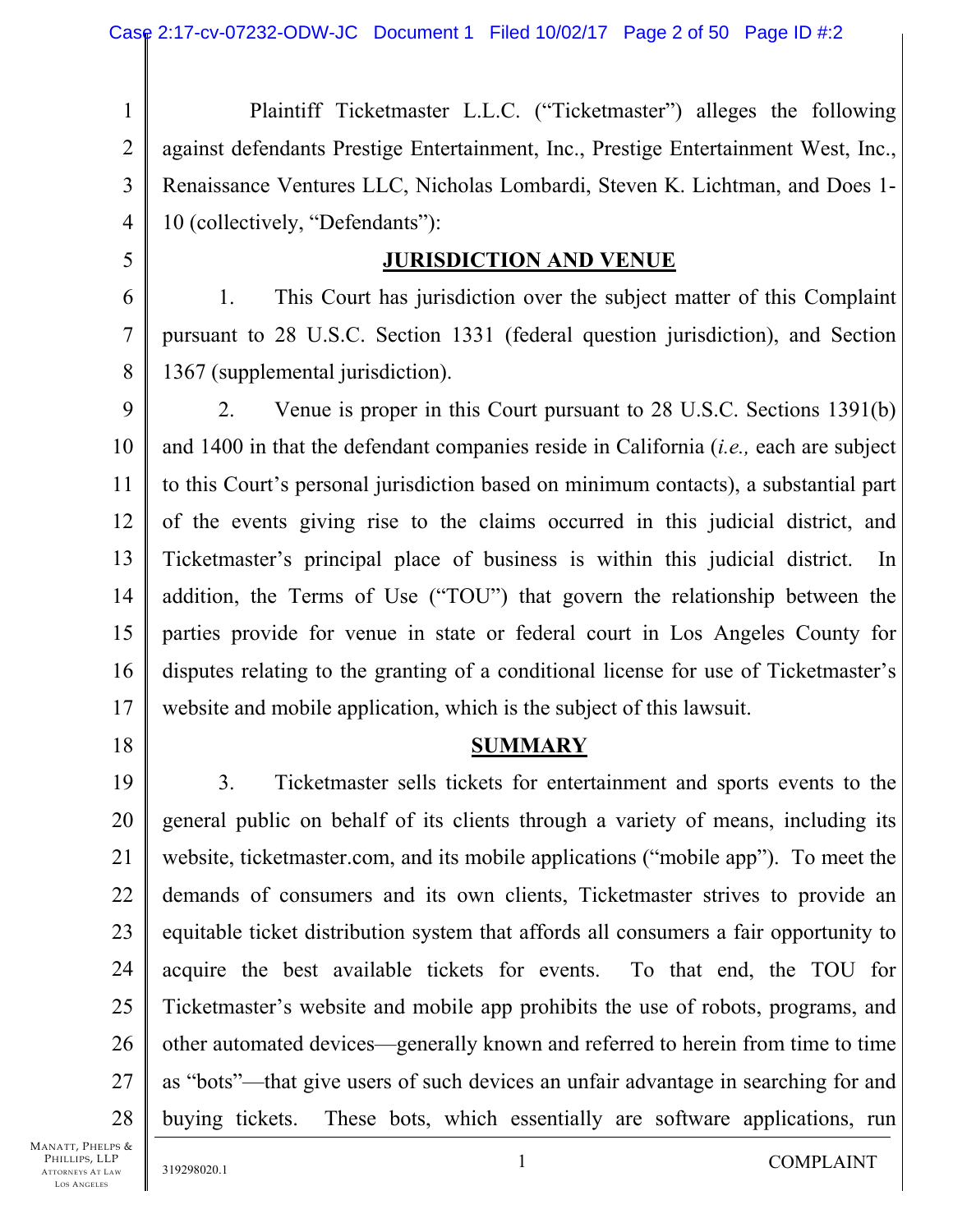Plaintiff Ticketmaster L.L.C. ("Ticketmaster") alleges the following against defendants Prestige Entertainment, Inc., Prestige Entertainment West, Inc., Renaissance Ventures LLC, Nicholas Lombardi, Steven K. Lichtman, and Does 1-10 (collectively, "Defendants"):

## JURISDICTION AND VENUE

1. This Court has jurisdiction over the subject matter of this Complaint pursuant to 28 U.S.C. Section 1331 (federal question jurisdiction), and Section 1367 (supplemental jurisdiction).

2. Venue is proper in this Court pursuant to 28 U.S.C. Sections 1391(b) and 1400 in that the defendant companies reside in California (*i.e.,* each are subject to this Court's personal jurisdiction based on minimum contacts), a substantial part of the events giving rise to the claims occurred in this judicial district, and Ticketmaster's principal place of business is within this judicial district. In addition, the Terms of Use ("TOU") that govern the relationship between the parties provide for venue in state or federal court in Los Angeles County for disputes relating to the granting of a conditional license for use of Ticketmaster's website and mobile application, which is the subject of this lawsuit.

## SUMMARY

3. Ticketmaster sells tickets for entertainment and sports events to the general public on behalf of its clients through a variety of means, including its website, ticketmaster.com, and its mobile applications ("mobile app"). To meet the demands of consumers and its own clients, Ticketmaster strives to provide an equitable ticket distribution system that affords all consumers a fair opportunity to acquire the best available tickets for events. To that end, the TOU for Ticketmaster's website and mobile app prohibits the use of robots, programs, and other automated devices—generally known and referred to herein from time to time as "bots"—that give users of such devices an unfair advantage in searching for and buying tickets. These bots, which essentially are software applications, run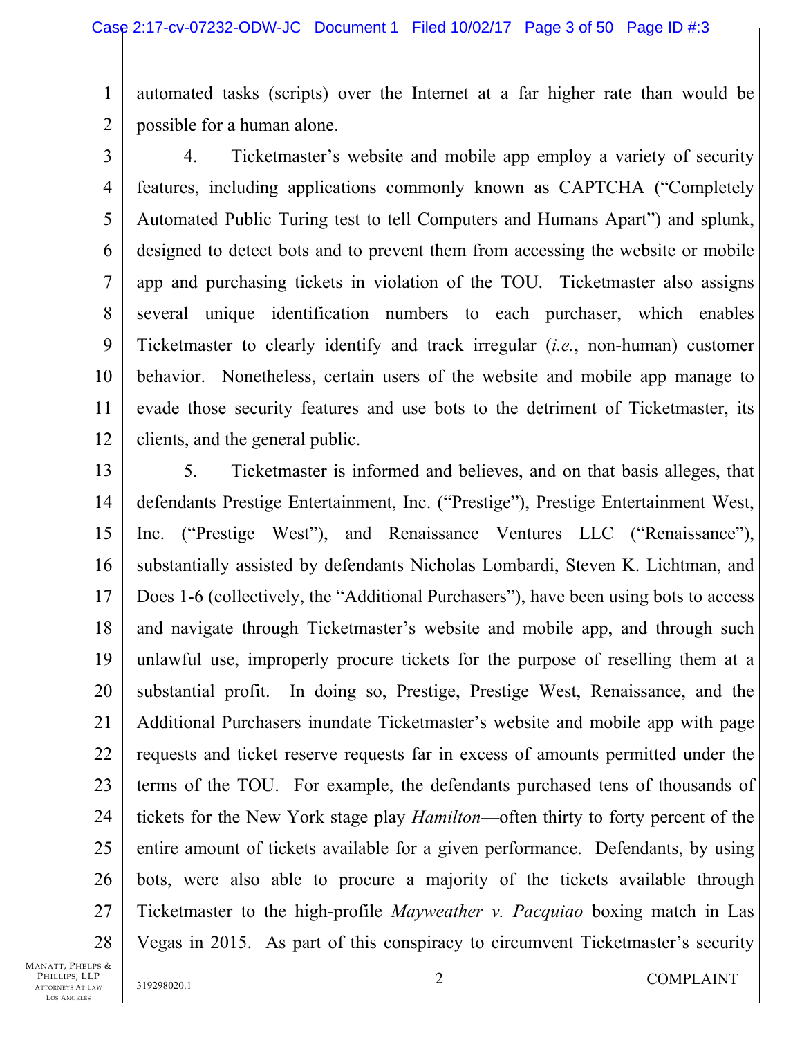automated tasks (scripts) over the Internet at a far higher rate than would be possible for a human alone.

4. Ticketmaster's website and mobile app employ a variety of security features, including applications commonly known as CAPTCHA ("Completely Automated Public Turing test to tell Computers and Humans Apart") and splunk, designed to detect bots and to prevent them from accessing the website or mobile app and purchasing tickets in violation of the TOU. Ticketmaster also assigns several unique identification numbers to each purchaser, which enables Ticketmaster to clearly identify and track irregular (*i.e.*, non-human) customer behavior. Nonetheless, certain users of the website and mobile app manage to evade those security features and use bots to the detriment of Ticketmaster, its clients, and the general public.

5. Ticketmaster is informed and believes, and on that basis alleges, that defendants Prestige Entertainment, Inc. ("Prestige"), Prestige Entertainment West, Inc. ("Prestige West"), and Renaissance Ventures LLC ("Renaissance"), substantially assisted by defendants Nicholas Lombardi, Steven K. Lichtman, and Does 1-6 (collectively, the "Additional Purchasers"), have been using bots to access and navigate through Ticketmaster's website and mobile app, and through such unlawful use, improperly procure tickets for the purpose of reselling them at a substantial profit. In doing so, Prestige, Prestige West, Renaissance, and the Additional Purchasers inundate Ticketmaster's website and mobile app with page requests and ticket reserve requests far in excess of amounts permitted under the terms of the TOU. For example, the defendants purchased tens of thousands of tickets for the New York stage play *Hamilton*—often thirty to forty percent of the entire amount of tickets available for a given performance. Defendants, by using bots, were also able to procure a majority of the tickets available through Ticketmaster to the high-profile *Mayweather v. Pacquiao* boxing match in Las Vegas in 2015. As part of this conspiracy to circumvent Ticketmaster's security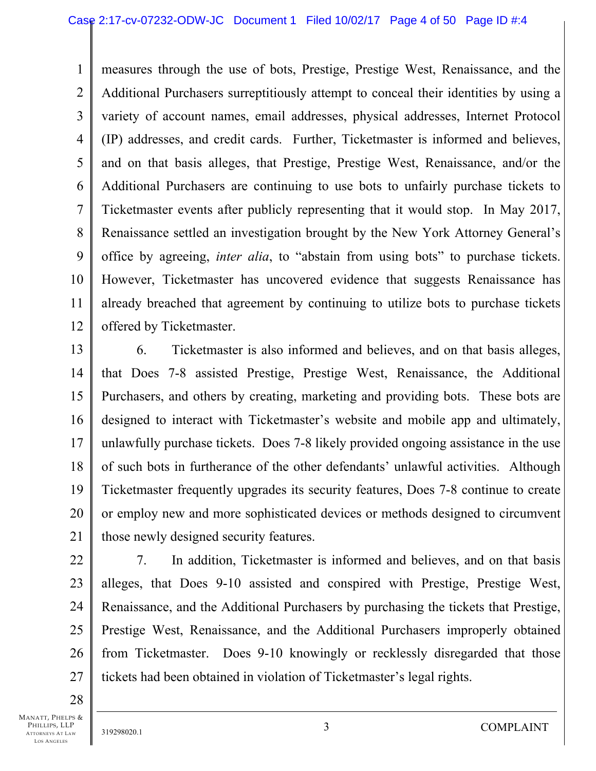measures through the use of bots, Prestige, Prestige West, Renaissance, and the Additional Purchasers surreptitiously attempt to conceal their identities by using a variety of account names, email addresses, physical addresses, Internet Protocol (IP) addresses, and credit cards. Further, Ticketmaster is informed and believes, and on that basis alleges, that Prestige, Prestige West, Renaissance, and/or the Additional Purchasers are continuing to use bots to unfairly purchase tickets to Ticketmaster events after publicly representing that it would stop. In May 2017, Renaissance settled an investigation brought by the New York Attorney General's office by agreeing, *inter alia*, to "abstain from using bots" to purchase tickets. However, Ticketmaster has uncovered evidence that suggests Renaissance has already breached that agreement by continuing to utilize bots to purchase tickets offered by Ticketmaster.

6. Ticketmaster is also informed and believes, and on that basis alleges, that Does 7-8 assisted Prestige, Prestige West, Renaissance, the Additional Purchasers, and others by creating, marketing and providing bots. These bots are designed to interact with Ticketmaster's website and mobile app and ultimately, unlawfully purchase tickets. Does 7-8 likely provided ongoing assistance in the use of such bots in furtherance of the other defendants' unlawful activities. Although Ticketmaster frequently upgrades its security features, Does 7-8 continue to create or employ new and more sophisticated devices or methods designed to circumvent those newly designed security features.

7. In addition, Ticketmaster is informed and believes, and on that basis alleges, that Does 9-10 assisted and conspired with Prestige, Prestige West, Renaissance, and the Additional Purchasers by purchasing the tickets that Prestige, Prestige West, Renaissance, and the Additional Purchasers improperly obtained from Ticketmaster. Does 9-10 knowingly or recklessly disregarded that those tickets had been obtained in violation of Ticketmaster's legal rights.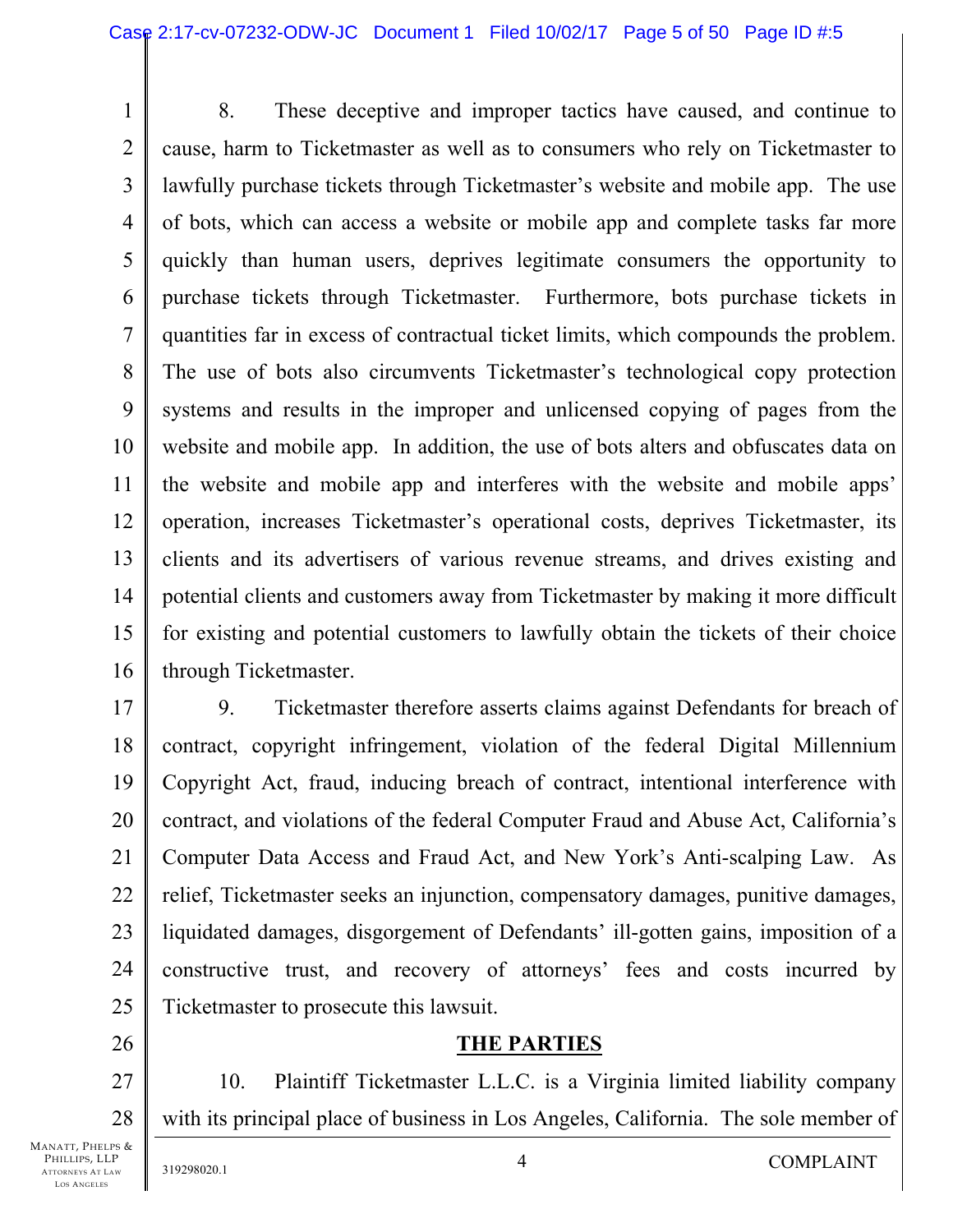8. These deceptive and improper tactics have caused, and continue to cause, harm to Ticketmaster as well as to consumers who rely on Ticketmaster to lawfully purchase tickets through Ticketmaster's website and mobile app. The use of bots, which can access a website or mobile app and complete tasks far more quickly than human users, deprives legitimate consumers the opportunity to purchase tickets through Ticketmaster. Furthermore, bots purchase tickets in quantities far in excess of contractual ticket limits, which compounds the problem. The use of bots also circumvents Ticketmaster's technological copy protection systems and results in the improper and unlicensed copying of pages from the website and mobile app. In addition, the use of bots alters and obfuscates data on the website and mobile app and interferes with the website and mobile apps' operation, increases Ticketmaster's operational costs, deprives Ticketmaster, its clients and its advertisers of various revenue streams, and drives existing and potential clients and customers away from Ticketmaster by making it more difficult for existing and potential customers to lawfully obtain the tickets of their choice through Ticketmaster.

9. Ticketmaster therefore asserts claims against Defendants for breach of contract, copyright infringement, violation of the federal Digital Millennium Copyright Act, fraud, inducing breach of contract, intentional interference with contract, and violations of the federal Computer Fraud and Abuse Act, California's Computer Data Access and Fraud Act, and New York's Anti-scalping Law. As relief, Ticketmaster seeks an injunction, compensatory damages, punitive damages, liquidated damages, disgorgement of Defendants' ill-gotten gains, imposition of a constructive trust, and recovery of attorneys' fees and costs incurred by Ticketmaster to prosecute this lawsuit.

## THE PARTIES

10. Plaintiff Ticketmaster L.L.C. is a Virginia limited liability company with its principal place of business in Los Angeles, California. The sole member of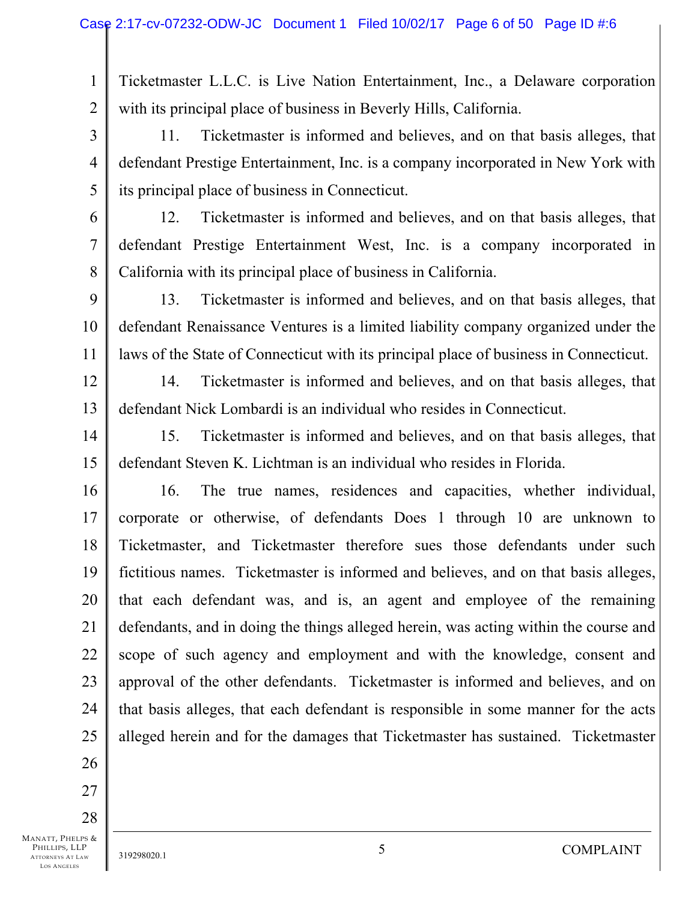Ticketmaster L.L.C. is Live Nation Entertainment, Inc., a Delaware corporation with its principal place of business in Beverly Hills, California.

11. Ticketmaster is informed and believes, and on that basis alleges, that defendant Prestige Entertainment, Inc. is a company incorporated in New York with its principal place of business in Connecticut.

12. Ticketmaster is informed and believes, and on that basis alleges, that defendant Prestige Entertainment West, Inc. is a company incorporated in California with its principal place of business in California.

13. Ticketmaster is informed and believes, and on that basis alleges, that defendant Renaissance Ventures is a limited liability company organized under the laws of the State of Connecticut with its principal place of business in Connecticut.

14. Ticketmaster is informed and believes, and on that basis alleges, that defendant Nick Lombardi is an individual who resides in Connecticut.

15. Ticketmaster is informed and believes, and on that basis alleges, that defendant Steven K. Lichtman is an individual who resides in Florida.

16. The true names, residences and capacities, whether individual, corporate or otherwise, of defendants Does 1 through 10 are unknown to Ticketmaster, and Ticketmaster therefore sues those defendants under such fictitious names. Ticketmaster is informed and believes, and on that basis alleges, that each defendant was, and is, an agent and employee of the remaining defendants, and in doing the things alleged herein, was acting within the course and scope of such agency and employment and with the knowledge, consent and approval of the other defendants. Ticketmaster is informed and believes, and on that basis alleges, that each defendant is responsible in some manner for the acts alleged herein and for the damages that Ticketmaster has sustained. Ticketmaster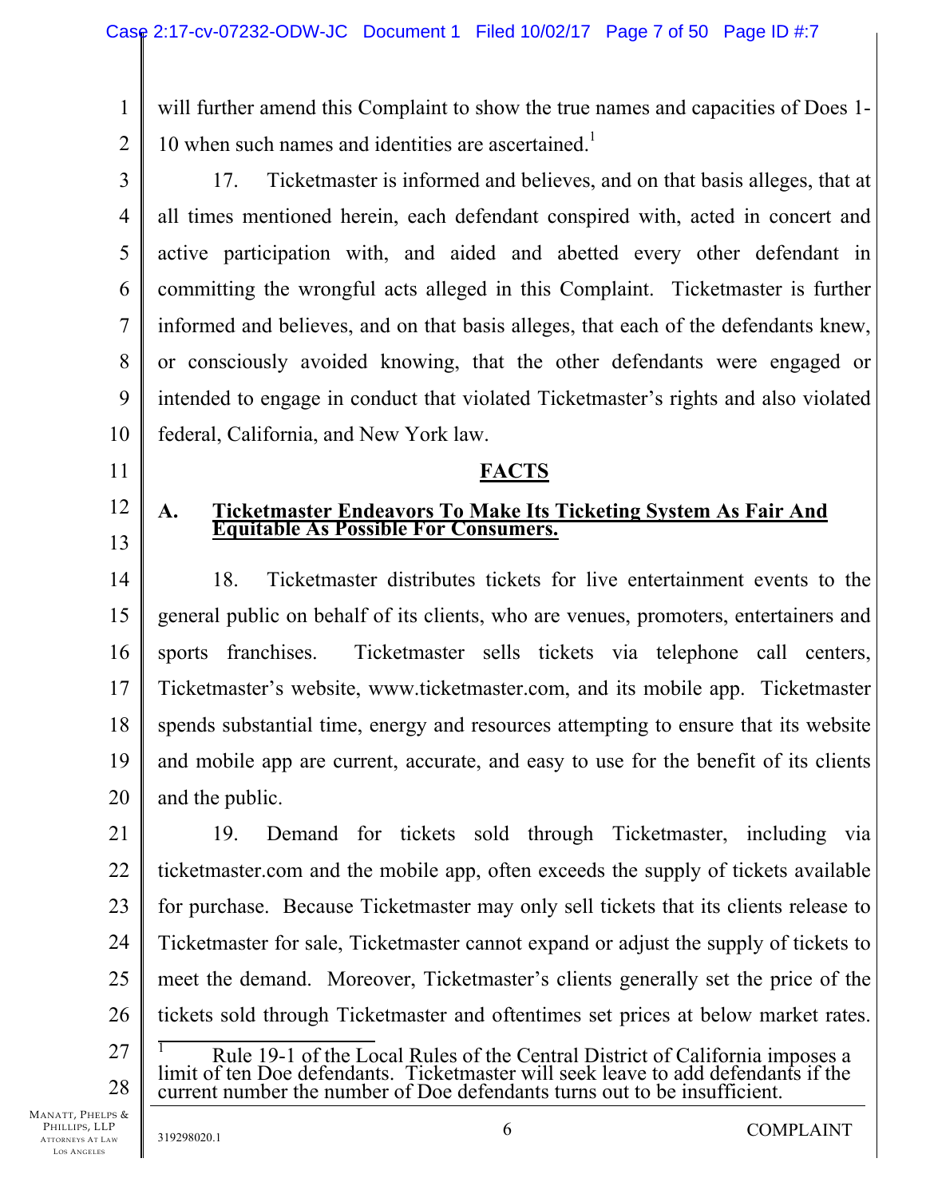will further amend this Complaint to show the true names and capacities of Does 1-10 when such names and identities are ascertained.[1]

17. Ticketmaster is informed and believes, and on that basis alleges, that at all times mentioned herein, each defendant conspired with, acted in concert and active participation with, and aided and abetted every other defendant in committing the wrongful acts alleged in this Complaint. Ticketmaster is further informed and believes, and on that basis alleges, that each of the defendants knew, or consciously avoided knowing, that the other defendants were engaged or intended to engage in conduct that violated Ticketmaster's rights and also violated federal, California, and New York law.

## FACTS

### A. Ticketmaster Endeavors To Make Its Ticketing System As Fair And Equitable As Possible For Consumers.

18. Ticketmaster distributes tickets for live entertainment events to the general public on behalf of its clients, who are venues, promoters, entertainers and sports franchises. Ticketmaster sells tickets via telephone call centers, Ticketmaster's website, www.ticketmaster.com, and its mobile app. Ticketmaster spends substantial time, energy and resources attempting to ensure that its website and mobile app are current, accurate, and easy to use for the benefit of its clients and the public.

19. Demand for tickets sold through Ticketmaster, including via ticketmaster.com and the mobile app, often exceeds the supply of tickets available for purchase. Because Ticketmaster may only sell tickets that its clients release to Ticketmaster for sale, Ticketmaster cannot expand or adjust the supply of tickets to meet the demand. Moreover, Ticketmaster's clients generally set the price of the tickets sold through Ticketmaster and oftentimes set prices at below market rates.

---

[1] Rule 19-1 of the Local Rules of the Central District of California imposes a limit of ten Doe defendants. Ticketmaster will seek leave to add defendants if the current number the number of Doe defendants turns out to be insufficient.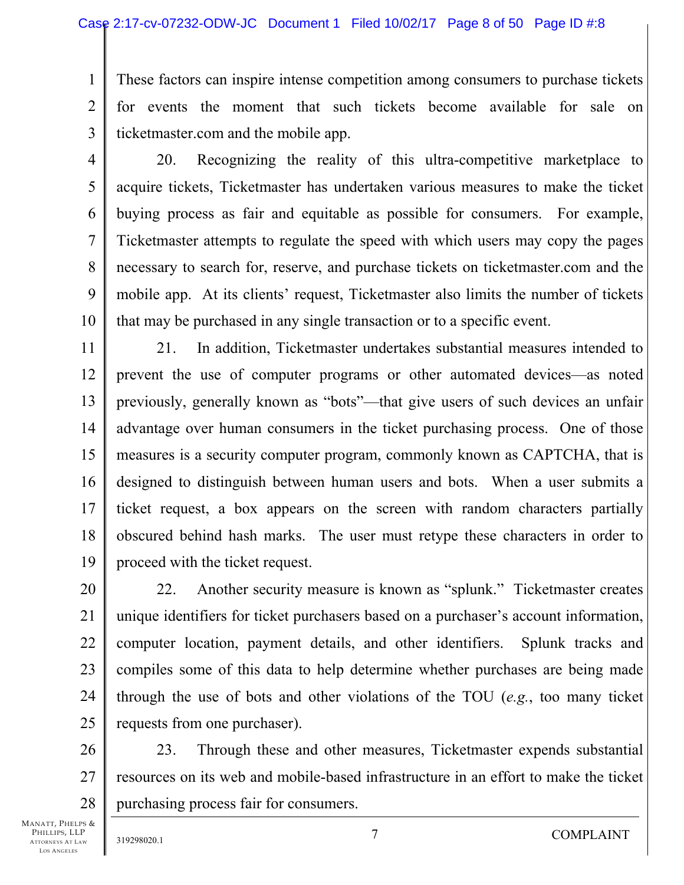These factors can inspire intense competition among consumers to purchase tickets for events the moment that such tickets become available for sale on ticketmaster.com and the mobile app.

20. Recognizing the reality of this ultra-competitive marketplace to acquire tickets, Ticketmaster has undertaken various measures to make the ticket buying process as fair and equitable as possible for consumers. For example, Ticketmaster attempts to regulate the speed with which users may copy the pages necessary to search for, reserve, and purchase tickets on ticketmaster.com and the mobile app. At its clients' request, Ticketmaster also limits the number of tickets that may be purchased in any single transaction or to a specific event.

21. In addition, Ticketmaster undertakes substantial measures intended to prevent the use of computer programs or other automated devices—as noted previously, generally known as "bots"—that give users of such devices an unfair advantage over human consumers in the ticket purchasing process. One of those measures is a security computer program, commonly known as CAPTCHA, that is designed to distinguish between human users and bots. When a user submits a ticket request, a box appears on the screen with random characters partially obscured behind hash marks. The user must retype these characters in order to proceed with the ticket request.

22. Another security measure is known as "splunk." Ticketmaster creates unique identifiers for ticket purchasers based on a purchaser's account information, computer location, payment details, and other identifiers. Splunk tracks and compiles some of this data to help determine whether purchases are being made through the use of bots and other violations of the TOU (*e.g.*, too many ticket requests from one purchaser).

23. Through these and other measures, Ticketmaster expends substantial resources on its web and mobile-based infrastructure in an effort to make the ticket purchasing process fair for consumers.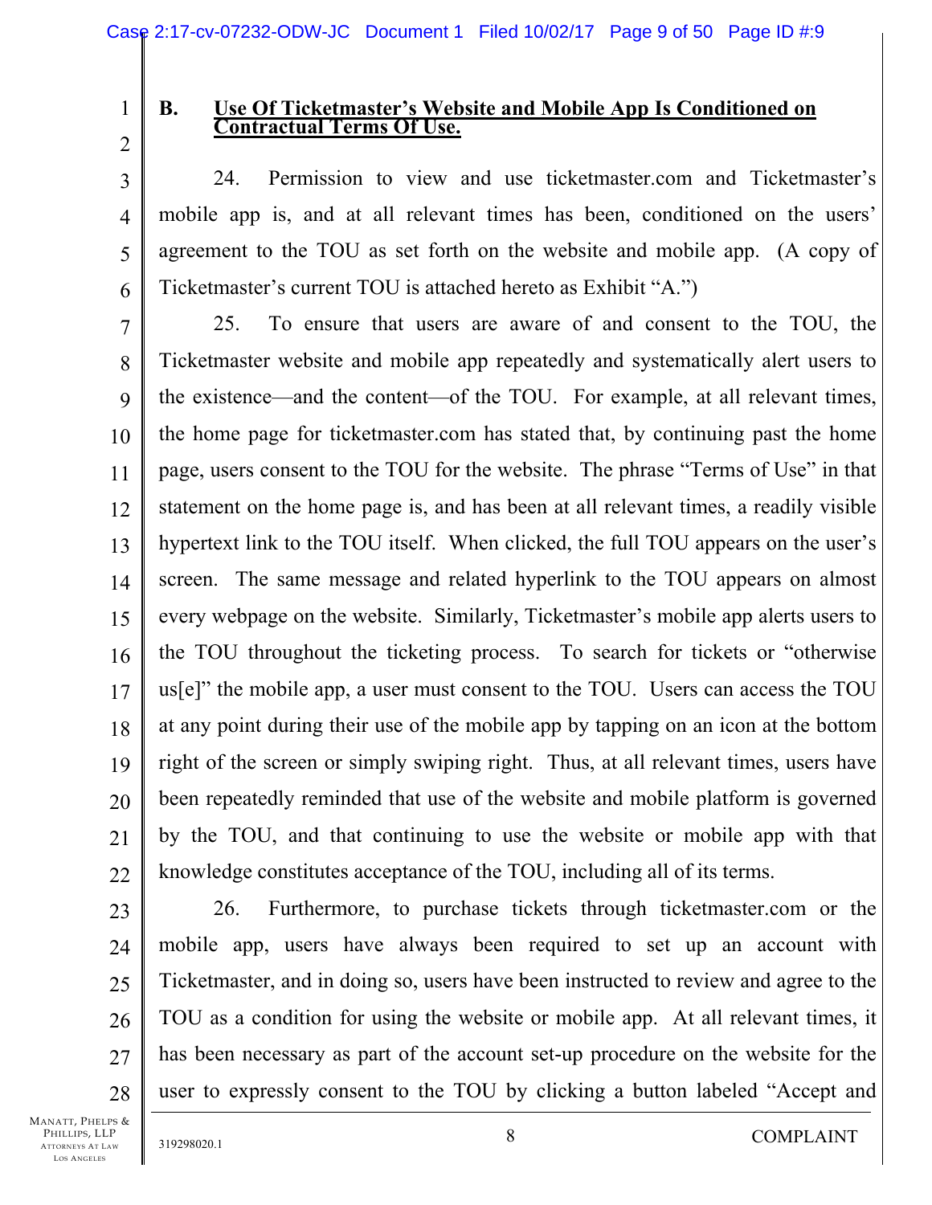### B. Use Of Ticketmaster's Website and Mobile App Is Conditioned on Contractual Terms Of Use.

24. Permission to view and use ticketmaster.com and Ticketmaster's mobile app is, and at all relevant times has been, conditioned on the users' agreement to the TOU as set forth on the website and mobile app. (A copy of Ticketmaster's current TOU is attached hereto as Exhibit "A.")

25. To ensure that users are aware of and consent to the TOU, the Ticketmaster website and mobile app repeatedly and systematically alert users to the existence—and the content—of the TOU. For example, at all relevant times, the home page for ticketmaster.com has stated that, by continuing past the home page, users consent to the TOU for the website. The phrase "Terms of Use" in that statement on the home page is, and has been at all relevant times, a readily visible hypertext link to the TOU itself. When clicked, the full TOU appears on the user's screen. The same message and related hyperlink to the TOU appears on almost every webpage on the website. Similarly, Ticketmaster's mobile app alerts users to the TOU throughout the ticketing process. To search for tickets or "otherwise us[e]" the mobile app, a user must consent to the TOU. Users can access the TOU at any point during their use of the mobile app by tapping on an icon at the bottom right of the screen or simply swiping right. Thus, at all relevant times, users have been repeatedly reminded that use of the website and mobile platform is governed by the TOU, and that continuing to use the website or mobile app with that knowledge constitutes acceptance of the TOU, including all of its terms.

26. Furthermore, to purchase tickets through ticketmaster.com or the mobile app, users have always been required to set up an account with Ticketmaster, and in doing so, users have been instructed to review and agree to the TOU as a condition for using the website or mobile app. At all relevant times, it has been necessary as part of the account set-up procedure on the website for the user to expressly consent to the TOU by clicking a button labeled "Accept and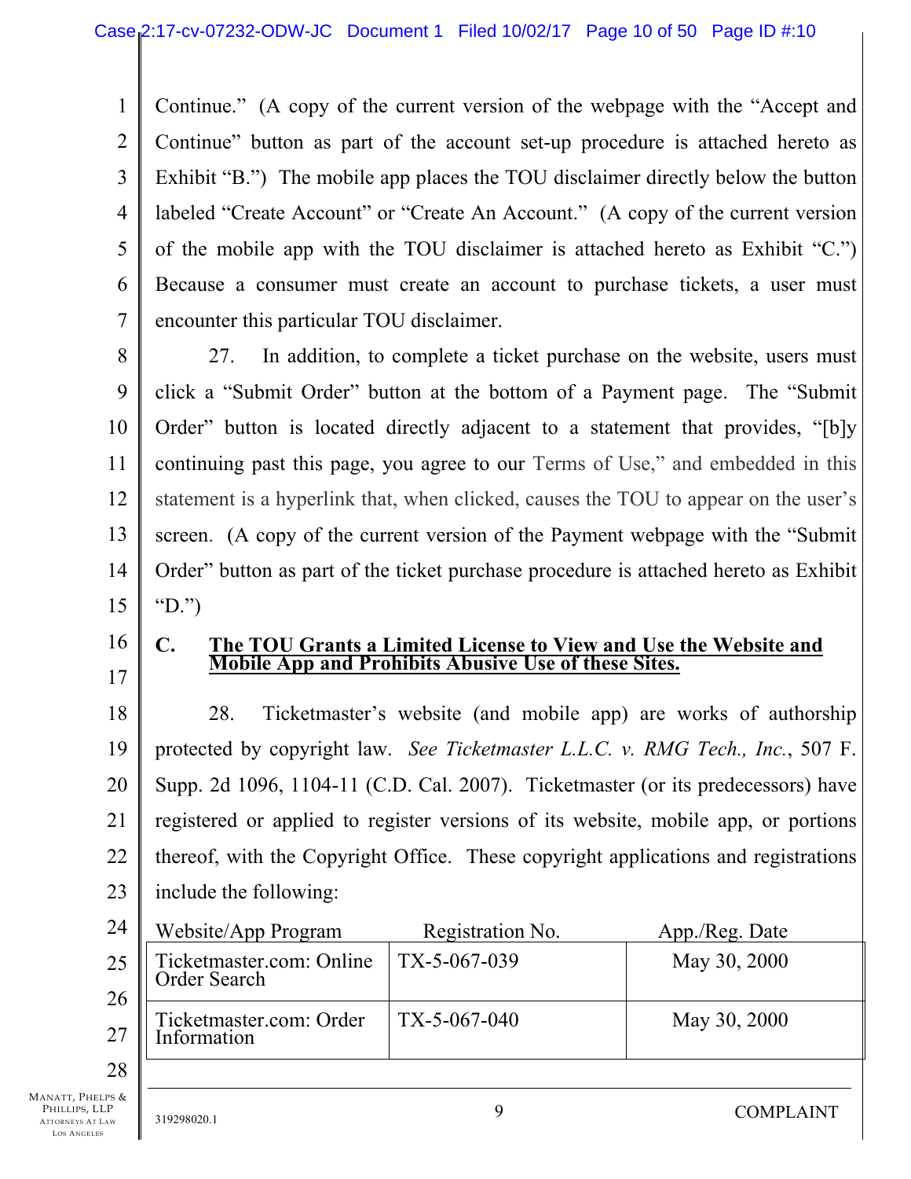Continue." (A copy of the current version of the webpage with the "Accept and Continue" button as part of the account set-up procedure is attached hereto as Exhibit "B.") The mobile app places the TOU disclaimer directly below the button labeled "Create Account" or "Create An Account." (A copy of the current version of the mobile app with the TOU disclaimer is attached hereto as Exhibit "C.") Because a consumer must create an account to purchase tickets, a user must encounter this particular TOU disclaimer.

27. In addition, to complete a ticket purchase on the website, users must click a "Submit Order" button at the bottom of a Payment page. The "Submit Order" button is located directly adjacent to a statement that provides, "[b]y continuing past this page, you agree to our Terms of Use," and embedded in this statement is a hyperlink that, when clicked, causes the TOU to appear on the user's screen. (A copy of the current version of the Payment webpage with the "Submit Order" button as part of the ticket purchase procedure is attached hereto as Exhibit "D.")

### C. The TOU Grants a Limited License to View and Use the Website and Mobile App and Prohibits Abusive Use of these Sites.

28. Ticketmaster's website (and mobile app) are works of authorship protected by copyright law. *See Ticketmaster L.L.C. v. RMG Tech., Inc.*, 507 F. Supp. 2d 1096, 1104-11 (C.D. Cal. 2007). Ticketmaster (or its predecessors) have registered or applied to register versions of its website, mobile app, or portions thereof, with the Copyright Office. These copyright applications and registrations include the following:

| Website/App Program | Registration No. | App./Reg. Date |
|---|---|---|
| Ticketmaster.com: Online Order Search | TX-5-067-039 | May 30, 2000 |
| Ticketmaster.com: Order Information | TX-5-067-040 | May 30, 2000 |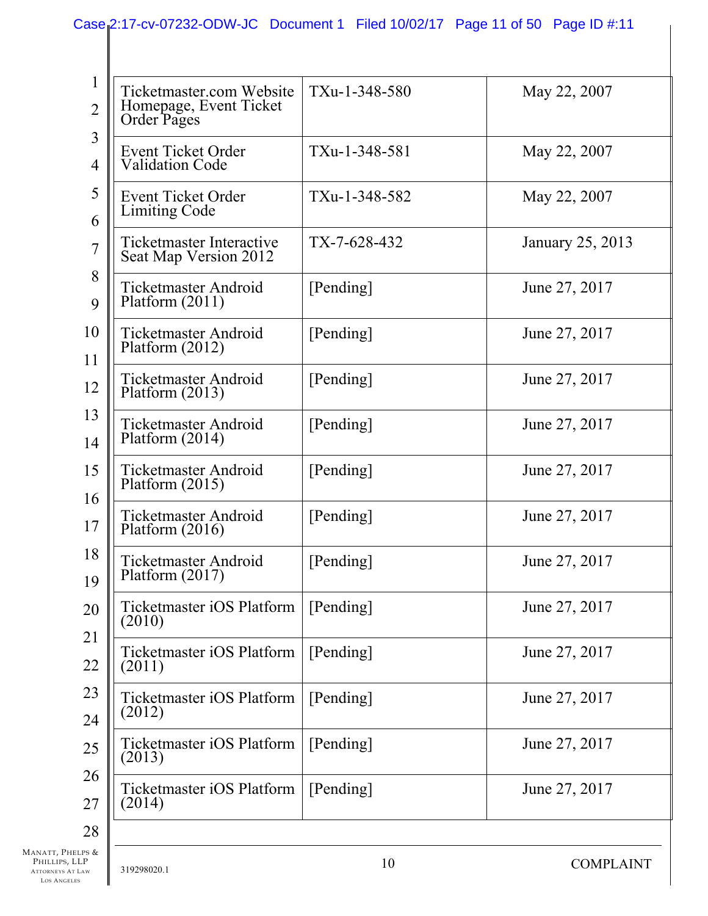| | | |
|---|---|---|
| Ticketmaster.com Website Homepage, Event Ticket Order Pages | TXu-1-348-580 | May 22, 2007 |
| Event Ticket Order Validation Code | TXu-1-348-581 | May 22, 2007 |
| Event Ticket Order Limiting Code | TXu-1-348-582 | May 22, 2007 |
| Ticketmaster Interactive Seat Map Version 2012 | TX-7-628-432 | January 25, 2013 |
| Ticketmaster Android Platform (2011) | [Pending] | June 27, 2017 |
| Ticketmaster Android Platform (2012) | [Pending] | June 27, 2017 |
| Ticketmaster Android Platform (2013) | [Pending] | June 27, 2017 |
| Ticketmaster Android Platform (2014) | [Pending] | June 27, 2017 |
| Ticketmaster Android Platform (2015) | [Pending] | June 27, 2017 |
| Ticketmaster Android Platform (2016) | [Pending] | June 27, 2017 |
| Ticketmaster Android Platform (2017) | [Pending] | June 27, 2017 |
| Ticketmaster iOS Platform (2010) | [Pending] | June 27, 2017 |
| Ticketmaster iOS Platform (2011) | [Pending] | June 27, 2017 |
| Ticketmaster iOS Platform (2012) | [Pending] | June 27, 2017 |
| Ticketmaster iOS Platform (2013) | [Pending] | June 27, 2017 |
| Ticketmaster iOS Platform (2014) | [Pending] | June 27, 2017 |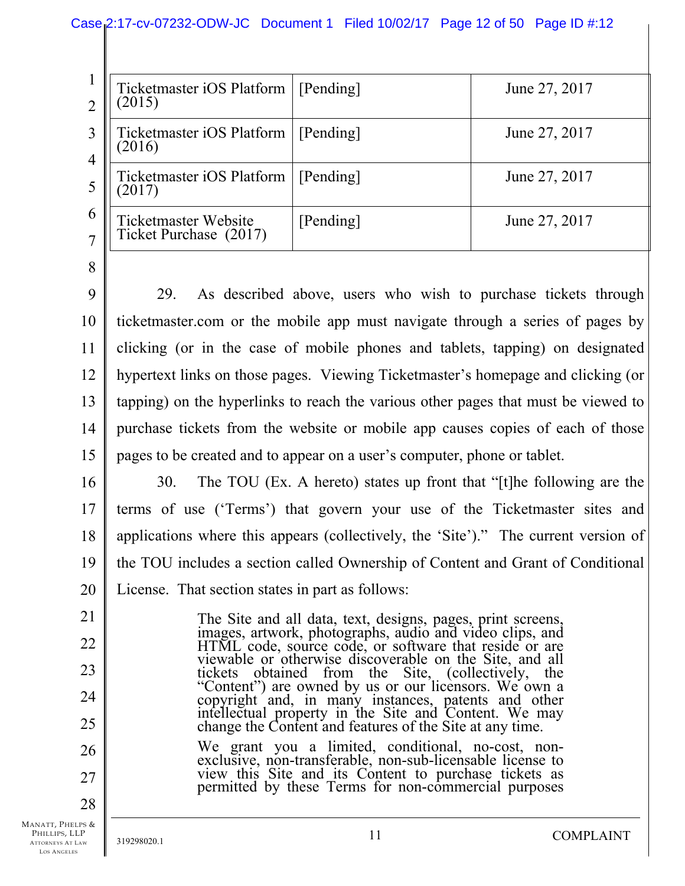| | | |
|---|---|---|
| Ticketmaster iOS Platform (2015) | [Pending] | June 27, 2017 |
| Ticketmaster iOS Platform (2016) | [Pending] | June 27, 2017 |
| Ticketmaster iOS Platform (2017) | [Pending] | June 27, 2017 |
| Ticketmaster Website Ticket Purchase (2017) | [Pending] | June 27, 2017 |

29. As described above, users who wish to purchase tickets through ticketmaster.com or the mobile app must navigate through a series of pages by clicking (or in the case of mobile phones and tablets, tapping) on designated hypertext links on those pages. Viewing Ticketmaster's homepage and clicking (or tapping) on the hyperlinks to reach the various other pages that must be viewed to purchase tickets from the website or mobile app causes copies of each of those pages to be created and to appear on a user's computer, phone or tablet.

30. The TOU (Ex. A hereto) states up front that "[t]he following are the terms of use ('Terms') that govern your use of the Ticketmaster sites and applications where this appears (collectively, the 'Site')." The current version of the TOU includes a section called Ownership of Content and Grant of Conditional License. That section states in part as follows:

> The Site and all data, text, designs, pages, print screens, images, artwork, photographs, audio and video clips, and HTML code, source code, or software that reside or are viewable or otherwise discoverable on the Site, and all tickets obtained from the Site, (collectively, the "Content") are owned by us or our licensors. We own a copyright and, in many instances, patents and other intellectual property in the Site and Content. We may change the Content and features of the Site at any time.
>
> We grant you a limited, conditional, no-cost, non-exclusive, non-transferable, non-sub-licensable license to view this Site and its Content to purchase tickets as permitted by these Terms for non-commercial purposes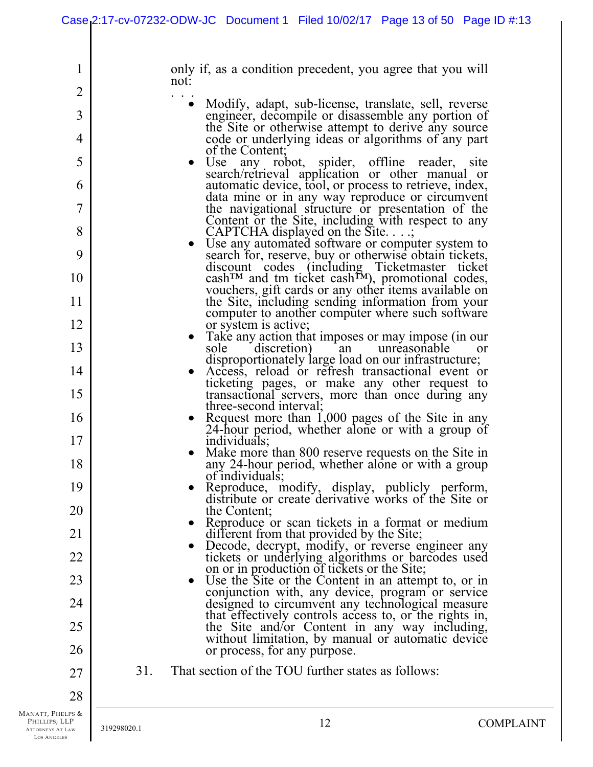> only if, as a condition precedent, you agree that you will not:
>
> . . .
>
> - Modify, adapt, sub-license, translate, sell, reverse engineer, decompile or disassemble any portion of the Site or otherwise attempt to derive any source code or underlying ideas or algorithms of any part of the Content;
> - Use any robot, spider, offline reader, site search/retrieval application or other manual or automatic device, tool, or process to retrieve, index, data mine or in any way reproduce or circumvent the navigational structure or presentation of the Content or the Site, including with respect to any CAPTCHA displayed on the Site. . . .;
> - Use any automated software or computer system to search for, reserve, buy or otherwise obtain tickets, discount codes (including Ticketmaster ticket cash™ and tm ticket cash™), promotional codes, vouchers, gift cards or any other items available on the Site, including sending information from your computer to another computer where such software or system is active;
> - Take any action that imposes or may impose (in our sole discretion) an unreasonable or disproportionately large load on our infrastructure;
> - Access, reload or refresh transactional event or ticketing pages, or make any other request to transactional servers, more than once during any three-second interval;
> - Request more than 1,000 pages of the Site in any 24-hour period, whether alone or with a group of individuals;
> - Make more than 800 reserve requests on the Site in any 24-hour period, whether alone or with a group of individuals;
> - Reproduce, modify, display, publicly perform, distribute or create derivative works of the Site or the Content;
> - Reproduce or scan tickets in a format or medium different from that provided by the Site;
> - Decode, decrypt, modify, or reverse engineer any tickets or underlying algorithms or barcodes used on or in production of tickets or the Site;
> - Use the Site or the Content in an attempt to, or in conjunction with, any device, program or service designed to circumvent any technological measure that effectively controls access to, or the rights in, the Site and/or Content in any way including, without limitation, by manual or automatic device or process, for any purpose.

31. That section of the TOU further states as follows: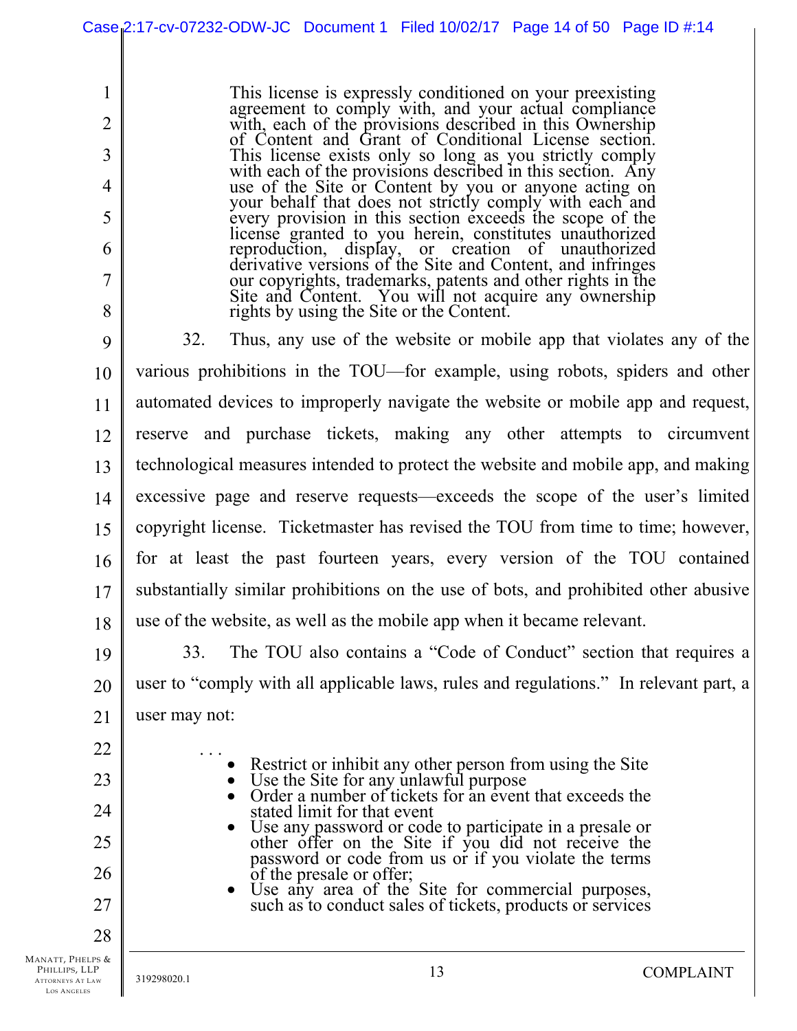> This license is expressly conditioned on your preexisting agreement to comply with, and your actual compliance with, each of the provisions described in this Ownership of Content and Grant of Conditional License section. This license exists only so long as you strictly comply with each of the provisions described in this section. Any use of the Site or Content by you or anyone acting on your behalf that does not strictly comply with each and every provision in this section exceeds the scope of the license granted to you herein, constitutes unauthorized reproduction, display, or creation of unauthorized derivative versions of the Site and Content, and infringes our copyrights, trademarks, patents and other rights in the Site and Content. You will not acquire any ownership rights by using the Site or the Content.

32. Thus, any use of the website or mobile app that violates any of the various prohibitions in the TOU—for example, using robots, spiders and other automated devices to improperly navigate the website or mobile app and request, reserve and purchase tickets, making any other attempts to circumvent technological measures intended to protect the website and mobile app, and making excessive page and reserve requests—exceeds the scope of the user's limited copyright license. Ticketmaster has revised the TOU from time to time; however, for at least the past fourteen years, every version of the TOU contained substantially similar prohibitions on the use of bots, and prohibited other abusive use of the website, as well as the mobile app when it became relevant.

33. The TOU also contains a "Code of Conduct" section that requires a user to "comply with all applicable laws, rules and regulations." In relevant part, a user may not:

> . . .
> - Restrict or inhibit any other person from using the Site
> - Use the Site for any unlawful purpose
> - Order a number of tickets for an event that exceeds the stated limit for that event
> - Use any password or code to participate in a presale or other offer on the Site if you did not receive the password or code from us or if you violate the terms of the presale or offer;
> - Use any area of the Site for commercial purposes, such as to conduct sales of tickets, products or services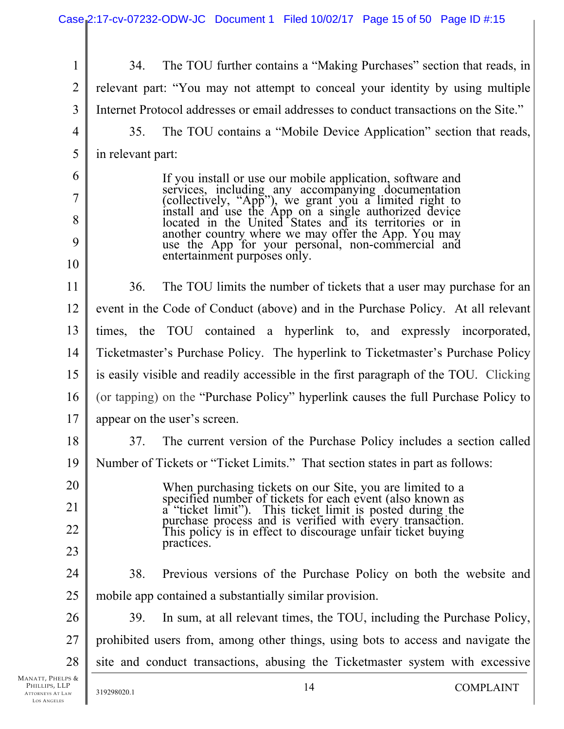34. The TOU further contains a "Making Purchases" section that reads, in relevant part: "You may not attempt to conceal your identity by using multiple Internet Protocol addresses or email addresses to conduct transactions on the Site."

35. The TOU contains a "Mobile Device Application" section that reads, in relevant part:

> If you install or use our mobile application, software and services, including any accompanying documentation (collectively, "App"), we grant you a limited right to install and use the App on a single authorized device located in the United States and its territories or in another country where we may offer the App. You may use the App for your personal, non-commercial and entertainment purposes only.

36. The TOU limits the number of tickets that a user may purchase for an event in the Code of Conduct (above) and in the Purchase Policy. At all relevant times, the TOU contained a hyperlink to, and expressly incorporated, Ticketmaster's Purchase Policy. The hyperlink to Ticketmaster's Purchase Policy is easily visible and readily accessible in the first paragraph of the TOU. Clicking (or tapping) on the "Purchase Policy" hyperlink causes the full Purchase Policy to appear on the user's screen.

37. The current version of the Purchase Policy includes a section called Number of Tickets or "Ticket Limits." That section states in part as follows:

> When purchasing tickets on our Site, you are limited to a specified number of tickets for each event (also known as a "ticket limit"). This ticket limit is posted during the purchase process and is verified with every transaction. This policy is in effect to discourage unfair ticket buying practices.

38. Previous versions of the Purchase Policy on both the website and mobile app contained a substantially similar provision.

39. In sum, at all relevant times, the TOU, including the Purchase Policy, prohibited users from, among other things, using bots to access and navigate the site and conduct transactions, abusing the Ticketmaster system with excessive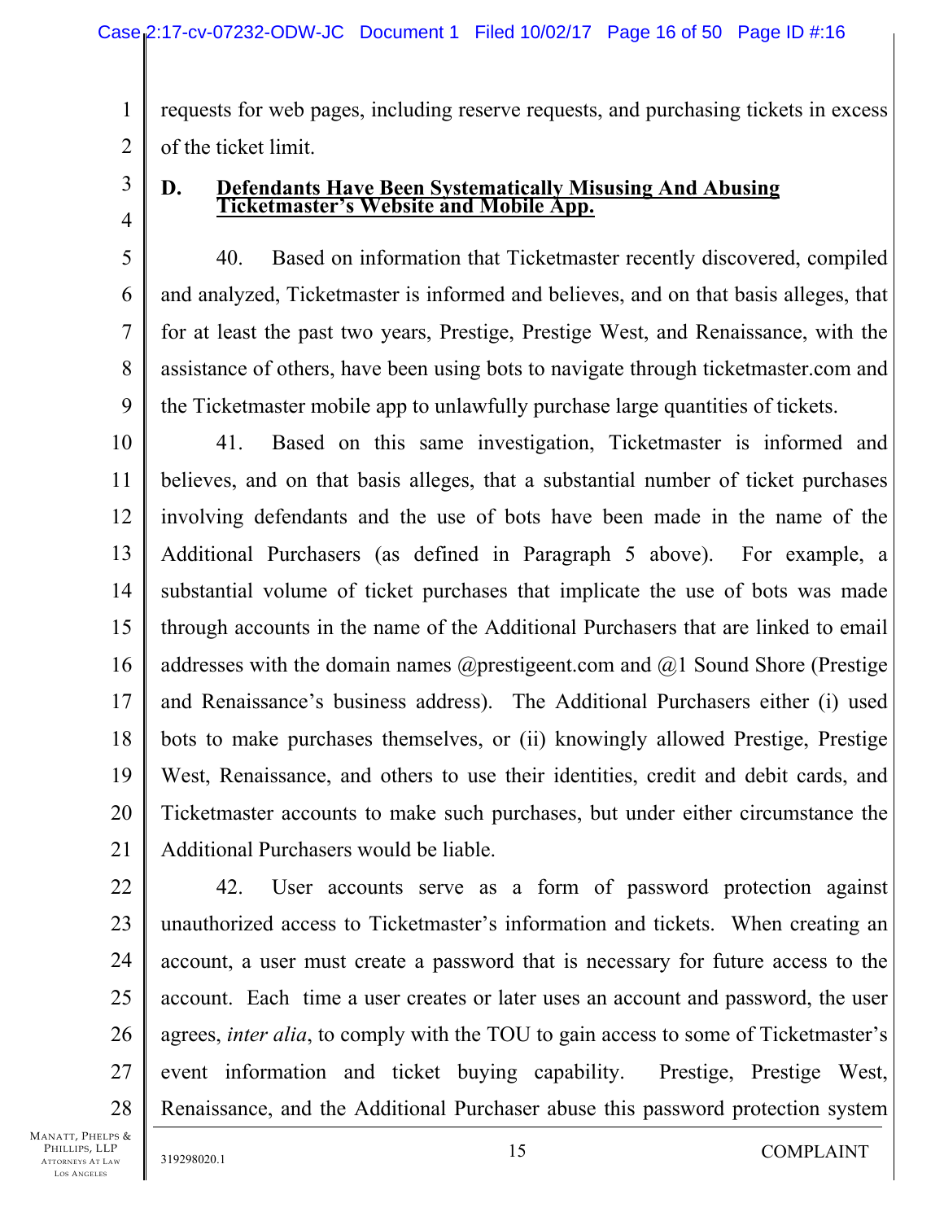requests for web pages, including reserve requests, and purchasing tickets in excess of the ticket limit.

### D. <u>Defendants Have Been Systematically Misusing And Abusing Ticketmaster's Website and Mobile App.</u>

40. Based on information that Ticketmaster recently discovered, compiled and analyzed, Ticketmaster is informed and believes, and on that basis alleges, that for at least the past two years, Prestige, Prestige West, and Renaissance, with the assistance of others, have been using bots to navigate through ticketmaster.com and the Ticketmaster mobile app to unlawfully purchase large quantities of tickets.

41. Based on this same investigation, Ticketmaster is informed and believes, and on that basis alleges, that a substantial number of ticket purchases involving defendants and the use of bots have been made in the name of the Additional Purchasers (as defined in Paragraph 5 above). For example, a substantial volume of ticket purchases that implicate the use of bots was made through accounts in the name of the Additional Purchasers that are linked to email addresses with the domain names @prestigeent.com and @1 Sound Shore (Prestige and Renaissance's business address). The Additional Purchasers either (i) used bots to make purchases themselves, or (ii) knowingly allowed Prestige, Prestige West, Renaissance, and others to use their identities, credit and debit cards, and Ticketmaster accounts to make such purchases, but under either circumstance the Additional Purchasers would be liable.

42. User accounts serve as a form of password protection against unauthorized access to Ticketmaster's information and tickets. When creating an account, a user must create a password that is necessary for future access to the account. Each time a user creates or later uses an account and password, the user agrees, *inter alia*, to comply with the TOU to gain access to some of Ticketmaster's event information and ticket buying capability. Prestige, Prestige West, Renaissance, and the Additional Purchaser abuse this password protection system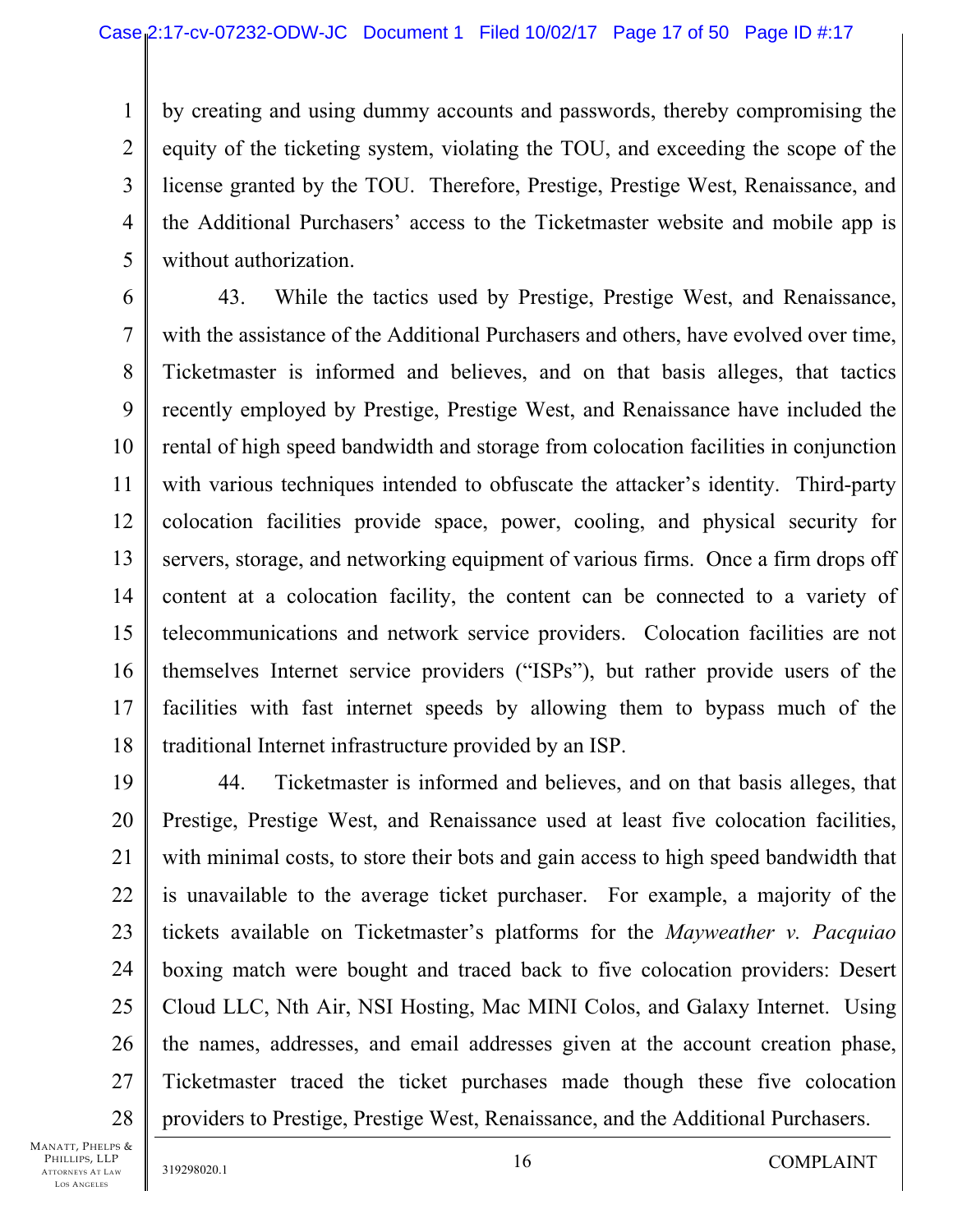by creating and using dummy accounts and passwords, thereby compromising the equity of the ticketing system, violating the TOU, and exceeding the scope of the license granted by the TOU. Therefore, Prestige, Prestige West, Renaissance, and the Additional Purchasers' access to the Ticketmaster website and mobile app is without authorization.

43. While the tactics used by Prestige, Prestige West, and Renaissance, with the assistance of the Additional Purchasers and others, have evolved over time, Ticketmaster is informed and believes, and on that basis alleges, that tactics recently employed by Prestige, Prestige West, and Renaissance have included the rental of high speed bandwidth and storage from colocation facilities in conjunction with various techniques intended to obfuscate the attacker's identity. Third-party colocation facilities provide space, power, cooling, and physical security for servers, storage, and networking equipment of various firms. Once a firm drops off content at a colocation facility, the content can be connected to a variety of telecommunications and network service providers. Colocation facilities are not themselves Internet service providers ("ISPs"), but rather provide users of the facilities with fast internet speeds by allowing them to bypass much of the traditional Internet infrastructure provided by an ISP.

44. Ticketmaster is informed and believes, and on that basis alleges, that Prestige, Prestige West, and Renaissance used at least five colocation facilities, with minimal costs, to store their bots and gain access to high speed bandwidth that is unavailable to the average ticket purchaser. For example, a majority of the tickets available on Ticketmaster's platforms for the *Mayweather v. Pacquiao* boxing match were bought and traced back to five colocation providers: Desert Cloud LLC, Nth Air, NSI Hosting, Mac MINI Colos, and Galaxy Internet. Using the names, addresses, and email addresses given at the account creation phase, Ticketmaster traced the ticket purchases made though these five colocation providers to Prestige, Prestige West, Renaissance, and the Additional Purchasers.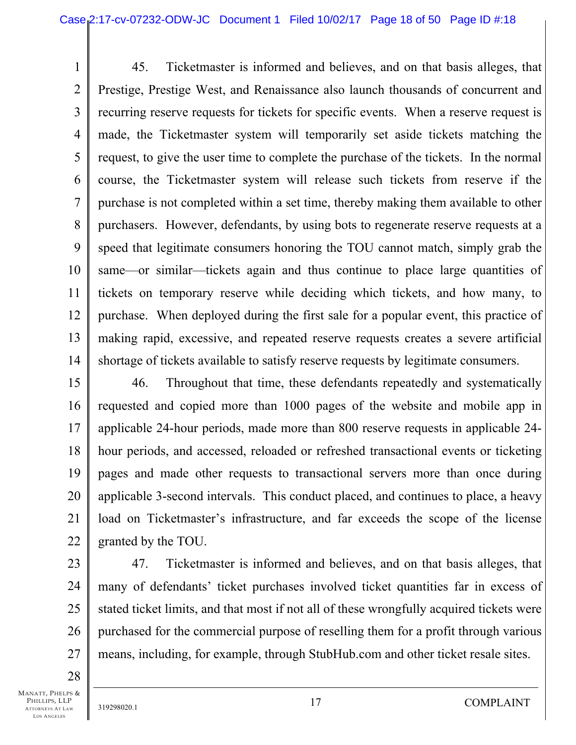45. Ticketmaster is informed and believes, and on that basis alleges, that Prestige, Prestige West, and Renaissance also launch thousands of concurrent and recurring reserve requests for tickets for specific events. When a reserve request is made, the Ticketmaster system will temporarily set aside tickets matching the request, to give the user time to complete the purchase of the tickets. In the normal course, the Ticketmaster system will release such tickets from reserve if the purchase is not completed within a set time, thereby making them available to other purchasers. However, defendants, by using bots to regenerate reserve requests at a speed that legitimate consumers honoring the TOU cannot match, simply grab the same—or similar—tickets again and thus continue to place large quantities of tickets on temporary reserve while deciding which tickets, and how many, to purchase. When deployed during the first sale for a popular event, this practice of making rapid, excessive, and repeated reserve requests creates a severe artificial shortage of tickets available to satisfy reserve requests by legitimate consumers.

46. Throughout that time, these defendants repeatedly and systematically requested and copied more than 1000 pages of the website and mobile app in applicable 24-hour periods, made more than 800 reserve requests in applicable 24-hour periods, and accessed, reloaded or refreshed transactional events or ticketing pages and made other requests to transactional servers more than once during applicable 3-second intervals. This conduct placed, and continues to place, a heavy load on Ticketmaster's infrastructure, and far exceeds the scope of the license granted by the TOU.

47. Ticketmaster is informed and believes, and on that basis alleges, that many of defendants' ticket purchases involved ticket quantities far in excess of stated ticket limits, and that most if not all of these wrongfully acquired tickets were purchased for the commercial purpose of reselling them for a profit through various means, including, for example, through StubHub.com and other ticket resale sites.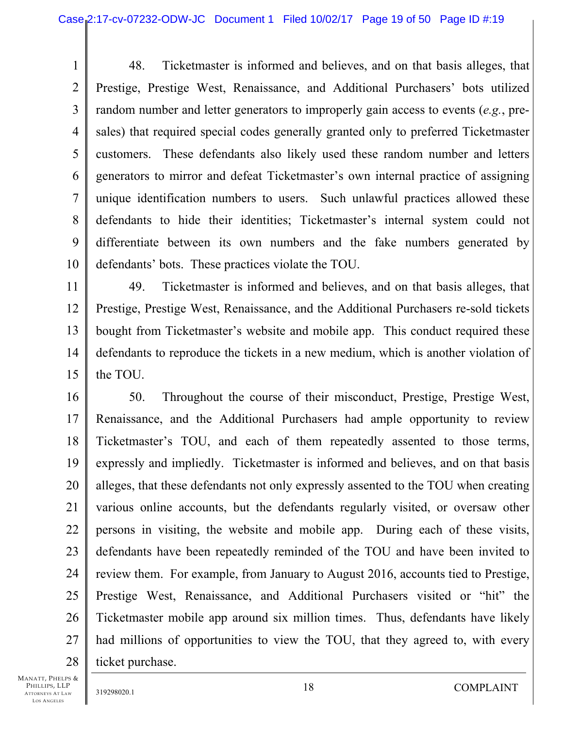48. Ticketmaster is informed and believes, and on that basis alleges, that Prestige, Prestige West, Renaissance, and Additional Purchasers' bots utilized random number and letter generators to improperly gain access to events (*e.g.*, pre-sales) that required special codes generally granted only to preferred Ticketmaster customers. These defendants also likely used these random number and letters generators to mirror and defeat Ticketmaster's own internal practice of assigning unique identification numbers to users. Such unlawful practices allowed these defendants to hide their identities; Ticketmaster's internal system could not differentiate between its own numbers and the fake numbers generated by defendants' bots. These practices violate the TOU.

49. Ticketmaster is informed and believes, and on that basis alleges, that Prestige, Prestige West, Renaissance, and the Additional Purchasers re-sold tickets bought from Ticketmaster's website and mobile app. This conduct required these defendants to reproduce the tickets in a new medium, which is another violation of the TOU.

50. Throughout the course of their misconduct, Prestige, Prestige West, Renaissance, and the Additional Purchasers had ample opportunity to review Ticketmaster's TOU, and each of them repeatedly assented to those terms, expressly and impliedly. Ticketmaster is informed and believes, and on that basis alleges, that these defendants not only expressly assented to the TOU when creating various online accounts, but the defendants regularly visited, or oversaw other persons in visiting, the website and mobile app. During each of these visits, defendants have been repeatedly reminded of the TOU and have been invited to review them. For example, from January to August 2016, accounts tied to Prestige, Prestige West, Renaissance, and Additional Purchasers visited or "hit" the Ticketmaster mobile app around six million times. Thus, defendants have likely had millions of opportunities to view the TOU, that they agreed to, with every ticket purchase.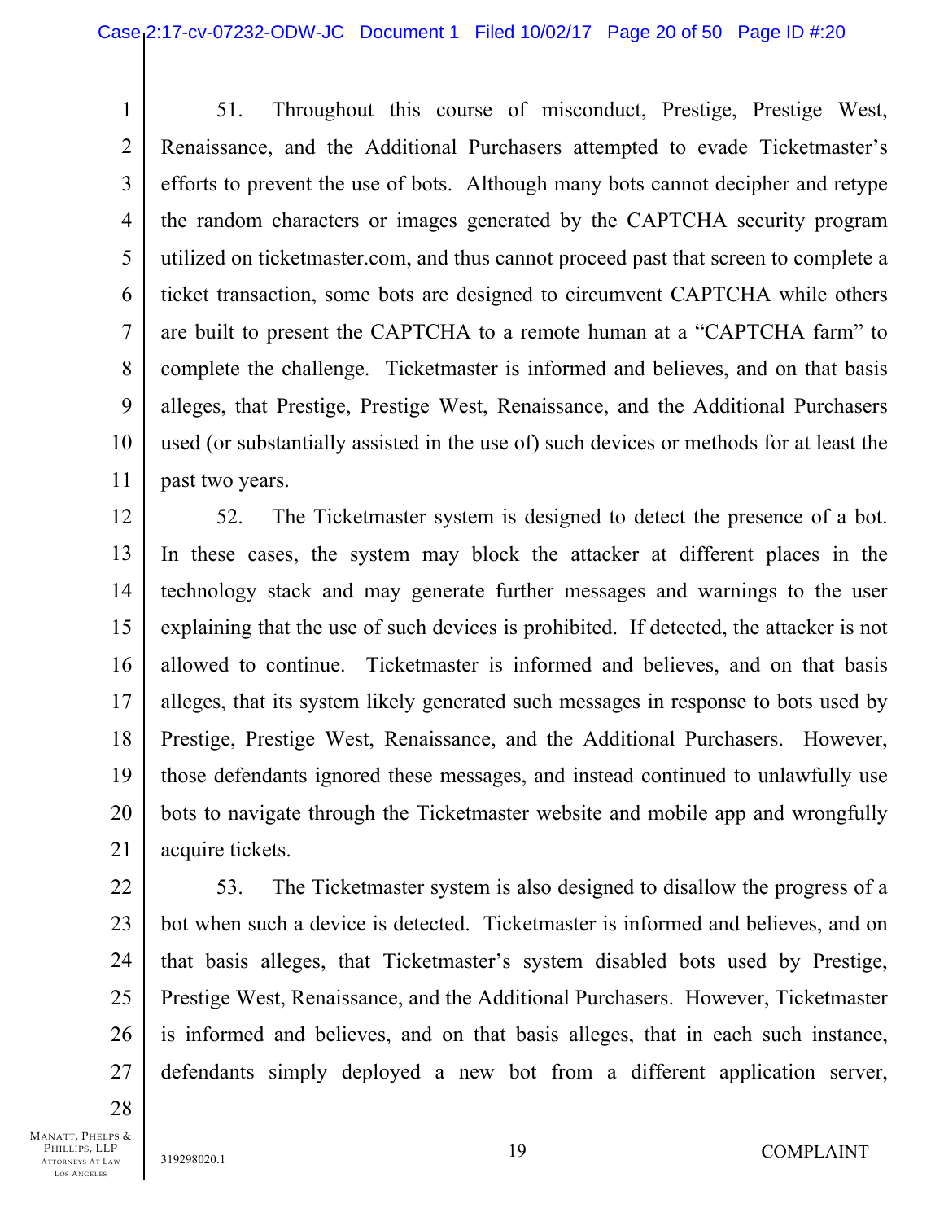51. Throughout this course of misconduct, Prestige, Prestige West, Renaissance, and the Additional Purchasers attempted to evade Ticketmaster's efforts to prevent the use of bots. Although many bots cannot decipher and retype the random characters or images generated by the CAPTCHA security program utilized on ticketmaster.com, and thus cannot proceed past that screen to complete a ticket transaction, some bots are designed to circumvent CAPTCHA while others are built to present the CAPTCHA to a remote human at a "CAPTCHA farm" to complete the challenge. Ticketmaster is informed and believes, and on that basis alleges, that Prestige, Prestige West, Renaissance, and the Additional Purchasers used (or substantially assisted in the use of) such devices or methods for at least the past two years.

52. The Ticketmaster system is designed to detect the presence of a bot. In these cases, the system may block the attacker at different places in the technology stack and may generate further messages and warnings to the user explaining that the use of such devices is prohibited. If detected, the attacker is not allowed to continue. Ticketmaster is informed and believes, and on that basis alleges, that its system likely generated such messages in response to bots used by Prestige, Prestige West, Renaissance, and the Additional Purchasers. However, those defendants ignored these messages, and instead continued to unlawfully use bots to navigate through the Ticketmaster website and mobile app and wrongfully acquire tickets.

53. The Ticketmaster system is also designed to disallow the progress of a bot when such a device is detected. Ticketmaster is informed and believes, and on that basis alleges, that Ticketmaster's system disabled bots used by Prestige, Prestige West, Renaissance, and the Additional Purchasers. However, Ticketmaster is informed and believes, and on that basis alleges, that in each such instance, defendants simply deployed a new bot from a different application server,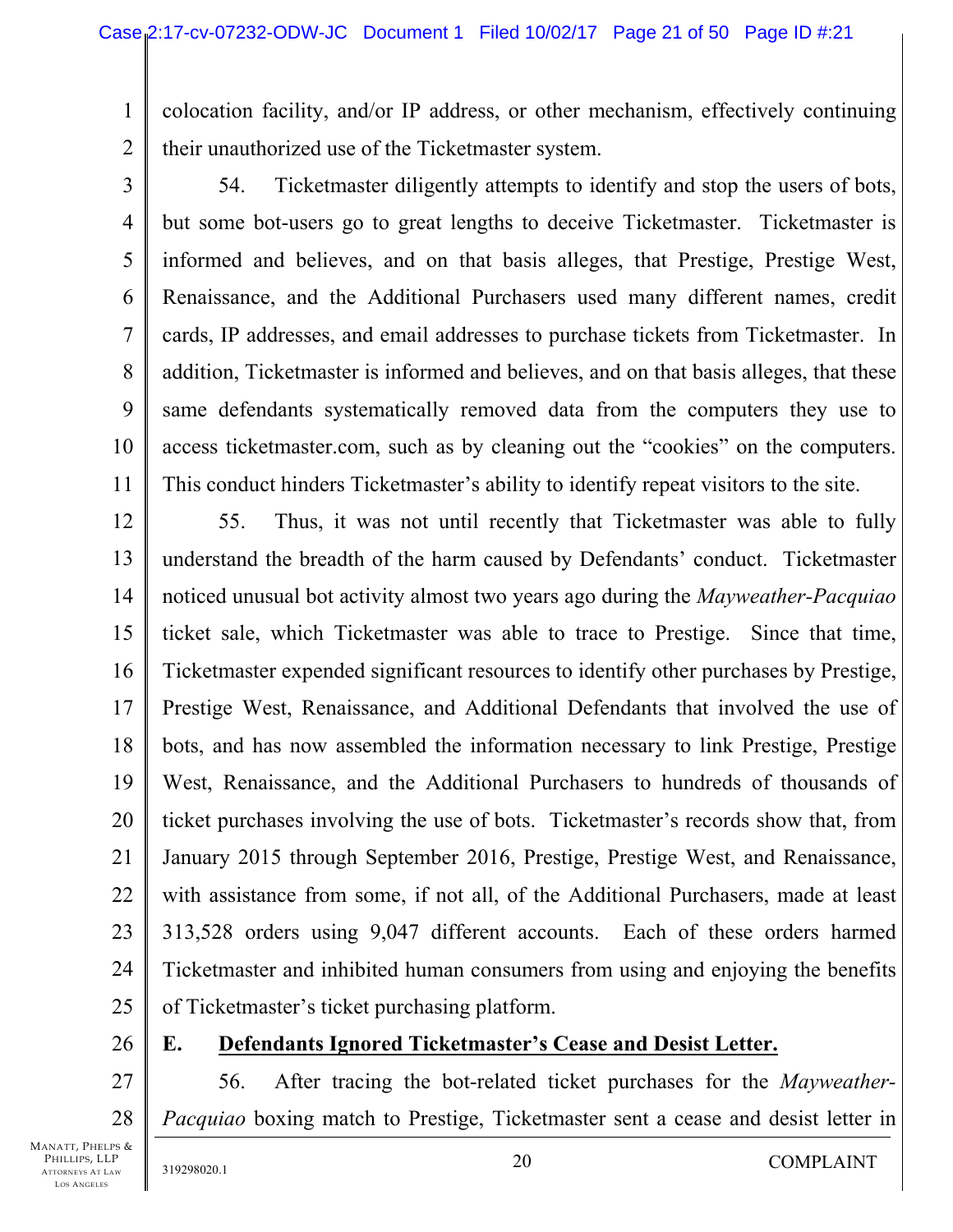colocation facility, and/or IP address, or other mechanism, effectively continuing their unauthorized use of the Ticketmaster system.

54. Ticketmaster diligently attempts to identify and stop the users of bots, but some bot-users go to great lengths to deceive Ticketmaster. Ticketmaster is informed and believes, and on that basis alleges, that Prestige, Prestige West, Renaissance, and the Additional Purchasers used many different names, credit cards, IP addresses, and email addresses to purchase tickets from Ticketmaster. In addition, Ticketmaster is informed and believes, and on that basis alleges, that these same defendants systematically removed data from the computers they use to access ticketmaster.com, such as by cleaning out the "cookies" on the computers. This conduct hinders Ticketmaster's ability to identify repeat visitors to the site.

55. Thus, it was not until recently that Ticketmaster was able to fully understand the breadth of the harm caused by Defendants' conduct. Ticketmaster noticed unusual bot activity almost two years ago during the *Mayweather-Pacquiao* ticket sale, which Ticketmaster was able to trace to Prestige. Since that time, Ticketmaster expended significant resources to identify other purchases by Prestige, Prestige West, Renaissance, and Additional Defendants that involved the use of bots, and has now assembled the information necessary to link Prestige, Prestige West, Renaissance, and the Additional Purchasers to hundreds of thousands of ticket purchases involving the use of bots. Ticketmaster's records show that, from January 2015 through September 2016, Prestige, Prestige West, and Renaissance, with assistance from some, if not all, of the Additional Purchasers, made at least 313,528 orders using 9,047 different accounts. Each of these orders harmed Ticketmaster and inhibited human consumers from using and enjoying the benefits of Ticketmaster's ticket purchasing platform.

## E. Defendants Ignored Ticketmaster's Cease and Desist Letter.

56. After tracing the bot-related ticket purchases for the *Mayweather-Pacquiao* boxing match to Prestige, Ticketmaster sent a cease and desist letter in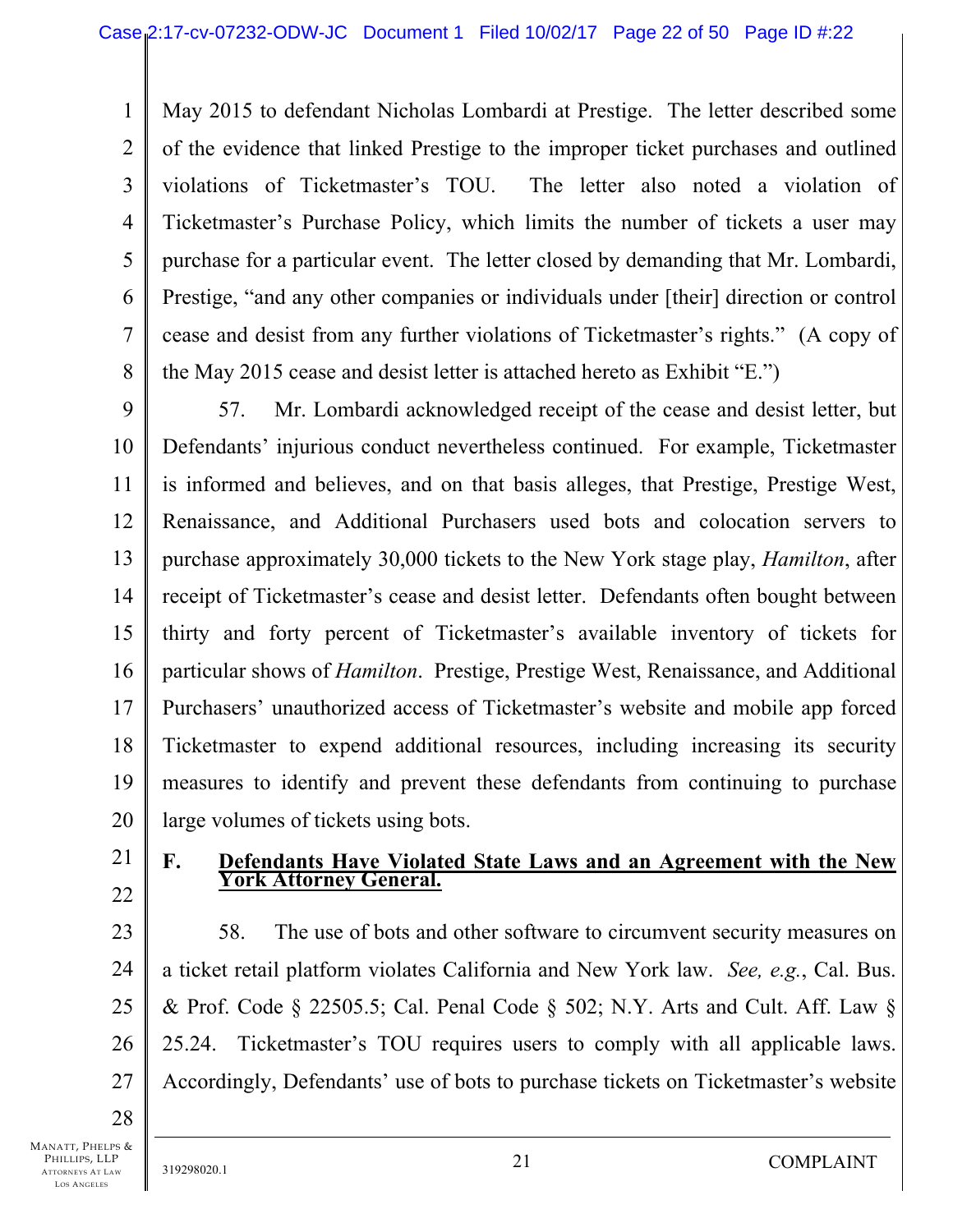May 2015 to defendant Nicholas Lombardi at Prestige. The letter described some of the evidence that linked Prestige to the improper ticket purchases and outlined violations of Ticketmaster's TOU. The letter also noted a violation of Ticketmaster's Purchase Policy, which limits the number of tickets a user may purchase for a particular event. The letter closed by demanding that Mr. Lombardi, Prestige, "and any other companies or individuals under [their] direction or control cease and desist from any further violations of Ticketmaster's rights." (A copy of the May 2015 cease and desist letter is attached hereto as Exhibit "E.")

57. Mr. Lombardi acknowledged receipt of the cease and desist letter, but Defendants' injurious conduct nevertheless continued. For example, Ticketmaster is informed and believes, and on that basis alleges, that Prestige, Prestige West, Renaissance, and Additional Purchasers used bots and colocation servers to purchase approximately 30,000 tickets to the New York stage play, *Hamilton*, after receipt of Ticketmaster's cease and desist letter. Defendants often bought between thirty and forty percent of Ticketmaster's available inventory of tickets for particular shows of *Hamilton*. Prestige, Prestige West, Renaissance, and Additional Purchasers' unauthorized access of Ticketmaster's website and mobile app forced Ticketmaster to expend additional resources, including increasing its security measures to identify and prevent these defendants from continuing to purchase large volumes of tickets using bots.

### F. Defendants Have Violated State Laws and an Agreement with the New York Attorney General.

58. The use of bots and other software to circumvent security measures on a ticket retail platform violates California and New York law. *See, e.g.*, Cal. Bus. & Prof. Code § 22505.5; Cal. Penal Code § 502; N.Y. Arts and Cult. Aff. Law § 25.24. Ticketmaster's TOU requires users to comply with all applicable laws. Accordingly, Defendants' use of bots to purchase tickets on Ticketmaster's website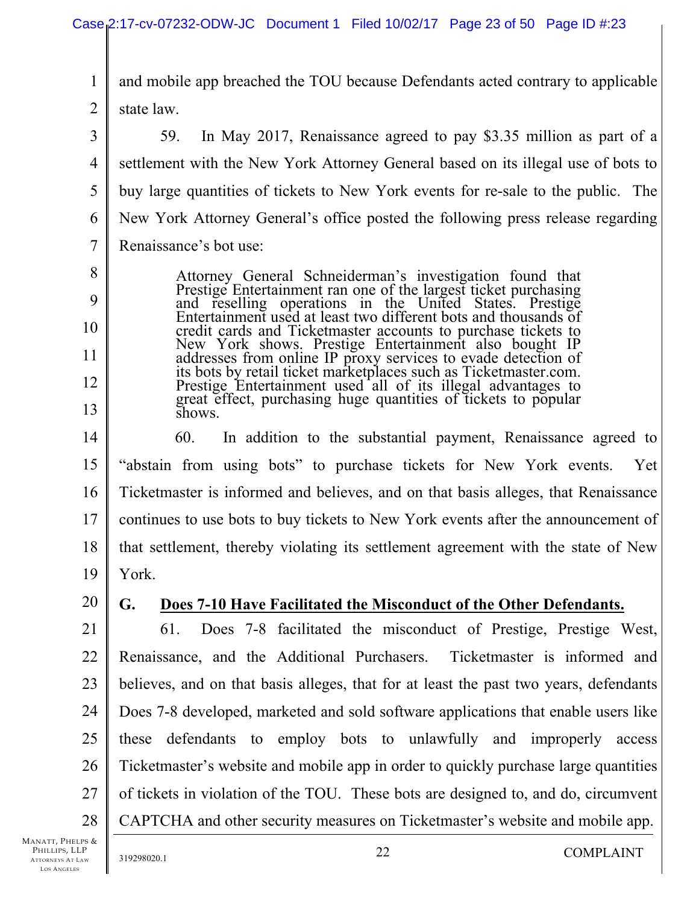and mobile app breached the TOU because Defendants acted contrary to applicable state law.

59. In May 2017, Renaissance agreed to pay $3.35 million as part of a settlement with the New York Attorney General based on its illegal use of bots to buy large quantities of tickets to New York events for re-sale to the public. The New York Attorney General's office posted the following press release regarding Renaissance's bot use:

> Attorney General Schneiderman's investigation found that Prestige Entertainment ran one of the largest ticket purchasing and reselling operations in the United States. Prestige Entertainment used at least two different bots and thousands of credit cards and Ticketmaster accounts to purchase tickets to New York shows. Prestige Entertainment also bought IP addresses from online IP proxy services to evade detection of its bots by retail ticket marketplaces such as Ticketmaster.com. Prestige Entertainment used all of its illegal advantages to great effect, purchasing huge quantities of tickets to popular shows.

60. In addition to the substantial payment, Renaissance agreed to "abstain from using bots" to purchase tickets for New York events. Yet Ticketmaster is informed and believes, and on that basis alleges, that Renaissance continues to use bots to buy tickets to New York events after the announcement of that settlement, thereby violating its settlement agreement with the state of New York.

## G. Does 7-10 Have Facilitated the Misconduct of the Other Defendants.

61. Does 7-8 facilitated the misconduct of Prestige, Prestige West, Renaissance, and the Additional Purchasers. Ticketmaster is informed and believes, and on that basis alleges, that for at least the past two years, defendants Does 7-8 developed, marketed and sold software applications that enable users like these defendants to employ bots to unlawfully and improperly access Ticketmaster's website and mobile app in order to quickly purchase large quantities of tickets in violation of the TOU. These bots are designed to, and do, circumvent CAPTCHA and other security measures on Ticketmaster's website and mobile app.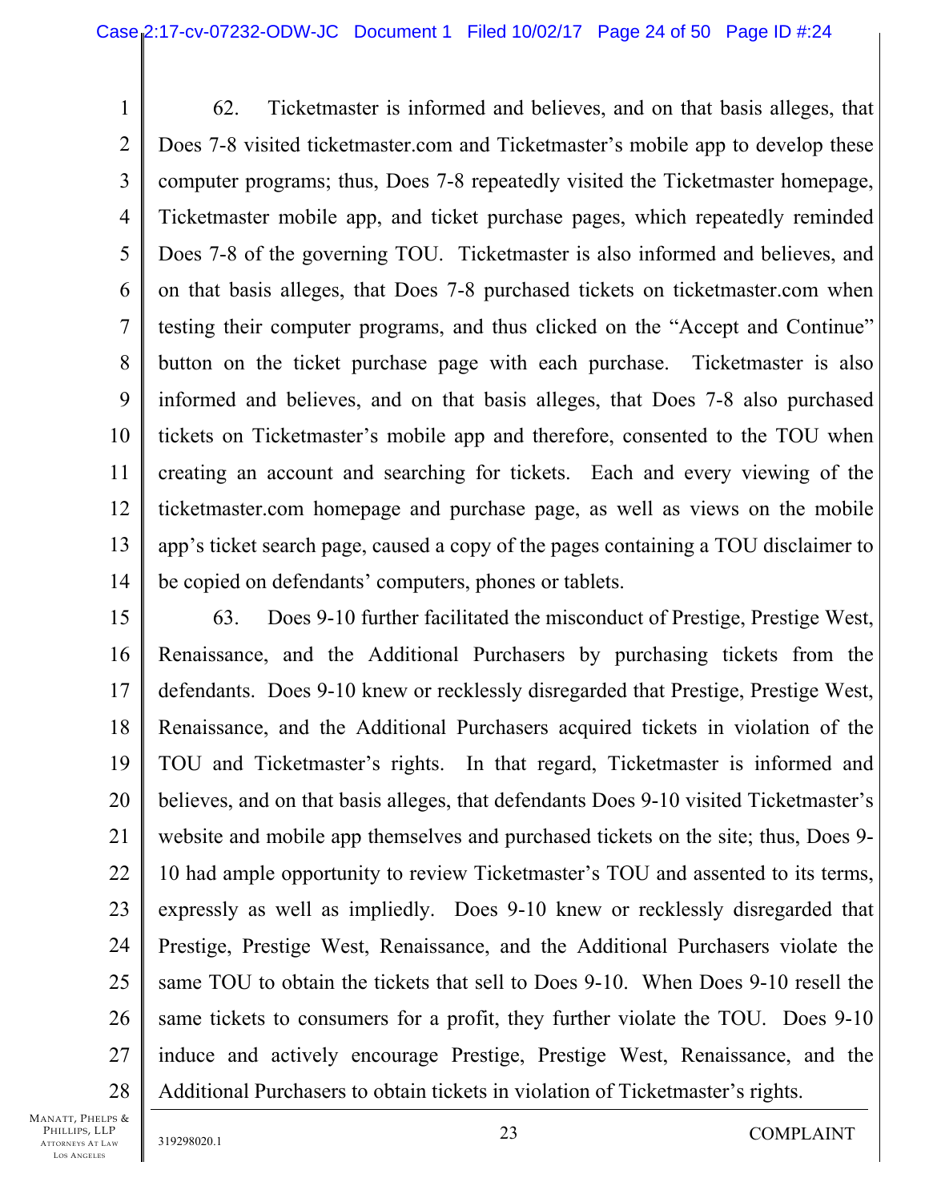62. Ticketmaster is informed and believes, and on that basis alleges, that Does 7-8 visited ticketmaster.com and Ticketmaster's mobile app to develop these computer programs; thus, Does 7-8 repeatedly visited the Ticketmaster homepage, Ticketmaster mobile app, and ticket purchase pages, which repeatedly reminded Does 7-8 of the governing TOU. Ticketmaster is also informed and believes, and on that basis alleges, that Does 7-8 purchased tickets on ticketmaster.com when testing their computer programs, and thus clicked on the "Accept and Continue" button on the ticket purchase page with each purchase. Ticketmaster is also informed and believes, and on that basis alleges, that Does 7-8 also purchased tickets on Ticketmaster's mobile app and therefore, consented to the TOU when creating an account and searching for tickets. Each and every viewing of the ticketmaster.com homepage and purchase page, as well as views on the mobile app's ticket search page, caused a copy of the pages containing a TOU disclaimer to be copied on defendants' computers, phones or tablets.

63. Does 9-10 further facilitated the misconduct of Prestige, Prestige West, Renaissance, and the Additional Purchasers by purchasing tickets from the defendants. Does 9-10 knew or recklessly disregarded that Prestige, Prestige West, Renaissance, and the Additional Purchasers acquired tickets in violation of the TOU and Ticketmaster's rights. In that regard, Ticketmaster is informed and believes, and on that basis alleges, that defendants Does 9-10 visited Ticketmaster's website and mobile app themselves and purchased tickets on the site; thus, Does 9-10 had ample opportunity to review Ticketmaster's TOU and assented to its terms, expressly as well as impliedly. Does 9-10 knew or recklessly disregarded that Prestige, Prestige West, Renaissance, and the Additional Purchasers violate the same TOU to obtain the tickets that sell to Does 9-10. When Does 9-10 resell the same tickets to consumers for a profit, they further violate the TOU. Does 9-10 induce and actively encourage Prestige, Prestige West, Renaissance, and the Additional Purchasers to obtain tickets in violation of Ticketmaster's rights.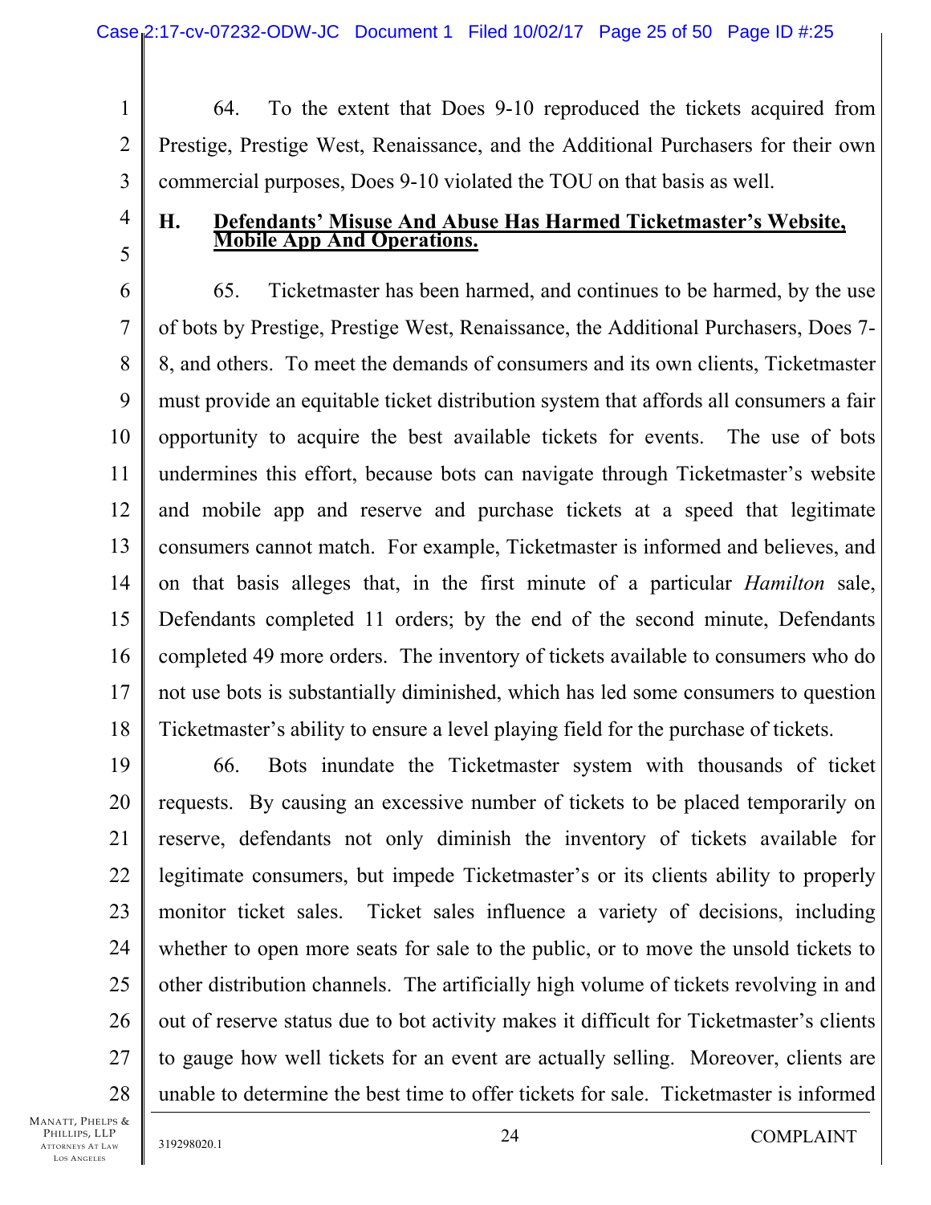64. To the extent that Does 9-10 reproduced the tickets acquired from Prestige, Prestige West, Renaissance, and the Additional Purchasers for their own commercial purposes, Does 9-10 violated the TOU on that basis as well.

### H. Defendants' Misuse And Abuse Has Harmed Ticketmaster's Website, Mobile App And Operations.

65. Ticketmaster has been harmed, and continues to be harmed, by the use of bots by Prestige, Prestige West, Renaissance, the Additional Purchasers, Does 7-8, and others. To meet the demands of consumers and its own clients, Ticketmaster must provide an equitable ticket distribution system that affords all consumers a fair opportunity to acquire the best available tickets for events. The use of bots undermines this effort, because bots can navigate through Ticketmaster's website and mobile app and reserve and purchase tickets at a speed that legitimate consumers cannot match. For example, Ticketmaster is informed and believes, and on that basis alleges that, in the first minute of a particular *Hamilton* sale, Defendants completed 11 orders; by the end of the second minute, Defendants completed 49 more orders. The inventory of tickets available to consumers who do not use bots is substantially diminished, which has led some consumers to question Ticketmaster's ability to ensure a level playing field for the purchase of tickets.

66. Bots inundate the Ticketmaster system with thousands of ticket requests. By causing an excessive number of tickets to be placed temporarily on reserve, defendants not only diminish the inventory of tickets available for legitimate consumers, but impede Ticketmaster's or its clients ability to properly monitor ticket sales. Ticket sales influence a variety of decisions, including whether to open more seats for sale to the public, or to move the unsold tickets to other distribution channels. The artificially high volume of tickets revolving in and out of reserve status due to bot activity makes it difficult for Ticketmaster's clients to gauge how well tickets for an event are actually selling. Moreover, clients are unable to determine the best time to offer tickets for sale. Ticketmaster is informed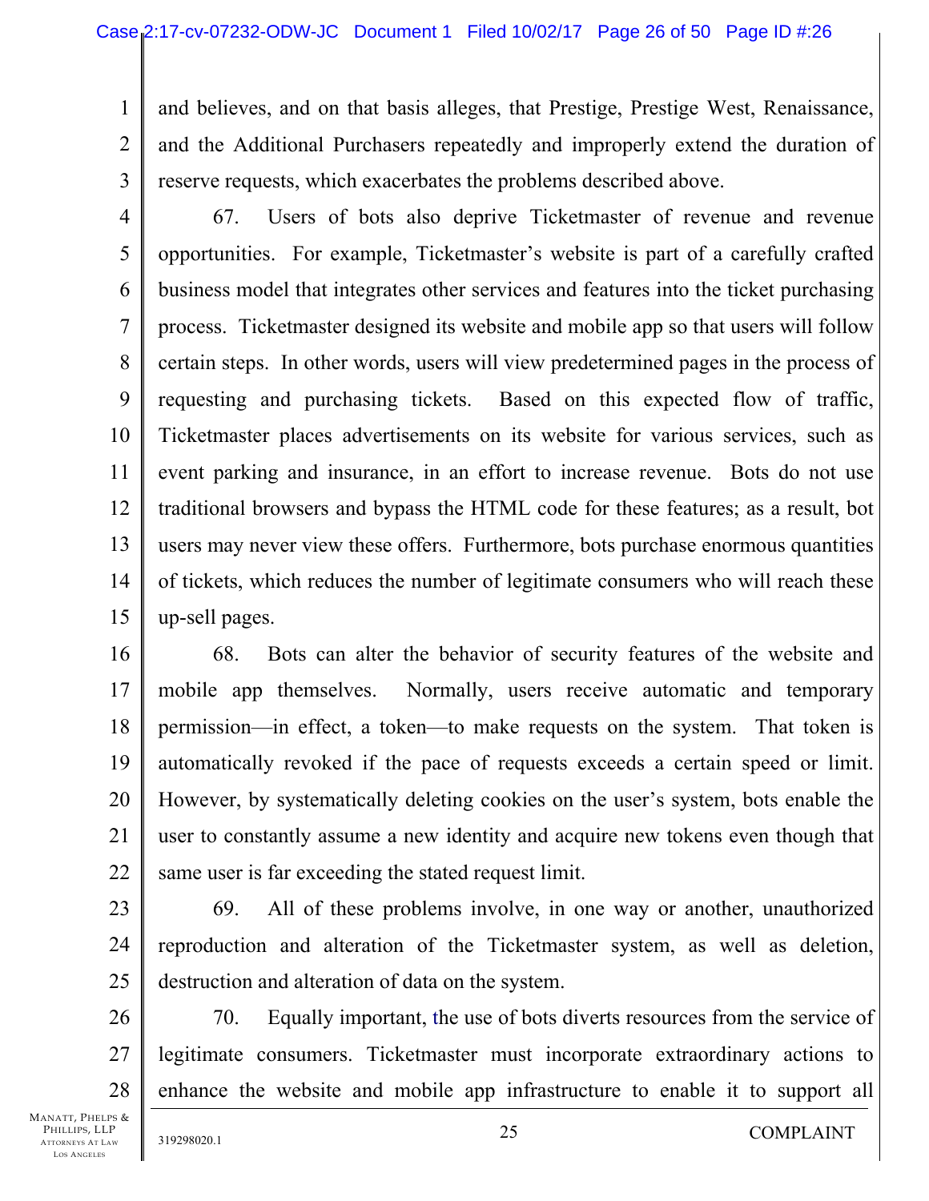and believes, and on that basis alleges, that Prestige, Prestige West, Renaissance, and the Additional Purchasers repeatedly and improperly extend the duration of reserve requests, which exacerbates the problems described above.

67. Users of bots also deprive Ticketmaster of revenue and revenue opportunities. For example, Ticketmaster's website is part of a carefully crafted business model that integrates other services and features into the ticket purchasing process. Ticketmaster designed its website and mobile app so that users will follow certain steps. In other words, users will view predetermined pages in the process of requesting and purchasing tickets. Based on this expected flow of traffic, Ticketmaster places advertisements on its website for various services, such as event parking and insurance, in an effort to increase revenue. Bots do not use traditional browsers and bypass the HTML code for these features; as a result, bot users may never view these offers. Furthermore, bots purchase enormous quantities of tickets, which reduces the number of legitimate consumers who will reach these up-sell pages.

68. Bots can alter the behavior of security features of the website and mobile app themselves. Normally, users receive automatic and temporary permission—in effect, a token—to make requests on the system. That token is automatically revoked if the pace of requests exceeds a certain speed or limit. However, by systematically deleting cookies on the user's system, bots enable the user to constantly assume a new identity and acquire new tokens even though that same user is far exceeding the stated request limit.

69. All of these problems involve, in one way or another, unauthorized reproduction and alteration of the Ticketmaster system, as well as deletion, destruction and alteration of data on the system.

70. Equally important, the use of bots diverts resources from the service of legitimate consumers. Ticketmaster must incorporate extraordinary actions to enhance the website and mobile app infrastructure to enable it to support all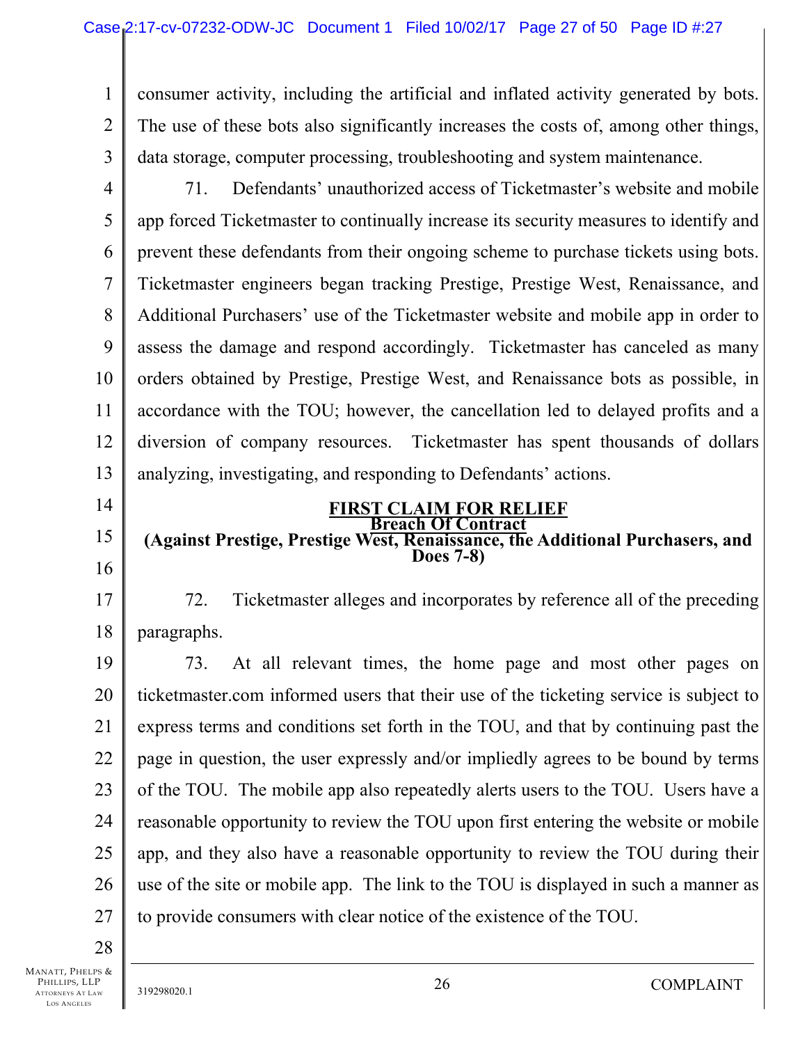consumer activity, including the artificial and inflated activity generated by bots. The use of these bots also significantly increases the costs of, among other things, data storage, computer processing, troubleshooting and system maintenance.

71. Defendants' unauthorized access of Ticketmaster's website and mobile app forced Ticketmaster to continually increase its security measures to identify and prevent these defendants from their ongoing scheme to purchase tickets using bots. Ticketmaster engineers began tracking Prestige, Prestige West, Renaissance, and Additional Purchasers' use of the Ticketmaster website and mobile app in order to assess the damage and respond accordingly. Ticketmaster has canceled as many orders obtained by Prestige, Prestige West, and Renaissance bots as possible, in accordance with the TOU; however, the cancellation led to delayed profits and a diversion of company resources. Ticketmaster has spent thousands of dollars analyzing, investigating, and responding to Defendants' actions.

## FIRST CLAIM FOR RELIEF
### Breach Of Contract
### (Against Prestige, Prestige West, Renaissance, the Additional Purchasers, and Does 7-8)

72. Ticketmaster alleges and incorporates by reference all of the preceding paragraphs.

73. At all relevant times, the home page and most other pages on ticketmaster.com informed users that their use of the ticketing service is subject to express terms and conditions set forth in the TOU, and that by continuing past the page in question, the user expressly and/or impliedly agrees to be bound by terms of the TOU. The mobile app also repeatedly alerts users to the TOU. Users have a reasonable opportunity to review the TOU upon first entering the website or mobile app, and they also have a reasonable opportunity to review the TOU during their use of the site or mobile app. The link to the TOU is displayed in such a manner as to provide consumers with clear notice of the existence of the TOU.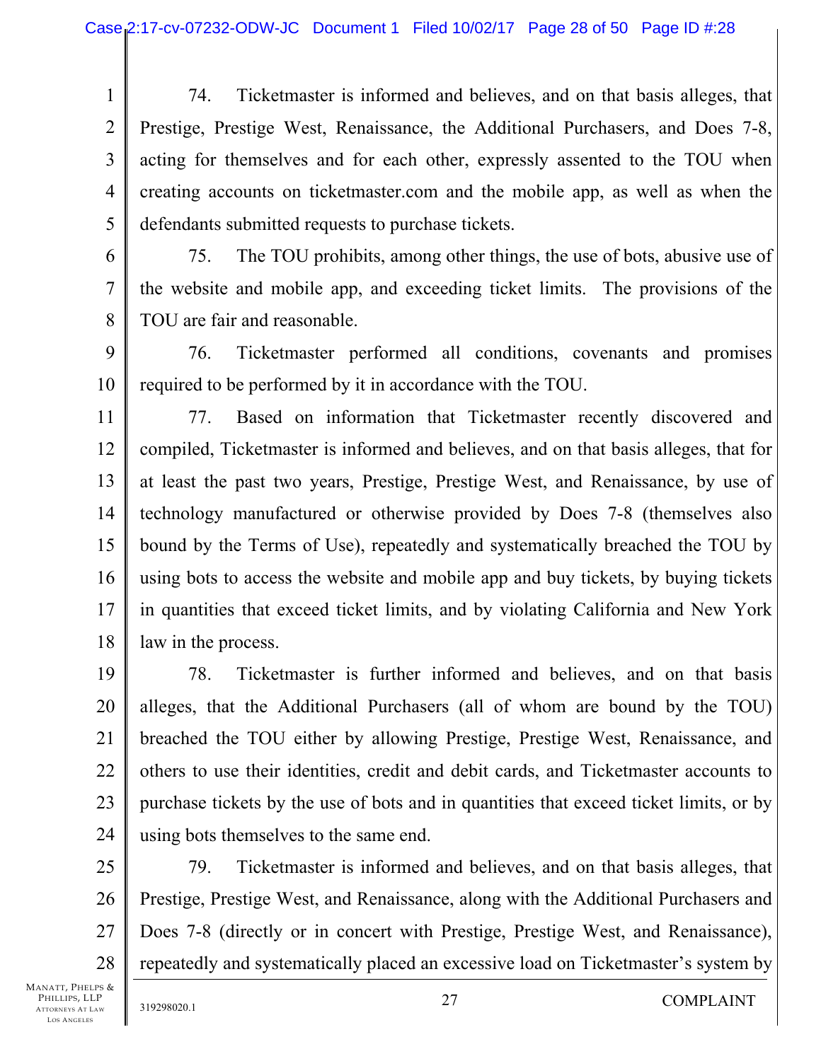74. Ticketmaster is informed and believes, and on that basis alleges, that Prestige, Prestige West, Renaissance, the Additional Purchasers, and Does 7-8, acting for themselves and for each other, expressly assented to the TOU when creating accounts on ticketmaster.com and the mobile app, as well as when the defendants submitted requests to purchase tickets.

75. The TOU prohibits, among other things, the use of bots, abusive use of the website and mobile app, and exceeding ticket limits. The provisions of the TOU are fair and reasonable.

76. Ticketmaster performed all conditions, covenants and promises required to be performed by it in accordance with the TOU.

77. Based on information that Ticketmaster recently discovered and compiled, Ticketmaster is informed and believes, and on that basis alleges, that for at least the past two years, Prestige, Prestige West, and Renaissance, by use of technology manufactured or otherwise provided by Does 7-8 (themselves also bound by the Terms of Use), repeatedly and systematically breached the TOU by using bots to access the website and mobile app and buy tickets, by buying tickets in quantities that exceed ticket limits, and by violating California and New York law in the process.

78. Ticketmaster is further informed and believes, and on that basis alleges, that the Additional Purchasers (all of whom are bound by the TOU) breached the TOU either by allowing Prestige, Prestige West, Renaissance, and others to use their identities, credit and debit cards, and Ticketmaster accounts to purchase tickets by the use of bots and in quantities that exceed ticket limits, or by using bots themselves to the same end.

79. Ticketmaster is informed and believes, and on that basis alleges, that Prestige, Prestige West, and Renaissance, along with the Additional Purchasers and Does 7-8 (directly or in concert with Prestige, Prestige West, and Renaissance), repeatedly and systematically placed an excessive load on Ticketmaster's system by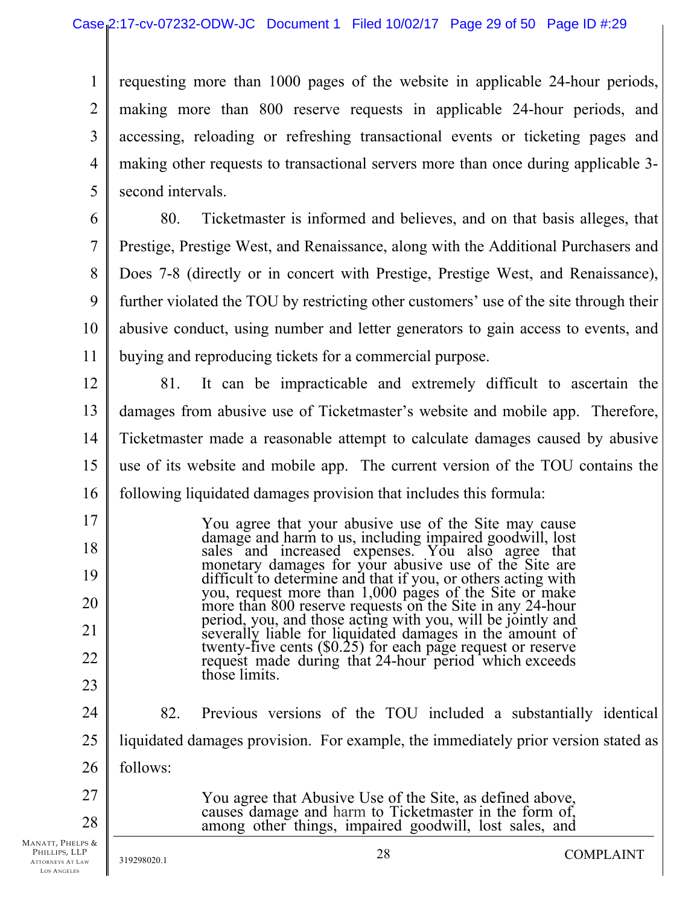requesting more than 1000 pages of the website in applicable 24-hour periods, making more than 800 reserve requests in applicable 24-hour periods, and accessing, reloading or refreshing transactional events or ticketing pages and making other requests to transactional servers more than once during applicable 3-second intervals.

80. Ticketmaster is informed and believes, and on that basis alleges, that Prestige, Prestige West, and Renaissance, along with the Additional Purchasers and Does 7-8 (directly or in concert with Prestige, Prestige West, and Renaissance), further violated the TOU by restricting other customers' use of the site through their abusive conduct, using number and letter generators to gain access to events, and buying and reproducing tickets for a commercial purpose.

81. It can be impracticable and extremely difficult to ascertain the damages from abusive use of Ticketmaster's website and mobile app. Therefore, Ticketmaster made a reasonable attempt to calculate damages caused by abusive use of its website and mobile app. The current version of the TOU contains the following liquidated damages provision that includes this formula:

> You agree that your abusive use of the Site may cause damage and harm to us, including impaired goodwill, lost sales and increased expenses. You also agree that monetary damages for your abusive use of the Site are difficult to determine and that if you, or others acting with you, request more than 1,000 pages of the Site or make more than 800 reserve requests on the Site in any 24-hour period, you, and those acting with you, will be jointly and severally liable for liquidated damages in the amount of twenty-five cents ($0.25) for each page request or reserve request made during that 24-hour period which exceeds those limits.

82. Previous versions of the TOU included a substantially identical liquidated damages provision. For example, the immediately prior version stated as follows:

> You agree that Abusive Use of the Site, as defined above, causes damage and harm to Ticketmaster in the form of, among other things, impaired goodwill, lost sales, and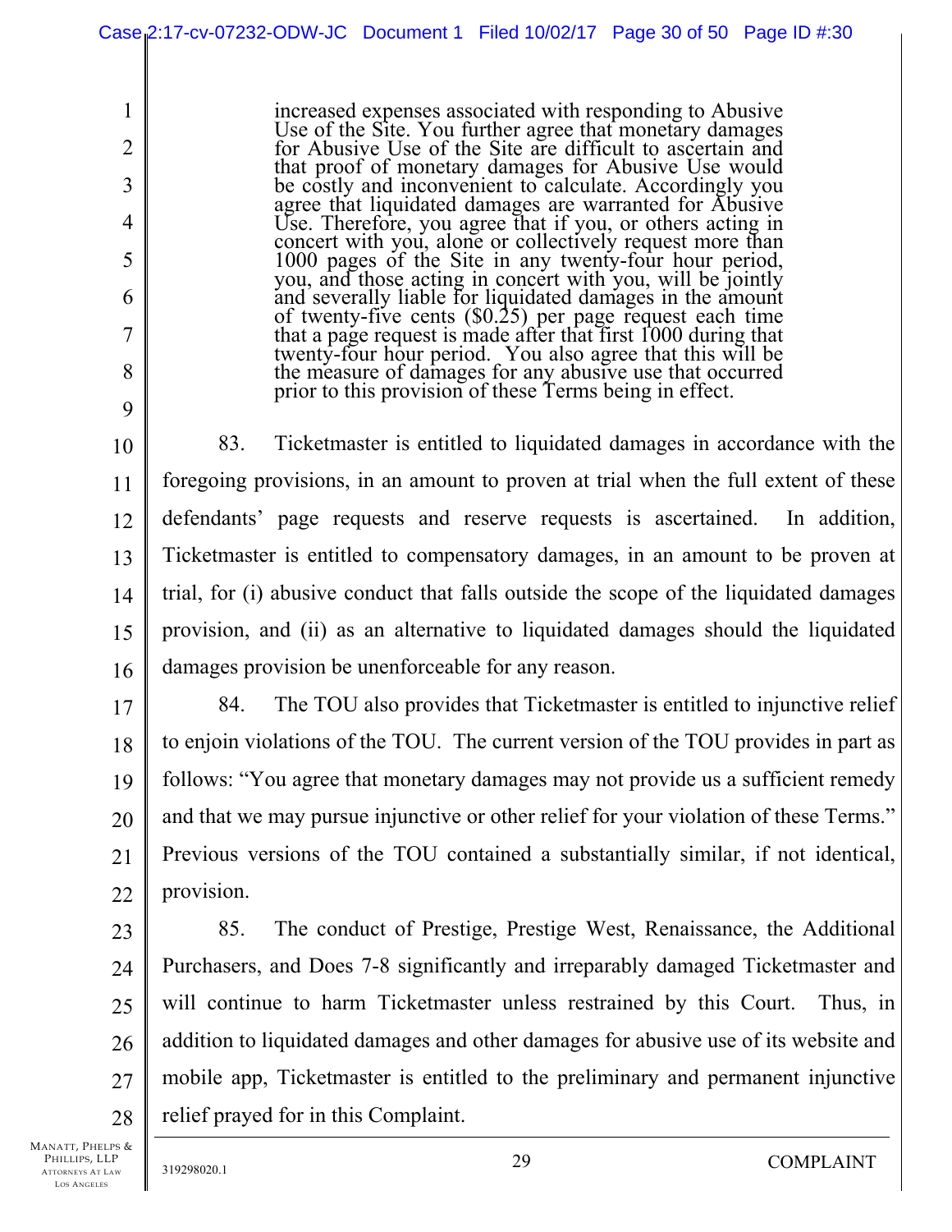> increased expenses associated with responding to Abusive Use of the Site. You further agree that monetary damages for Abusive Use of the Site are difficult to ascertain and that proof of monetary damages for Abusive Use would be costly and inconvenient to calculate. Accordingly you agree that liquidated damages are warranted for Abusive Use. Therefore, you agree that if you, or others acting in concert with you, alone or collectively request more than 1000 pages of the Site in any twenty-four hour period, you, and those acting in concert with you, will be jointly and severally liable for liquidated damages in the amount of twenty-five cents ($0.25) per page request each time that a page request is made after that first 1000 during that twenty-four hour period. You also agree that this will be the measure of damages for any abusive use that occurred prior to this provision of these Terms being in effect.

83. Ticketmaster is entitled to liquidated damages in accordance with the foregoing provisions, in an amount to proven at trial when the full extent of these defendants' page requests and reserve requests is ascertained. In addition, Ticketmaster is entitled to compensatory damages, in an amount to be proven at trial, for (i) abusive conduct that falls outside the scope of the liquidated damages provision, and (ii) as an alternative to liquidated damages should the liquidated damages provision be unenforceable for any reason.

84. The TOU also provides that Ticketmaster is entitled to injunctive relief to enjoin violations of the TOU. The current version of the TOU provides in part as follows: "You agree that monetary damages may not provide us a sufficient remedy and that we may pursue injunctive or other relief for your violation of these Terms." Previous versions of the TOU contained a substantially similar, if not identical, provision.

85. The conduct of Prestige, Prestige West, Renaissance, the Additional Purchasers, and Does 7-8 significantly and irreparably damaged Ticketmaster and will continue to harm Ticketmaster unless restrained by this Court. Thus, in addition to liquidated damages and other damages for abusive use of its website and mobile app, Ticketmaster is entitled to the preliminary and permanent injunctive relief prayed for in this Complaint.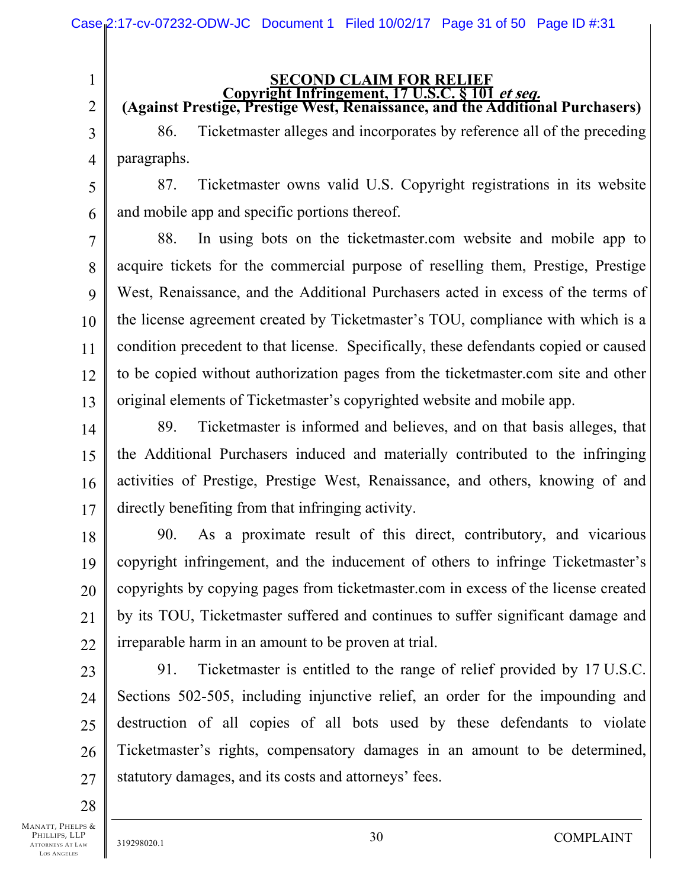**SECOND CLAIM FOR RELIEF**

**Copyright Infringement, 17 U.S.C. § 101 *et seq.***

**(Against Prestige, Prestige West, Renaissance, and the Additional Purchasers)**

86. Ticketmaster alleges and incorporates by reference all of the preceding paragraphs.

87. Ticketmaster owns valid U.S. Copyright registrations in its website and mobile app and specific portions thereof.

88. In using bots on the ticketmaster.com website and mobile app to acquire tickets for the commercial purpose of reselling them, Prestige, Prestige West, Renaissance, and the Additional Purchasers acted in excess of the terms of the license agreement created by Ticketmaster's TOU, compliance with which is a condition precedent to that license. Specifically, these defendants copied or caused to be copied without authorization pages from the ticketmaster.com site and other original elements of Ticketmaster's copyrighted website and mobile app.

89. Ticketmaster is informed and believes, and on that basis alleges, that the Additional Purchasers induced and materially contributed to the infringing activities of Prestige, Prestige West, Renaissance, and others, knowing of and directly benefiting from that infringing activity.

90. As a proximate result of this direct, contributory, and vicarious copyright infringement, and the inducement of others to infringe Ticketmaster's copyrights by copying pages from ticketmaster.com in excess of the license created by its TOU, Ticketmaster suffered and continues to suffer significant damage and irreparable harm in an amount to be proven at trial.

91. Ticketmaster is entitled to the range of relief provided by 17 U.S.C. Sections 502-505, including injunctive relief, an order for the impounding and destruction of all copies of all bots used by these defendants to violate Ticketmaster's rights, compensatory damages in an amount to be determined, statutory damages, and its costs and attorneys' fees.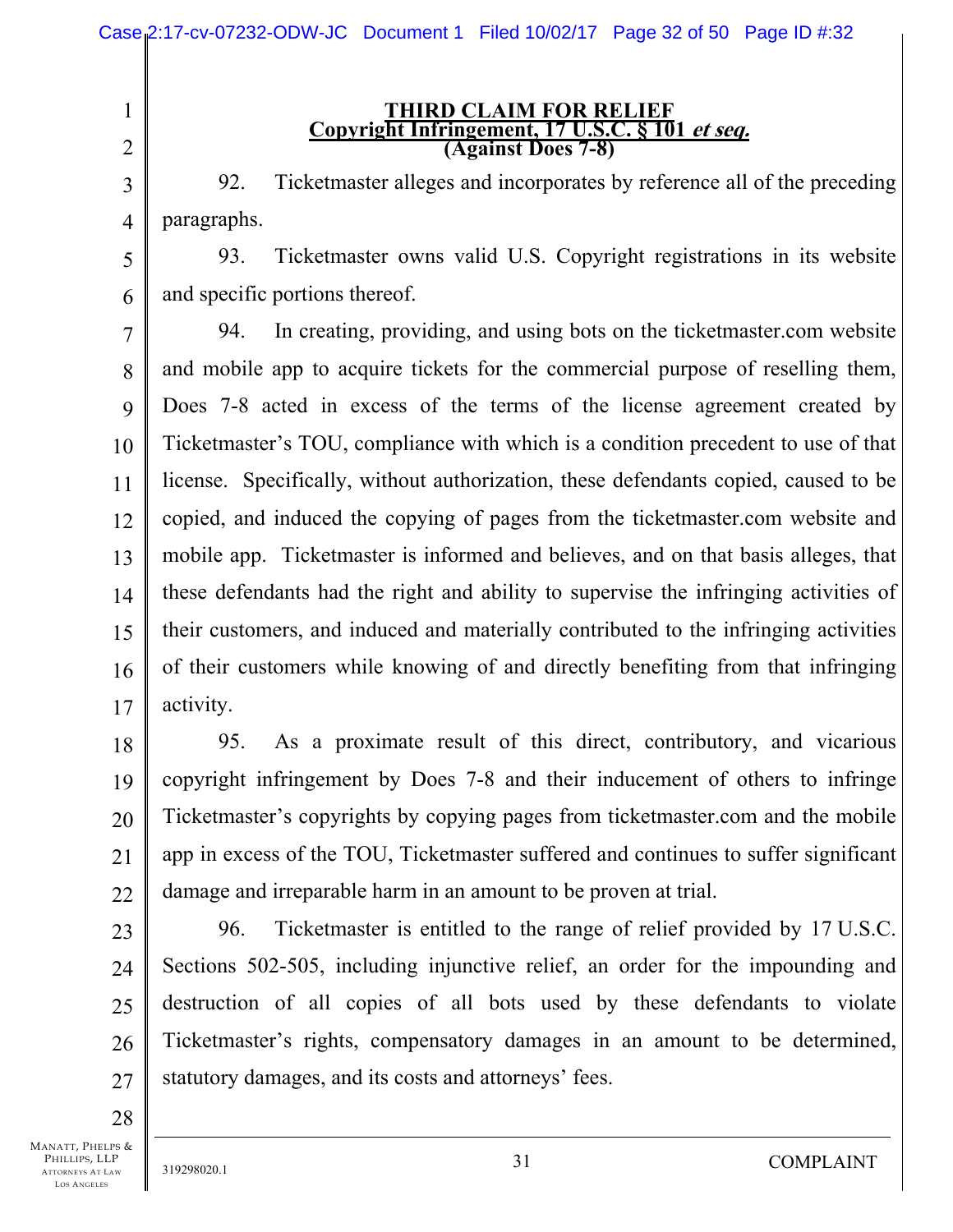## THIRD CLAIM FOR RELIEF
## Copyright Infringement, 17 U.S.C. § 101 *et seq.*
## (Against Does 7-8)

92. Ticketmaster alleges and incorporates by reference all of the preceding paragraphs.

93. Ticketmaster owns valid U.S. Copyright registrations in its website and specific portions thereof.

94. In creating, providing, and using bots on the ticketmaster.com website and mobile app to acquire tickets for the commercial purpose of reselling them, Does 7-8 acted in excess of the terms of the license agreement created by Ticketmaster's TOU, compliance with which is a condition precedent to use of that license. Specifically, without authorization, these defendants copied, caused to be copied, and induced the copying of pages from the ticketmaster.com website and mobile app. Ticketmaster is informed and believes, and on that basis alleges, that these defendants had the right and ability to supervise the infringing activities of their customers, and induced and materially contributed to the infringing activities of their customers while knowing of and directly benefiting from that infringing activity.

95. As a proximate result of this direct, contributory, and vicarious copyright infringement by Does 7-8 and their inducement of others to infringe Ticketmaster's copyrights by copying pages from ticketmaster.com and the mobile app in excess of the TOU, Ticketmaster suffered and continues to suffer significant damage and irreparable harm in an amount to be proven at trial.

96. Ticketmaster is entitled to the range of relief provided by 17 U.S.C. Sections 502-505, including injunctive relief, an order for the impounding and destruction of all copies of all bots used by these defendants to violate Ticketmaster's rights, compensatory damages in an amount to be determined, statutory damages, and its costs and attorneys' fees.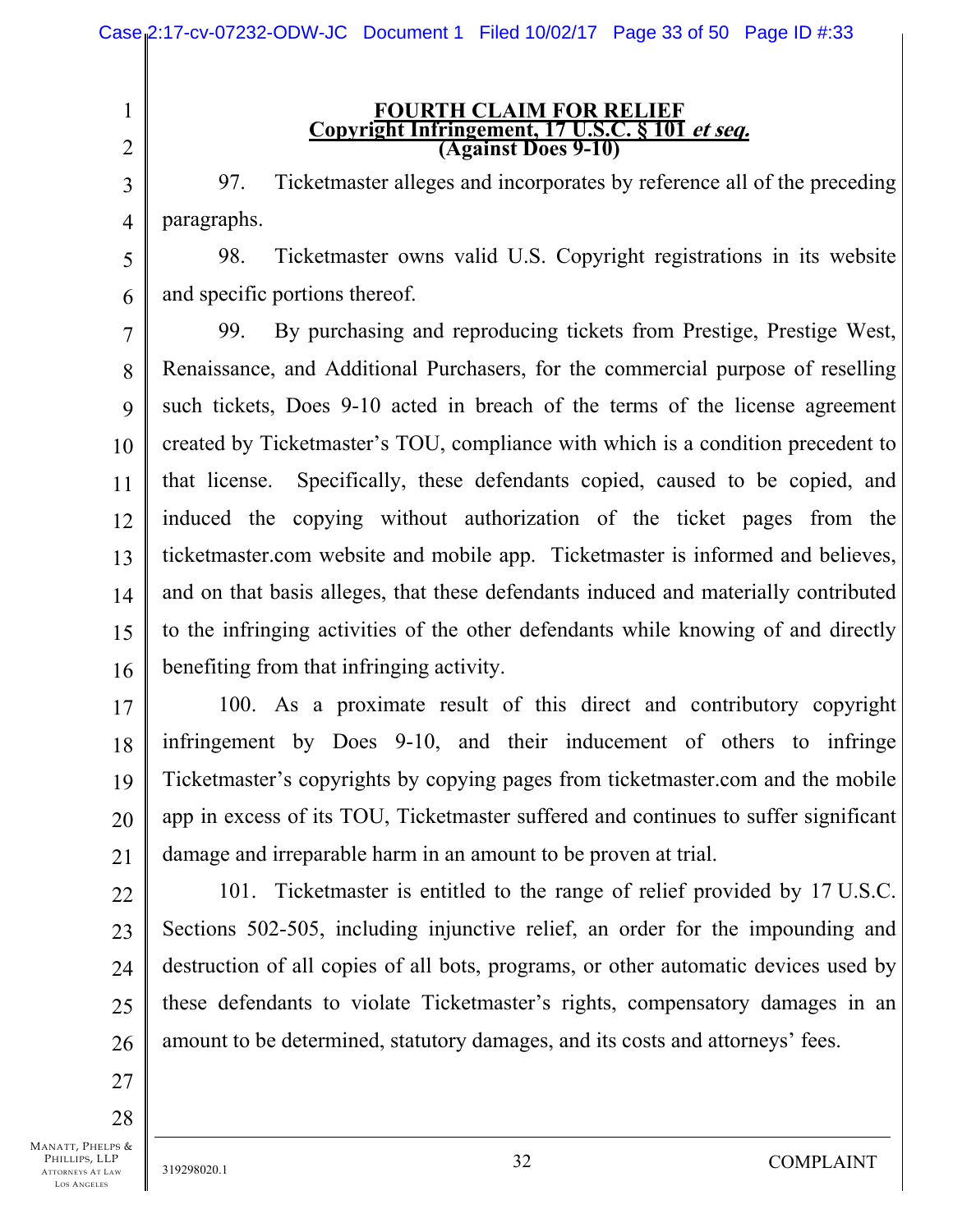**FOURTH CLAIM FOR RELIEF**
**Copyright Infringement, 17 U.S.C. § 101 *et seq.***
**(Against Does 9-10)**

97. Ticketmaster alleges and incorporates by reference all of the preceding paragraphs.

98. Ticketmaster owns valid U.S. Copyright registrations in its website and specific portions thereof.

99. By purchasing and reproducing tickets from Prestige, Prestige West, Renaissance, and Additional Purchasers, for the commercial purpose of reselling such tickets, Does 9-10 acted in breach of the terms of the license agreement created by Ticketmaster's TOU, compliance with which is a condition precedent to that license. Specifically, these defendants copied, caused to be copied, and induced the copying without authorization of the ticket pages from the ticketmaster.com website and mobile app. Ticketmaster is informed and believes, and on that basis alleges, that these defendants induced and materially contributed to the infringing activities of the other defendants while knowing of and directly benefiting from that infringing activity.

100. As a proximate result of this direct and contributory copyright infringement by Does 9-10, and their inducement of others to infringe Ticketmaster's copyrights by copying pages from ticketmaster.com and the mobile app in excess of its TOU, Ticketmaster suffered and continues to suffer significant damage and irreparable harm in an amount to be proven at trial.

101. Ticketmaster is entitled to the range of relief provided by 17 U.S.C. Sections 502-505, including injunctive relief, an order for the impounding and destruction of all copies of all bots, programs, or other automatic devices used by these defendants to violate Ticketmaster's rights, compensatory damages in an amount to be determined, statutory damages, and its costs and attorneys' fees.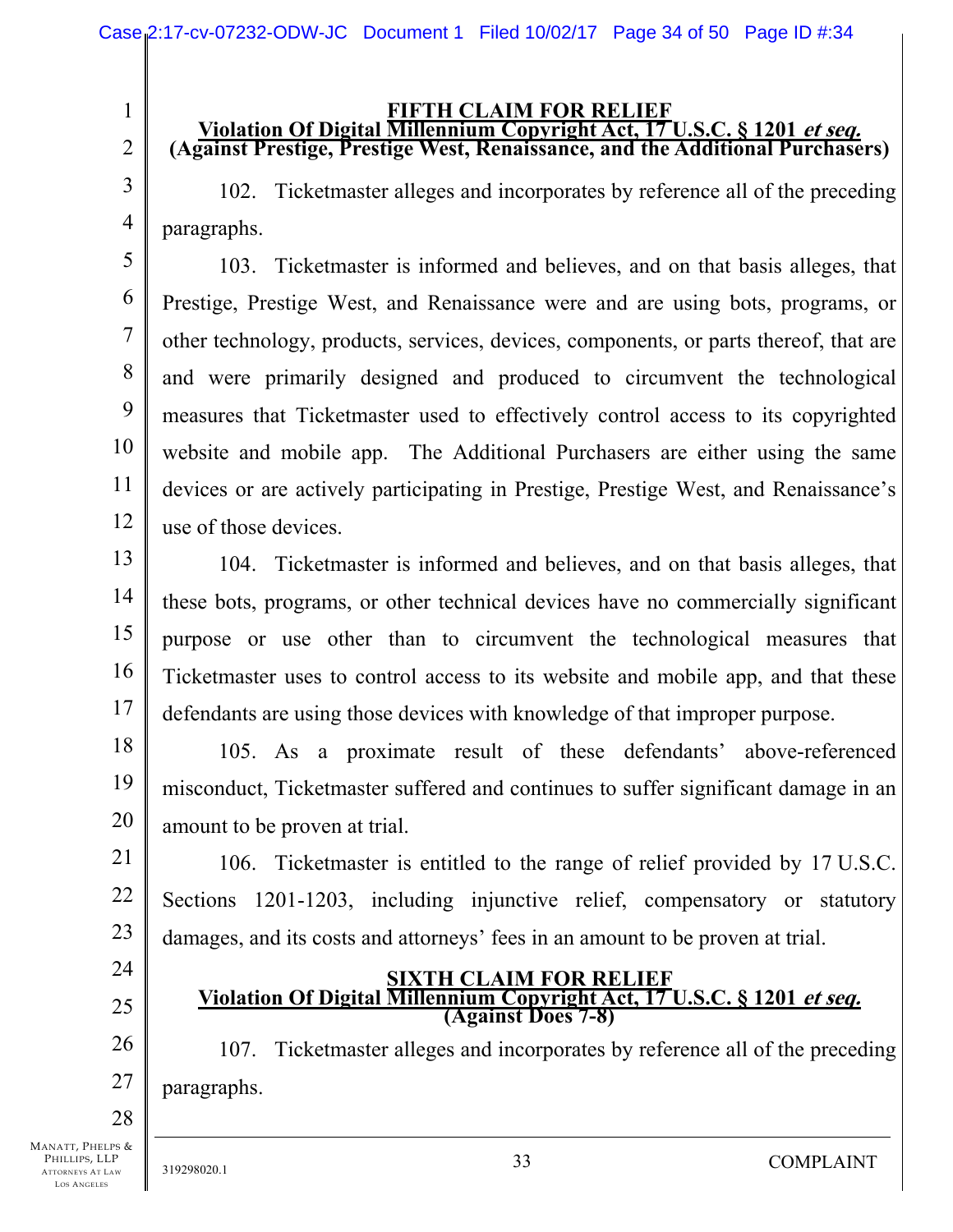**FIFTH CLAIM FOR RELIEF**
**Violation Of Digital Millennium Copyright Act, 17 U.S.C. § 1201 *et seq.***
**(Against Prestige, Prestige West, Renaissance, and the Additional Purchasers)**

102. Ticketmaster alleges and incorporates by reference all of the preceding paragraphs.

103. Ticketmaster is informed and believes, and on that basis alleges, that Prestige, Prestige West, and Renaissance were and are using bots, programs, or other technology, products, services, devices, components, or parts thereof, that are and were primarily designed and produced to circumvent the technological measures that Ticketmaster used to effectively control access to its copyrighted website and mobile app. The Additional Purchasers are either using the same devices or are actively participating in Prestige, Prestige West, and Renaissance's use of those devices.

104. Ticketmaster is informed and believes, and on that basis alleges, that these bots, programs, or other technical devices have no commercially significant purpose or use other than to circumvent the technological measures that Ticketmaster uses to control access to its website and mobile app, and that these defendants are using those devices with knowledge of that improper purpose.

105. As a proximate result of these defendants' above-referenced misconduct, Ticketmaster suffered and continues to suffer significant damage in an amount to be proven at trial.

106. Ticketmaster is entitled to the range of relief provided by 17 U.S.C. Sections 1201-1203, including injunctive relief, compensatory or statutory damages, and its costs and attorneys' fees in an amount to be proven at trial.

**SIXTH CLAIM FOR RELIEF**
**Violation Of Digital Millennium Copyright Act, 17 U.S.C. § 1201 *et seq.***
**(Against Does 7-8)**

107. Ticketmaster alleges and incorporates by reference all of the preceding paragraphs.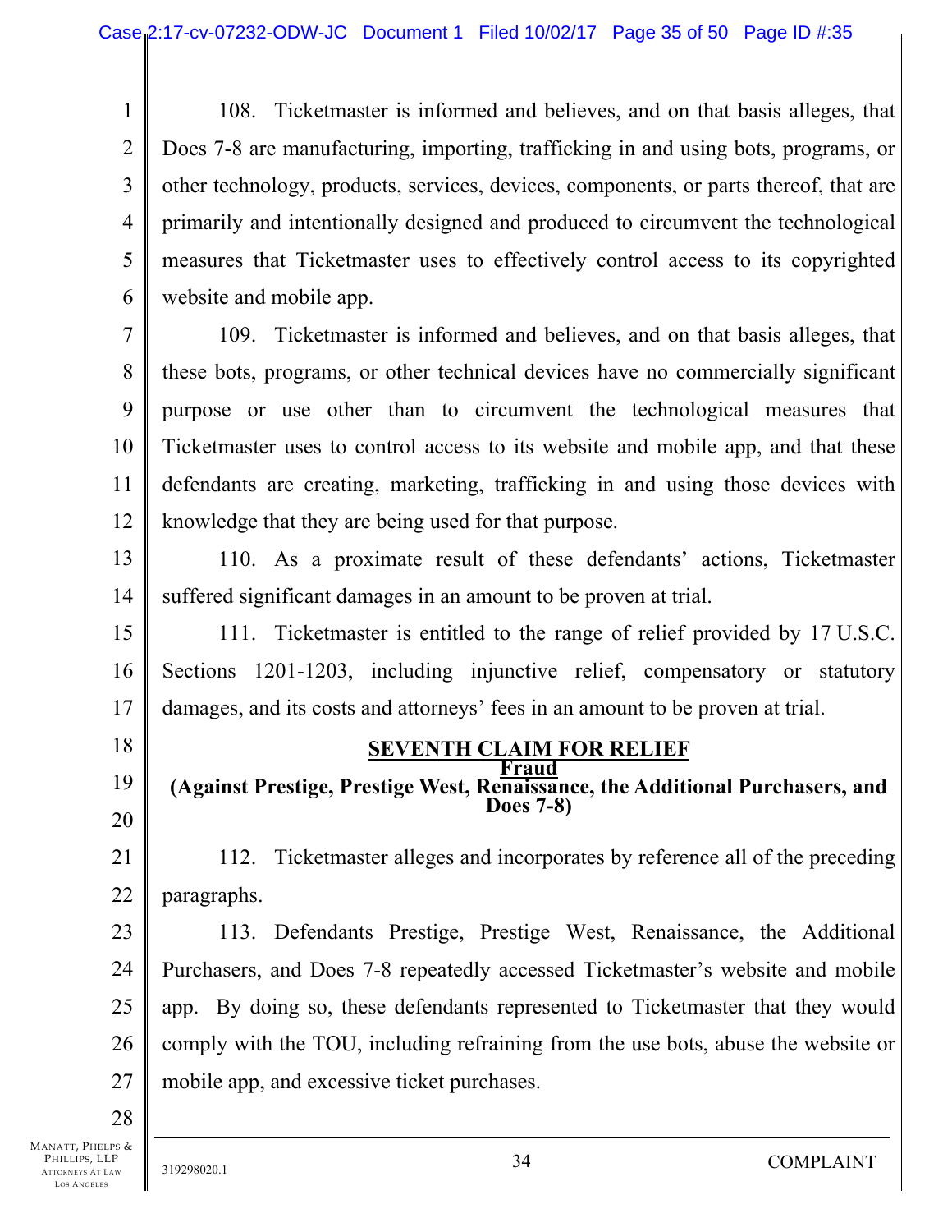108. Ticketmaster is informed and believes, and on that basis alleges, that Does 7-8 are manufacturing, importing, trafficking in and using bots, programs, or other technology, products, services, devices, components, or parts thereof, that are primarily and intentionally designed and produced to circumvent the technological measures that Ticketmaster uses to effectively control access to its copyrighted website and mobile app.

109. Ticketmaster is informed and believes, and on that basis alleges, that these bots, programs, or other technical devices have no commercially significant purpose or use other than to circumvent the technological measures that Ticketmaster uses to control access to its website and mobile app, and that these defendants are creating, marketing, trafficking in and using those devices with knowledge that they are being used for that purpose.

110. As a proximate result of these defendants' actions, Ticketmaster suffered significant damages in an amount to be proven at trial.

111. Ticketmaster is entitled to the range of relief provided by 17 U.S.C. Sections 1201-1203, including injunctive relief, compensatory or statutory damages, and its costs and attorneys' fees in an amount to be proven at trial.

## SEVENTH CLAIM FOR RELIEF

### Fraud

**(Against Prestige, Prestige West, Renaissance, the Additional Purchasers, and Does 7-8)**

112. Ticketmaster alleges and incorporates by reference all of the preceding paragraphs.

113. Defendants Prestige, Prestige West, Renaissance, the Additional Purchasers, and Does 7-8 repeatedly accessed Ticketmaster's website and mobile app. By doing so, these defendants represented to Ticketmaster that they would comply with the TOU, including refraining from the use bots, abuse the website or mobile app, and excessive ticket purchases.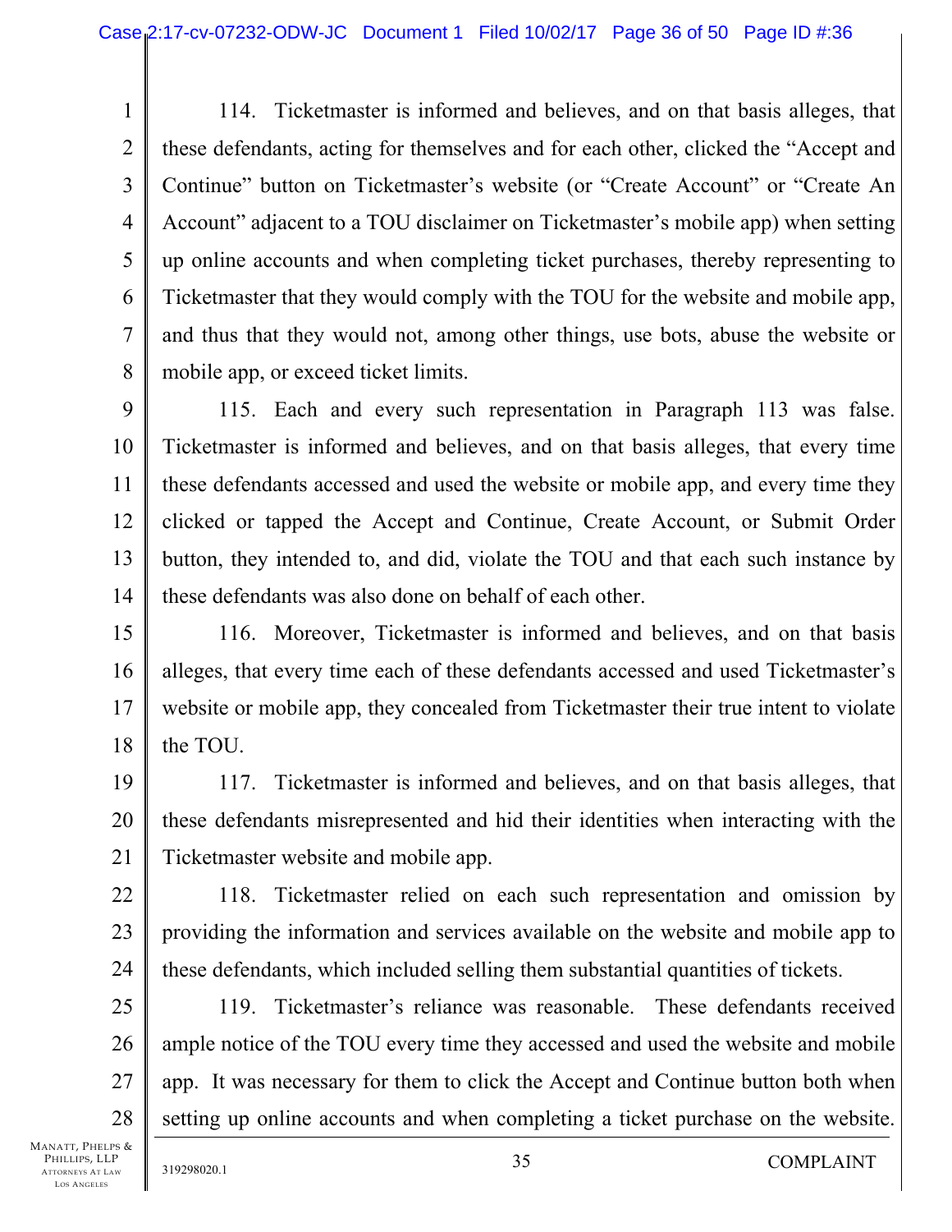114. Ticketmaster is informed and believes, and on that basis alleges, that these defendants, acting for themselves and for each other, clicked the "Accept and Continue" button on Ticketmaster's website (or "Create Account" or "Create An Account" adjacent to a TOU disclaimer on Ticketmaster's mobile app) when setting up online accounts and when completing ticket purchases, thereby representing to Ticketmaster that they would comply with the TOU for the website and mobile app, and thus that they would not, among other things, use bots, abuse the website or mobile app, or exceed ticket limits.

115. Each and every such representation in Paragraph 113 was false. Ticketmaster is informed and believes, and on that basis alleges, that every time these defendants accessed and used the website or mobile app, and every time they clicked or tapped the Accept and Continue, Create Account, or Submit Order button, they intended to, and did, violate the TOU and that each such instance by these defendants was also done on behalf of each other.

116. Moreover, Ticketmaster is informed and believes, and on that basis alleges, that every time each of these defendants accessed and used Ticketmaster's website or mobile app, they concealed from Ticketmaster their true intent to violate the TOU.

117. Ticketmaster is informed and believes, and on that basis alleges, that these defendants misrepresented and hid their identities when interacting with the Ticketmaster website and mobile app.

118. Ticketmaster relied on each such representation and omission by providing the information and services available on the website and mobile app to these defendants, which included selling them substantial quantities of tickets.

119. Ticketmaster's reliance was reasonable. These defendants received ample notice of the TOU every time they accessed and used the website and mobile app. It was necessary for them to click the Accept and Continue button both when setting up online accounts and when completing a ticket purchase on the website.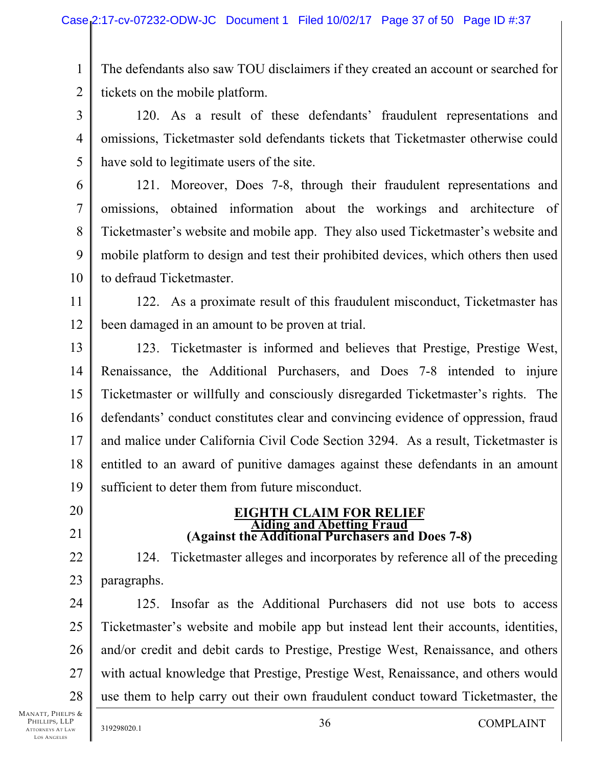The defendants also saw TOU disclaimers if they created an account or searched for tickets on the mobile platform.

120. As a result of these defendants' fraudulent representations and omissions, Ticketmaster sold defendants tickets that Ticketmaster otherwise could have sold to legitimate users of the site.

121. Moreover, Does 7-8, through their fraudulent representations and omissions, obtained information about the workings and architecture of Ticketmaster's website and mobile app. They also used Ticketmaster's website and mobile platform to design and test their prohibited devices, which others then used to defraud Ticketmaster.

122. As a proximate result of this fraudulent misconduct, Ticketmaster has been damaged in an amount to be proven at trial.

123. Ticketmaster is informed and believes that Prestige, Prestige West, Renaissance, the Additional Purchasers, and Does 7-8 intended to injure Ticketmaster or willfully and consciously disregarded Ticketmaster's rights. The defendants' conduct constitutes clear and convincing evidence of oppression, fraud and malice under California Civil Code Section 3294. As a result, Ticketmaster is entitled to an award of punitive damages against these defendants in an amount sufficient to deter them from future misconduct.

## EIGHTH CLAIM FOR RELIEF
### Aiding and Abetting Fraud
### (Against the Additional Purchasers and Does 7-8)

124. Ticketmaster alleges and incorporates by reference all of the preceding paragraphs.

125. Insofar as the Additional Purchasers did not use bots to access Ticketmaster's website and mobile app but instead lent their accounts, identities, and/or credit and debit cards to Prestige, Prestige West, Renaissance, and others with actual knowledge that Prestige, Prestige West, Renaissance, and others would use them to help carry out their own fraudulent conduct toward Ticketmaster, the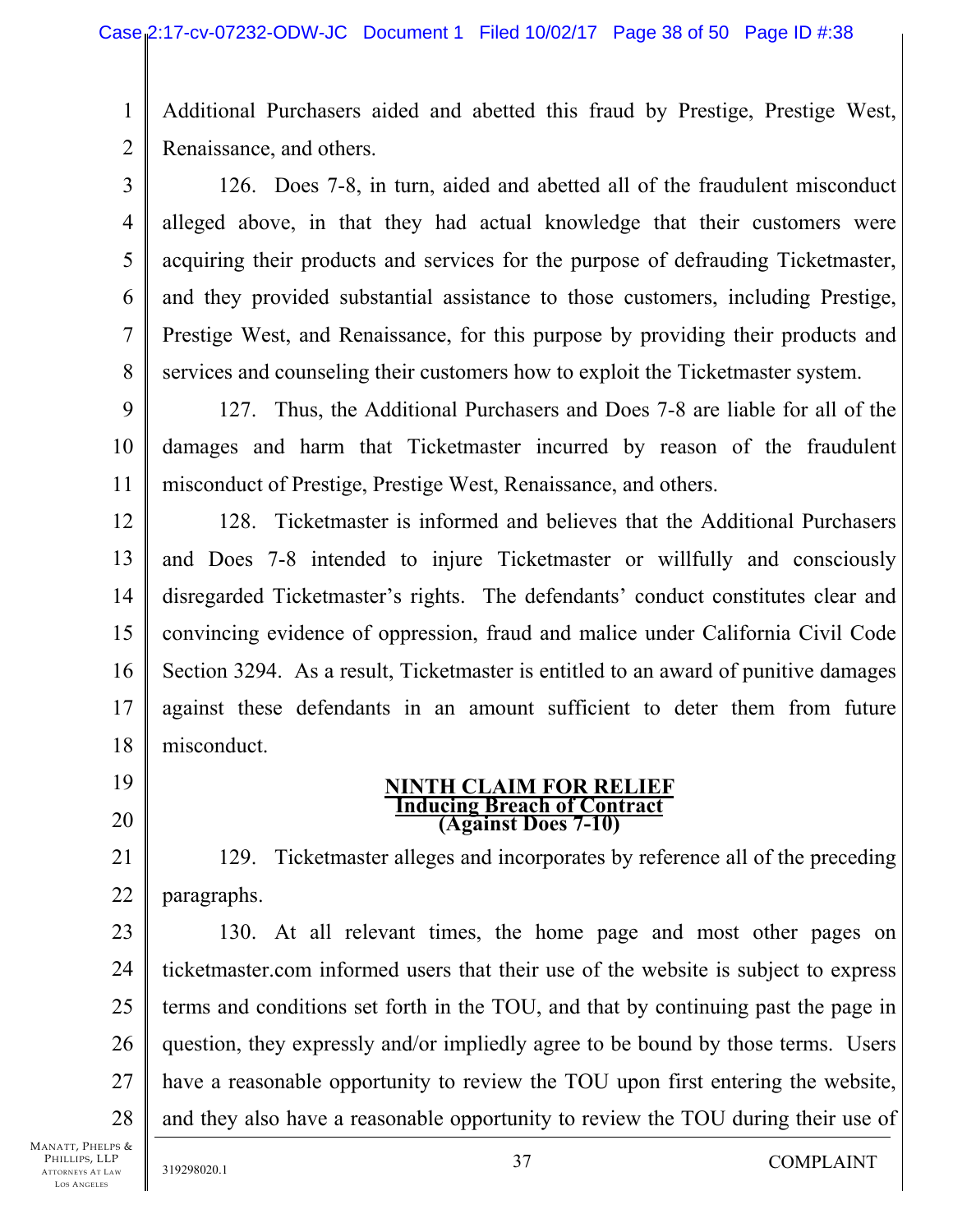Additional Purchasers aided and abetted this fraud by Prestige, Prestige West, Renaissance, and others.

126. Does 7-8, in turn, aided and abetted all of the fraudulent misconduct alleged above, in that they had actual knowledge that their customers were acquiring their products and services for the purpose of defrauding Ticketmaster, and they provided substantial assistance to those customers, including Prestige, Prestige West, and Renaissance, for this purpose by providing their products and services and counseling their customers how to exploit the Ticketmaster system.

127. Thus, the Additional Purchasers and Does 7-8 are liable for all of the damages and harm that Ticketmaster incurred by reason of the fraudulent misconduct of Prestige, Prestige West, Renaissance, and others.

128. Ticketmaster is informed and believes that the Additional Purchasers and Does 7-8 intended to injure Ticketmaster or willfully and consciously disregarded Ticketmaster's rights. The defendants' conduct constitutes clear and convincing evidence of oppression, fraud and malice under California Civil Code Section 3294. As a result, Ticketmaster is entitled to an award of punitive damages against these defendants in an amount sufficient to deter them from future misconduct.

## NINTH CLAIM FOR RELIEF
## Inducing Breach of Contract
## (Against Does 7-10)

129. Ticketmaster alleges and incorporates by reference all of the preceding paragraphs.

130. At all relevant times, the home page and most other pages on ticketmaster.com informed users that their use of the website is subject to express terms and conditions set forth in the TOU, and that by continuing past the page in question, they expressly and/or impliedly agree to be bound by those terms. Users have a reasonable opportunity to review the TOU upon first entering the website, and they also have a reasonable opportunity to review the TOU during their use of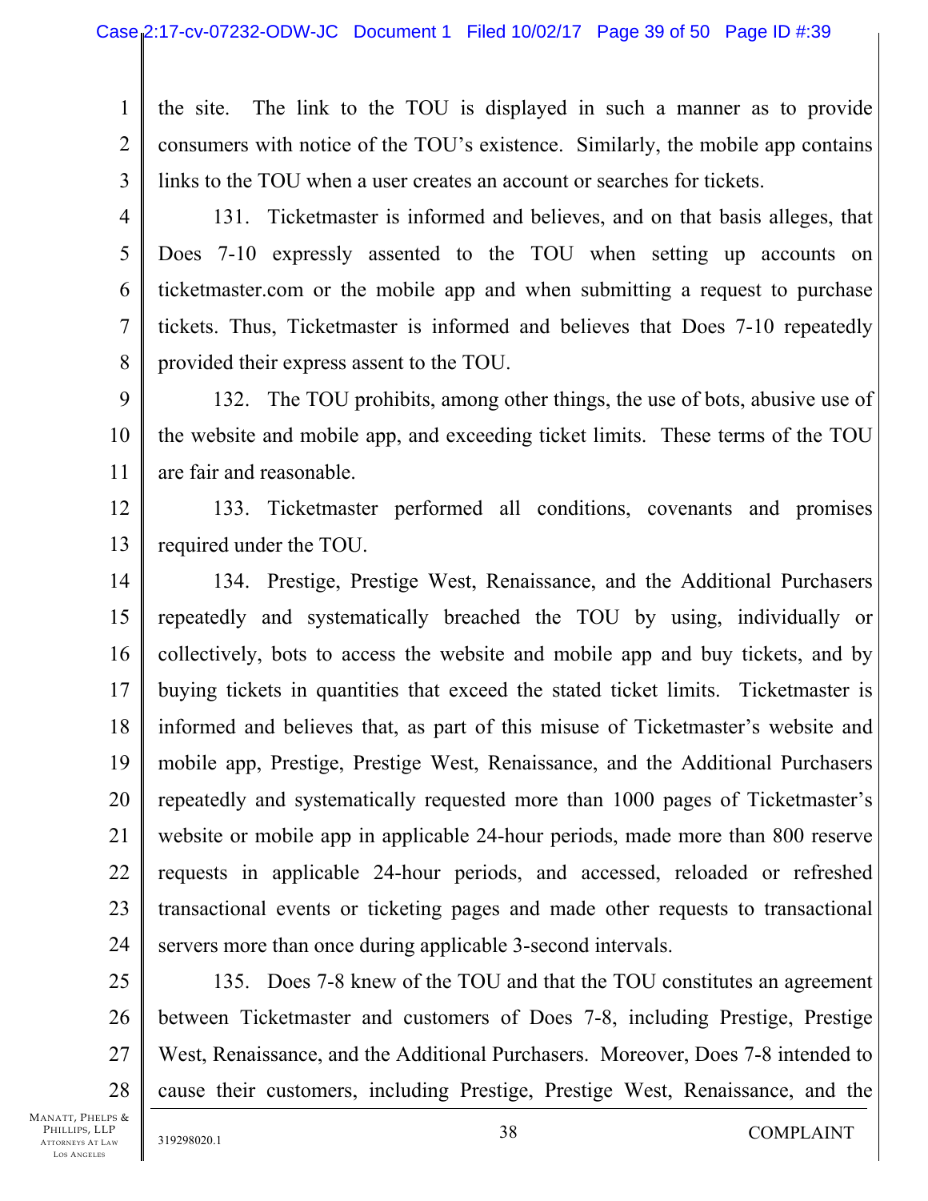the site. The link to the TOU is displayed in such a manner as to provide consumers with notice of the TOU's existence. Similarly, the mobile app contains links to the TOU when a user creates an account or searches for tickets.

131. Ticketmaster is informed and believes, and on that basis alleges, that Does 7-10 expressly assented to the TOU when setting up accounts on ticketmaster.com or the mobile app and when submitting a request to purchase tickets. Thus, Ticketmaster is informed and believes that Does 7-10 repeatedly provided their express assent to the TOU.

132. The TOU prohibits, among other things, the use of bots, abusive use of the website and mobile app, and exceeding ticket limits. These terms of the TOU are fair and reasonable.

133. Ticketmaster performed all conditions, covenants and promises required under the TOU.

134. Prestige, Prestige West, Renaissance, and the Additional Purchasers repeatedly and systematically breached the TOU by using, individually or collectively, bots to access the website and mobile app and buy tickets, and by buying tickets in quantities that exceed the stated ticket limits. Ticketmaster is informed and believes that, as part of this misuse of Ticketmaster's website and mobile app, Prestige, Prestige West, Renaissance, and the Additional Purchasers repeatedly and systematically requested more than 1000 pages of Ticketmaster's website or mobile app in applicable 24-hour periods, made more than 800 reserve requests in applicable 24-hour periods, and accessed, reloaded or refreshed transactional events or ticketing pages and made other requests to transactional servers more than once during applicable 3-second intervals.

135. Does 7-8 knew of the TOU and that the TOU constitutes an agreement between Ticketmaster and customers of Does 7-8, including Prestige, Prestige West, Renaissance, and the Additional Purchasers. Moreover, Does 7-8 intended to cause their customers, including Prestige, Prestige West, Renaissance, and the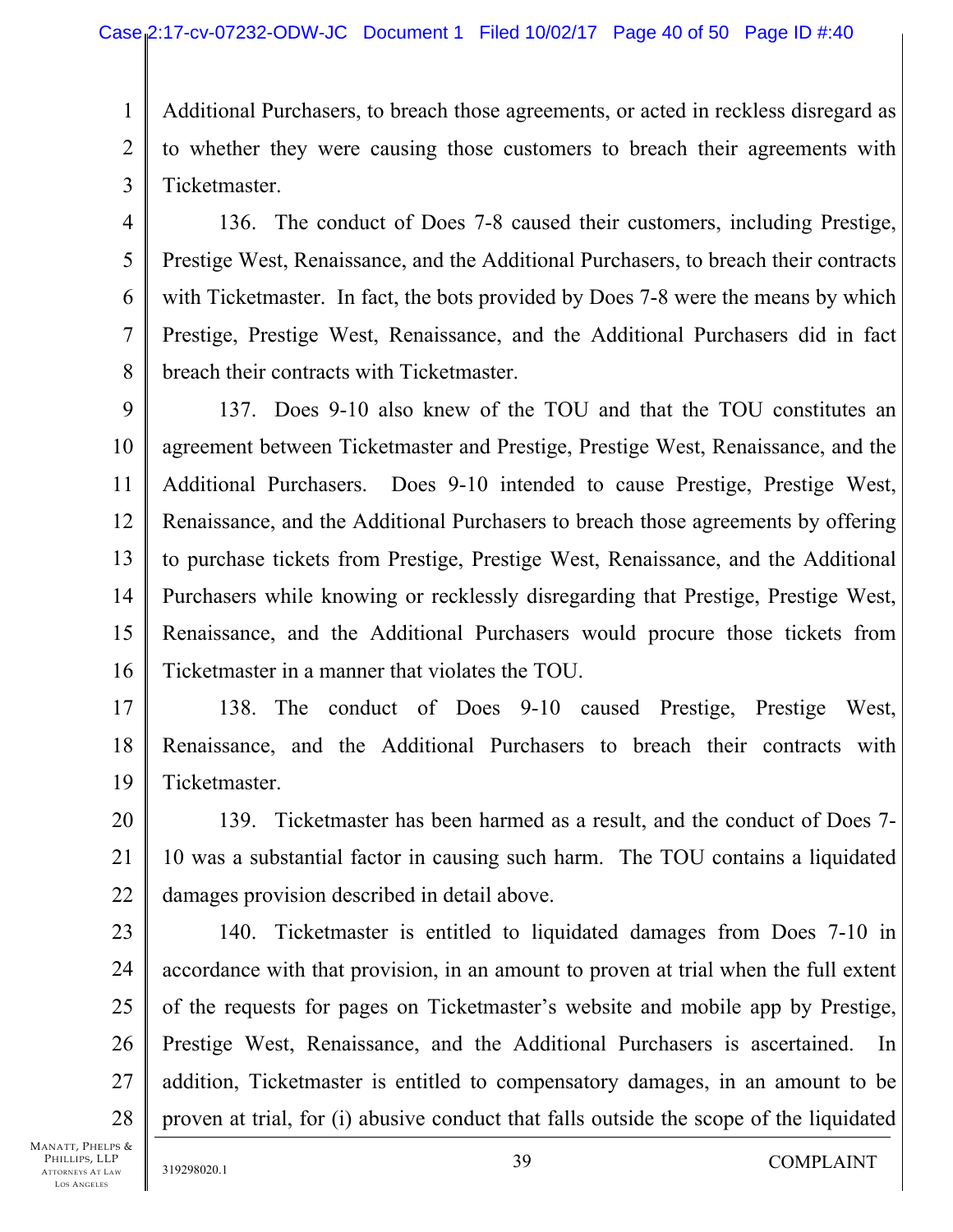Additional Purchasers, to breach those agreements, or acted in reckless disregard as to whether they were causing those customers to breach their agreements with Ticketmaster.

136. The conduct of Does 7-8 caused their customers, including Prestige, Prestige West, Renaissance, and the Additional Purchasers, to breach their contracts with Ticketmaster. In fact, the bots provided by Does 7-8 were the means by which Prestige, Prestige West, Renaissance, and the Additional Purchasers did in fact breach their contracts with Ticketmaster.

137. Does 9-10 also knew of the TOU and that the TOU constitutes an agreement between Ticketmaster and Prestige, Prestige West, Renaissance, and the Additional Purchasers. Does 9-10 intended to cause Prestige, Prestige West, Renaissance, and the Additional Purchasers to breach those agreements by offering to purchase tickets from Prestige, Prestige West, Renaissance, and the Additional Purchasers while knowing or recklessly disregarding that Prestige, Prestige West, Renaissance, and the Additional Purchasers would procure those tickets from Ticketmaster in a manner that violates the TOU.

138. The conduct of Does 9-10 caused Prestige, Prestige West, Renaissance, and the Additional Purchasers to breach their contracts with Ticketmaster.

139. Ticketmaster has been harmed as a result, and the conduct of Does 7-10 was a substantial factor in causing such harm. The TOU contains a liquidated damages provision described in detail above.

140. Ticketmaster is entitled to liquidated damages from Does 7-10 in accordance with that provision, in an amount to proven at trial when the full extent of the requests for pages on Ticketmaster's website and mobile app by Prestige, Prestige West, Renaissance, and the Additional Purchasers is ascertained. In addition, Ticketmaster is entitled to compensatory damages, in an amount to be proven at trial, for (i) abusive conduct that falls outside the scope of the liquidated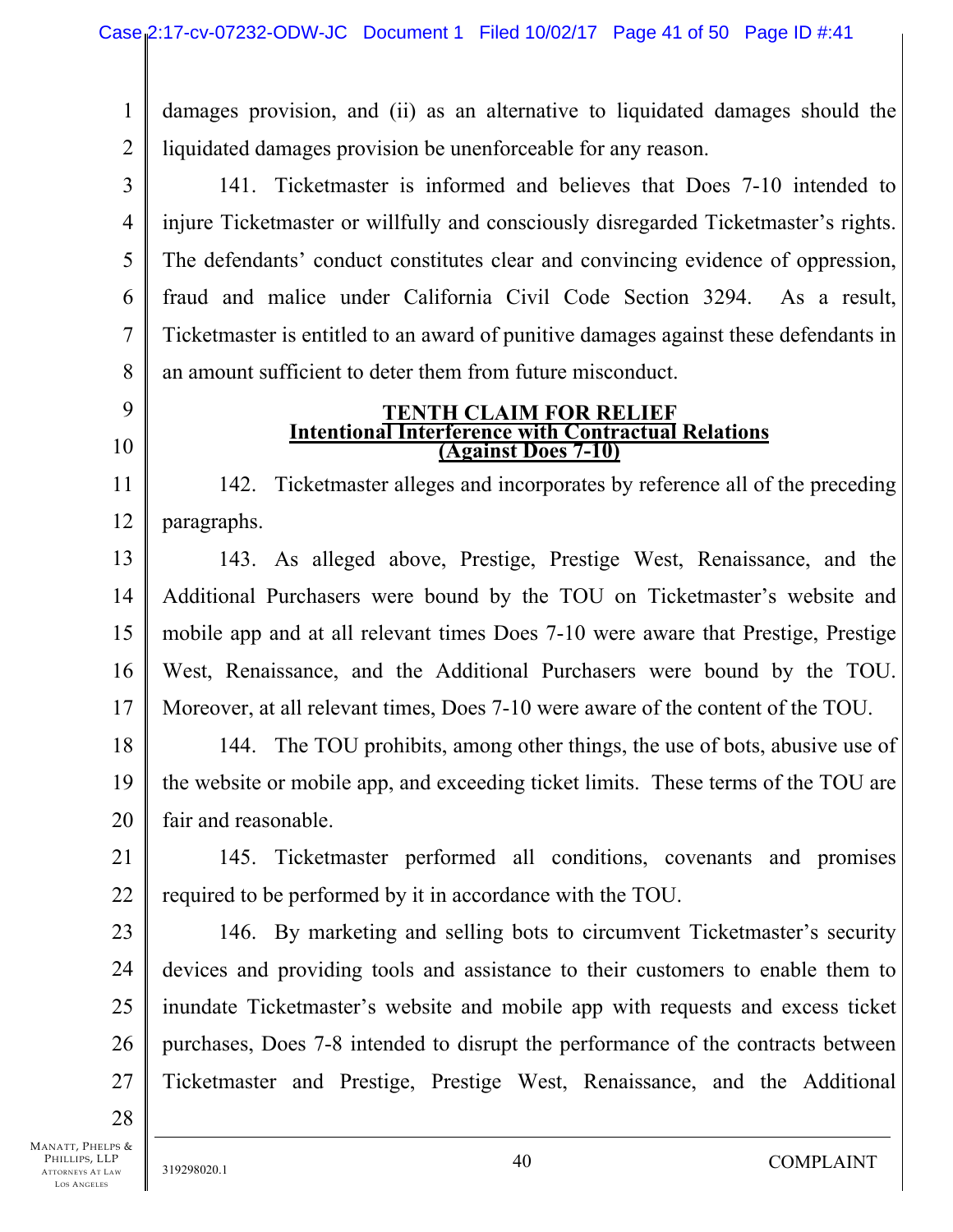damages provision, and (ii) as an alternative to liquidated damages should the liquidated damages provision be unenforceable for any reason.

141. Ticketmaster is informed and believes that Does 7-10 intended to injure Ticketmaster or willfully and consciously disregarded Ticketmaster's rights. The defendants' conduct constitutes clear and convincing evidence of oppression, fraud and malice under California Civil Code Section 3294. As a result, Ticketmaster is entitled to an award of punitive damages against these defendants in an amount sufficient to deter them from future misconduct.

## TENTH CLAIM FOR RELIEF
## Intentional Interference with Contractual Relations
## (Against Does 7-10)

142. Ticketmaster alleges and incorporates by reference all of the preceding paragraphs.

143. As alleged above, Prestige, Prestige West, Renaissance, and the Additional Purchasers were bound by the TOU on Ticketmaster's website and mobile app and at all relevant times Does 7-10 were aware that Prestige, Prestige West, Renaissance, and the Additional Purchasers were bound by the TOU. Moreover, at all relevant times, Does 7-10 were aware of the content of the TOU.

144. The TOU prohibits, among other things, the use of bots, abusive use of the website or mobile app, and exceeding ticket limits. These terms of the TOU are fair and reasonable.

145. Ticketmaster performed all conditions, covenants and promises required to be performed by it in accordance with the TOU.

146. By marketing and selling bots to circumvent Ticketmaster's security devices and providing tools and assistance to their customers to enable them to inundate Ticketmaster's website and mobile app with requests and excess ticket purchases, Does 7-8 intended to disrupt the performance of the contracts between Ticketmaster and Prestige, Prestige West, Renaissance, and the Additional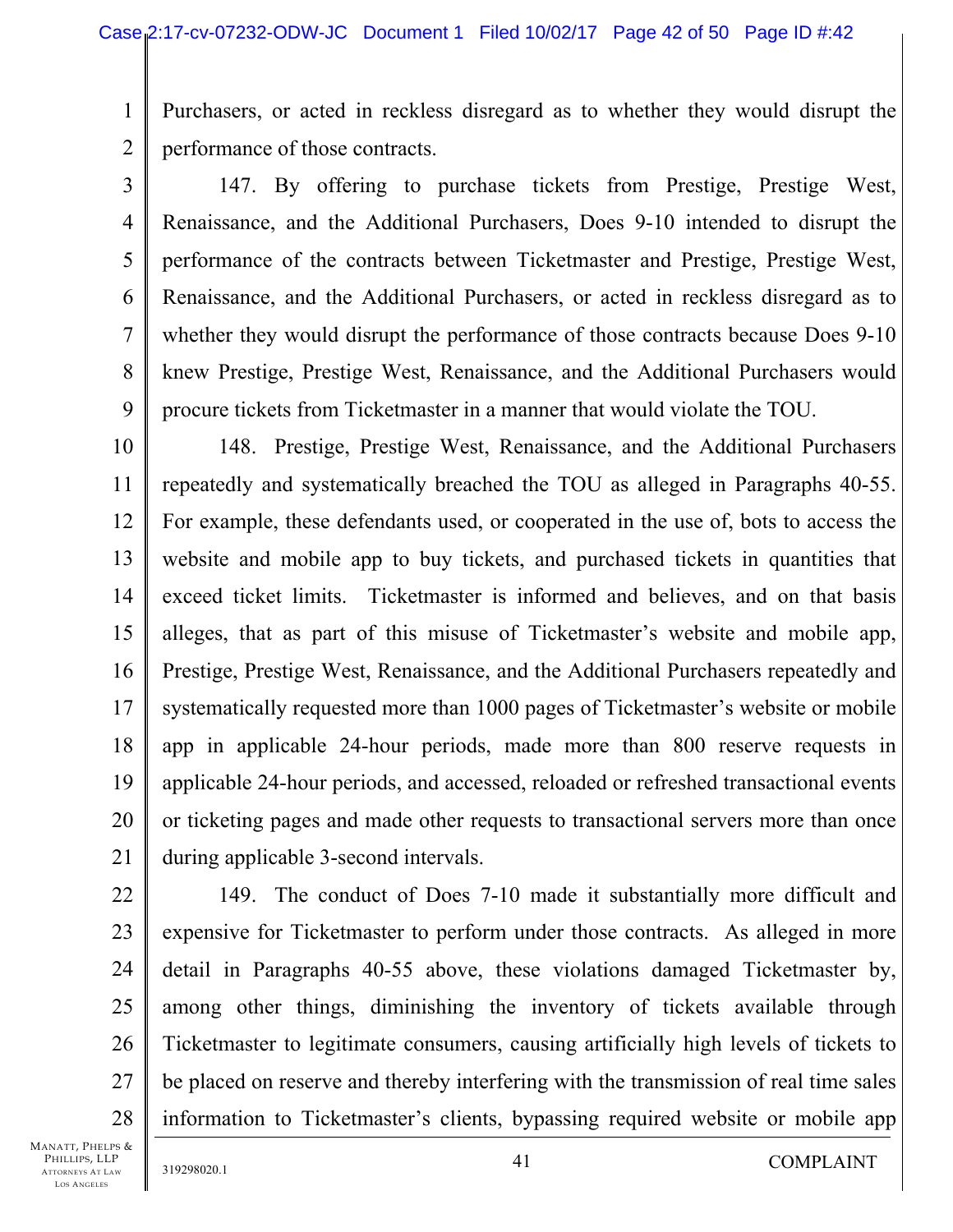Purchasers, or acted in reckless disregard as to whether they would disrupt the performance of those contracts.

147. By offering to purchase tickets from Prestige, Prestige West, Renaissance, and the Additional Purchasers, Does 9-10 intended to disrupt the performance of the contracts between Ticketmaster and Prestige, Prestige West, Renaissance, and the Additional Purchasers, or acted in reckless disregard as to whether they would disrupt the performance of those contracts because Does 9-10 knew Prestige, Prestige West, Renaissance, and the Additional Purchasers would procure tickets from Ticketmaster in a manner that would violate the TOU.

148. Prestige, Prestige West, Renaissance, and the Additional Purchasers repeatedly and systematically breached the TOU as alleged in Paragraphs 40-55. For example, these defendants used, or cooperated in the use of, bots to access the website and mobile app to buy tickets, and purchased tickets in quantities that exceed ticket limits. Ticketmaster is informed and believes, and on that basis alleges, that as part of this misuse of Ticketmaster's website and mobile app, Prestige, Prestige West, Renaissance, and the Additional Purchasers repeatedly and systematically requested more than 1000 pages of Ticketmaster's website or mobile app in applicable 24-hour periods, made more than 800 reserve requests in applicable 24-hour periods, and accessed, reloaded or refreshed transactional events or ticketing pages and made other requests to transactional servers more than once during applicable 3-second intervals.

149. The conduct of Does 7-10 made it substantially more difficult and expensive for Ticketmaster to perform under those contracts. As alleged in more detail in Paragraphs 40-55 above, these violations damaged Ticketmaster by, among other things, diminishing the inventory of tickets available through Ticketmaster to legitimate consumers, causing artificially high levels of tickets to be placed on reserve and thereby interfering with the transmission of real time sales information to Ticketmaster's clients, bypassing required website or mobile app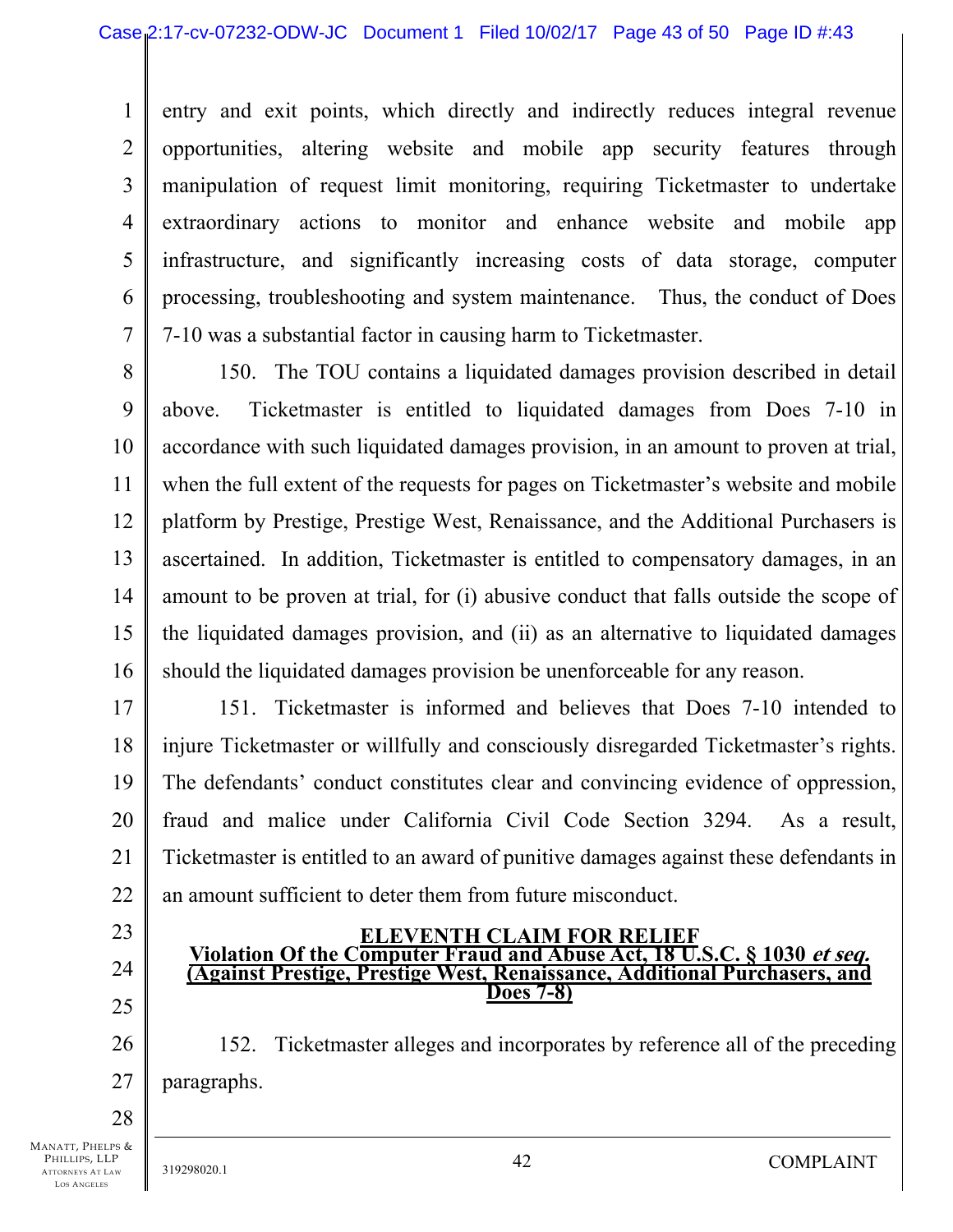entry and exit points, which directly and indirectly reduces integral revenue opportunities, altering website and mobile app security features through manipulation of request limit monitoring, requiring Ticketmaster to undertake extraordinary actions to monitor and enhance website and mobile app infrastructure, and significantly increasing costs of data storage, computer processing, troubleshooting and system maintenance. Thus, the conduct of Does 7-10 was a substantial factor in causing harm to Ticketmaster.

150. The TOU contains a liquidated damages provision described in detail above. Ticketmaster is entitled to liquidated damages from Does 7-10 in accordance with such liquidated damages provision, in an amount to proven at trial, when the full extent of the requests for pages on Ticketmaster's website and mobile platform by Prestige, Prestige West, Renaissance, and the Additional Purchasers is ascertained. In addition, Ticketmaster is entitled to compensatory damages, in an amount to be proven at trial, for (i) abusive conduct that falls outside the scope of the liquidated damages provision, and (ii) as an alternative to liquidated damages should the liquidated damages provision be unenforceable for any reason.

151. Ticketmaster is informed and believes that Does 7-10 intended to injure Ticketmaster or willfully and consciously disregarded Ticketmaster's rights. The defendants' conduct constitutes clear and convincing evidence of oppression, fraud and malice under California Civil Code Section 3294. As a result, Ticketmaster is entitled to an award of punitive damages against these defendants in an amount sufficient to deter them from future misconduct.

## ELEVENTH CLAIM FOR RELIEF

**Violation Of the Computer Fraud and Abuse Act, 18 U.S.C. § 1030 *et seq.***
**(Against Prestige, Prestige West, Renaissance, Additional Purchasers, and Does 7-8)**

152. Ticketmaster alleges and incorporates by reference all of the preceding paragraphs.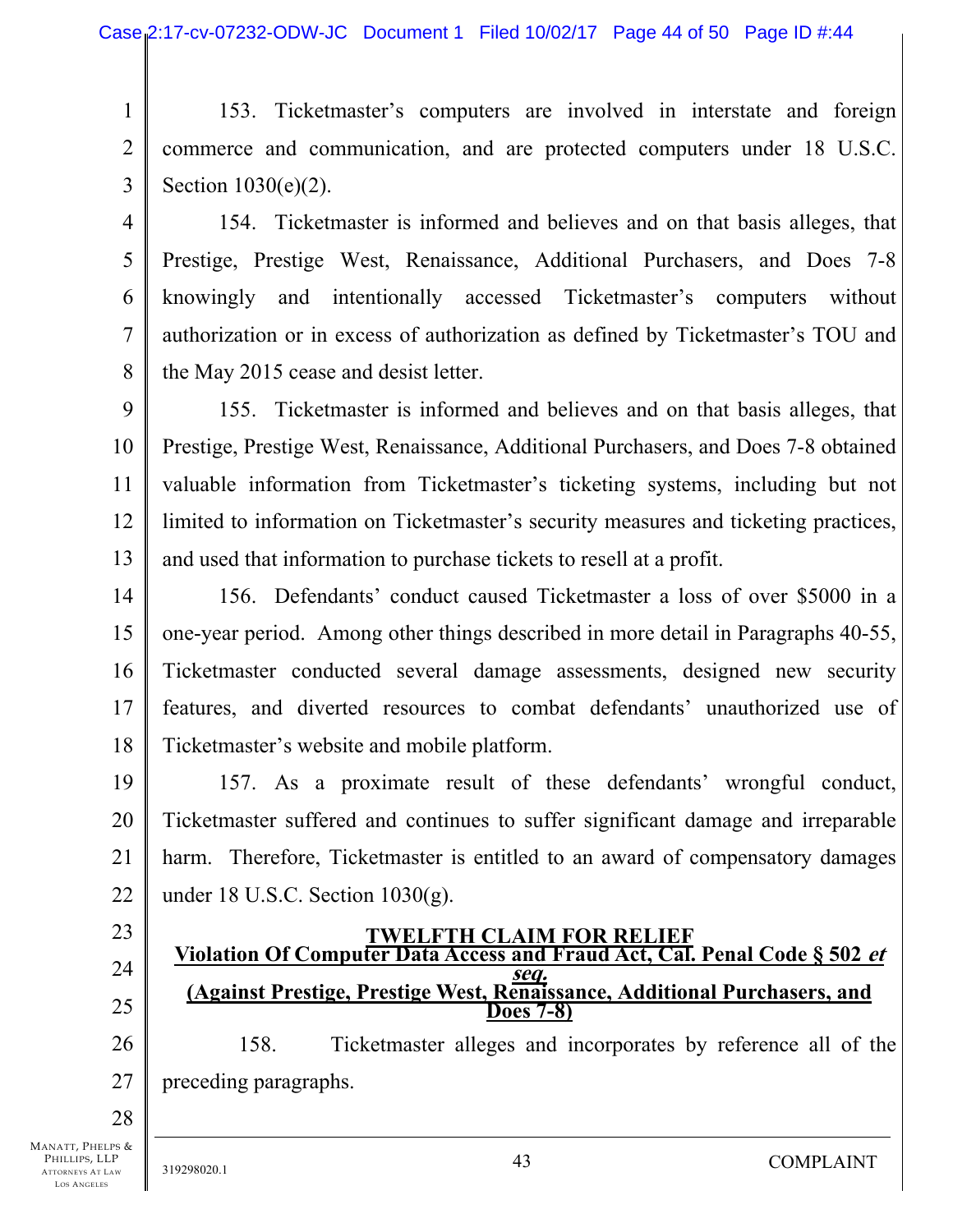153. Ticketmaster's computers are involved in interstate and foreign commerce and communication, and are protected computers under 18 U.S.C. Section 1030(e)(2).

154. Ticketmaster is informed and believes and on that basis alleges, that Prestige, Prestige West, Renaissance, Additional Purchasers, and Does 7-8 knowingly and intentionally accessed Ticketmaster's computers without authorization or in excess of authorization as defined by Ticketmaster's TOU and the May 2015 cease and desist letter.

155. Ticketmaster is informed and believes and on that basis alleges, that Prestige, Prestige West, Renaissance, Additional Purchasers, and Does 7-8 obtained valuable information from Ticketmaster's ticketing systems, including but not limited to information on Ticketmaster's security measures and ticketing practices, and used that information to purchase tickets to resell at a profit.

156. Defendants' conduct caused Ticketmaster a loss of over $5000 in a one-year period. Among other things described in more detail in Paragraphs 40-55, Ticketmaster conducted several damage assessments, designed new security features, and diverted resources to combat defendants' unauthorized use of Ticketmaster's website and mobile platform.

157. As a proximate result of these defendants' wrongful conduct, Ticketmaster suffered and continues to suffer significant damage and irreparable harm. Therefore, Ticketmaster is entitled to an award of compensatory damages under 18 U.S.C. Section 1030(g).

## TWELFTH CLAIM FOR RELIEF

**Violation Of Computer Data Access and Fraud Act, Cal. Penal Code § 502 *et seq.***

**(Against Prestige, Prestige West, Renaissance, Additional Purchasers, and Does 7-8)**

158. Ticketmaster alleges and incorporates by reference all of the preceding paragraphs.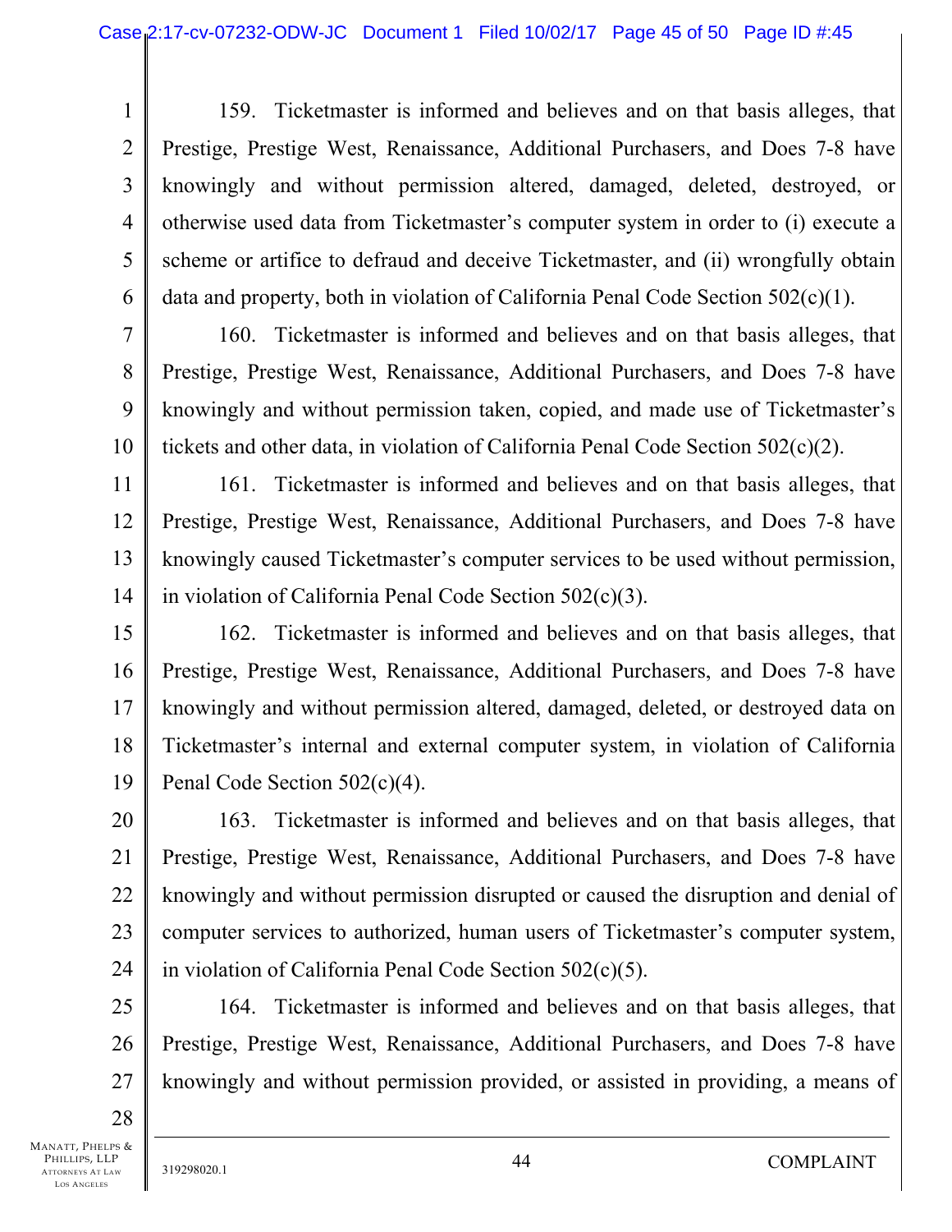159. Ticketmaster is informed and believes and on that basis alleges, that Prestige, Prestige West, Renaissance, Additional Purchasers, and Does 7-8 have knowingly and without permission altered, damaged, deleted, destroyed, or otherwise used data from Ticketmaster's computer system in order to (i) execute a scheme or artifice to defraud and deceive Ticketmaster, and (ii) wrongfully obtain data and property, both in violation of California Penal Code Section 502(c)(1).

160. Ticketmaster is informed and believes and on that basis alleges, that Prestige, Prestige West, Renaissance, Additional Purchasers, and Does 7-8 have knowingly and without permission taken, copied, and made use of Ticketmaster's tickets and other data, in violation of California Penal Code Section 502(c)(2).

161. Ticketmaster is informed and believes and on that basis alleges, that Prestige, Prestige West, Renaissance, Additional Purchasers, and Does 7-8 have knowingly caused Ticketmaster's computer services to be used without permission, in violation of California Penal Code Section 502(c)(3).

162. Ticketmaster is informed and believes and on that basis alleges, that Prestige, Prestige West, Renaissance, Additional Purchasers, and Does 7-8 have knowingly and without permission altered, damaged, deleted, or destroyed data on Ticketmaster's internal and external computer system, in violation of California Penal Code Section 502(c)(4).

163. Ticketmaster is informed and believes and on that basis alleges, that Prestige, Prestige West, Renaissance, Additional Purchasers, and Does 7-8 have knowingly and without permission disrupted or caused the disruption and denial of computer services to authorized, human users of Ticketmaster's computer system, in violation of California Penal Code Section 502(c)(5).

164. Ticketmaster is informed and believes and on that basis alleges, that Prestige, Prestige West, Renaissance, Additional Purchasers, and Does 7-8 have knowingly and without permission provided, or assisted in providing, a means of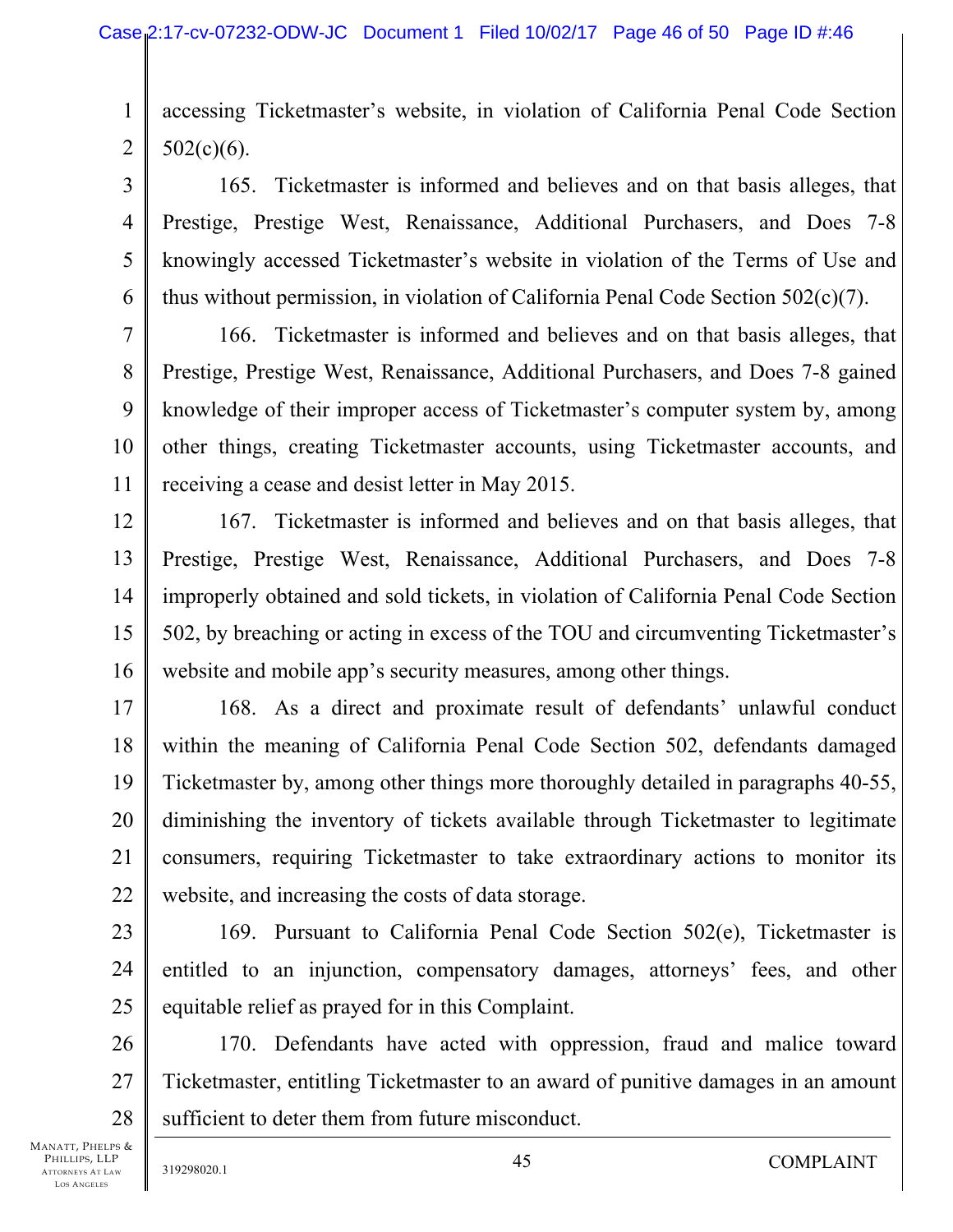accessing Ticketmaster's website, in violation of California Penal Code Section 502(c)(6).

165. Ticketmaster is informed and believes and on that basis alleges, that Prestige, Prestige West, Renaissance, Additional Purchasers, and Does 7-8 knowingly accessed Ticketmaster's website in violation of the Terms of Use and thus without permission, in violation of California Penal Code Section 502(c)(7).

166. Ticketmaster is informed and believes and on that basis alleges, that Prestige, Prestige West, Renaissance, Additional Purchasers, and Does 7-8 gained knowledge of their improper access of Ticketmaster's computer system by, among other things, creating Ticketmaster accounts, using Ticketmaster accounts, and receiving a cease and desist letter in May 2015.

167. Ticketmaster is informed and believes and on that basis alleges, that Prestige, Prestige West, Renaissance, Additional Purchasers, and Does 7-8 improperly obtained and sold tickets, in violation of California Penal Code Section 502, by breaching or acting in excess of the TOU and circumventing Ticketmaster's website and mobile app's security measures, among other things.

168. As a direct and proximate result of defendants' unlawful conduct within the meaning of California Penal Code Section 502, defendants damaged Ticketmaster by, among other things more thoroughly detailed in paragraphs 40-55, diminishing the inventory of tickets available through Ticketmaster to legitimate consumers, requiring Ticketmaster to take extraordinary actions to monitor its website, and increasing the costs of data storage.

169. Pursuant to California Penal Code Section 502(e), Ticketmaster is entitled to an injunction, compensatory damages, attorneys' fees, and other equitable relief as prayed for in this Complaint.

170. Defendants have acted with oppression, fraud and malice toward Ticketmaster, entitling Ticketmaster to an award of punitive damages in an amount sufficient to deter them from future misconduct.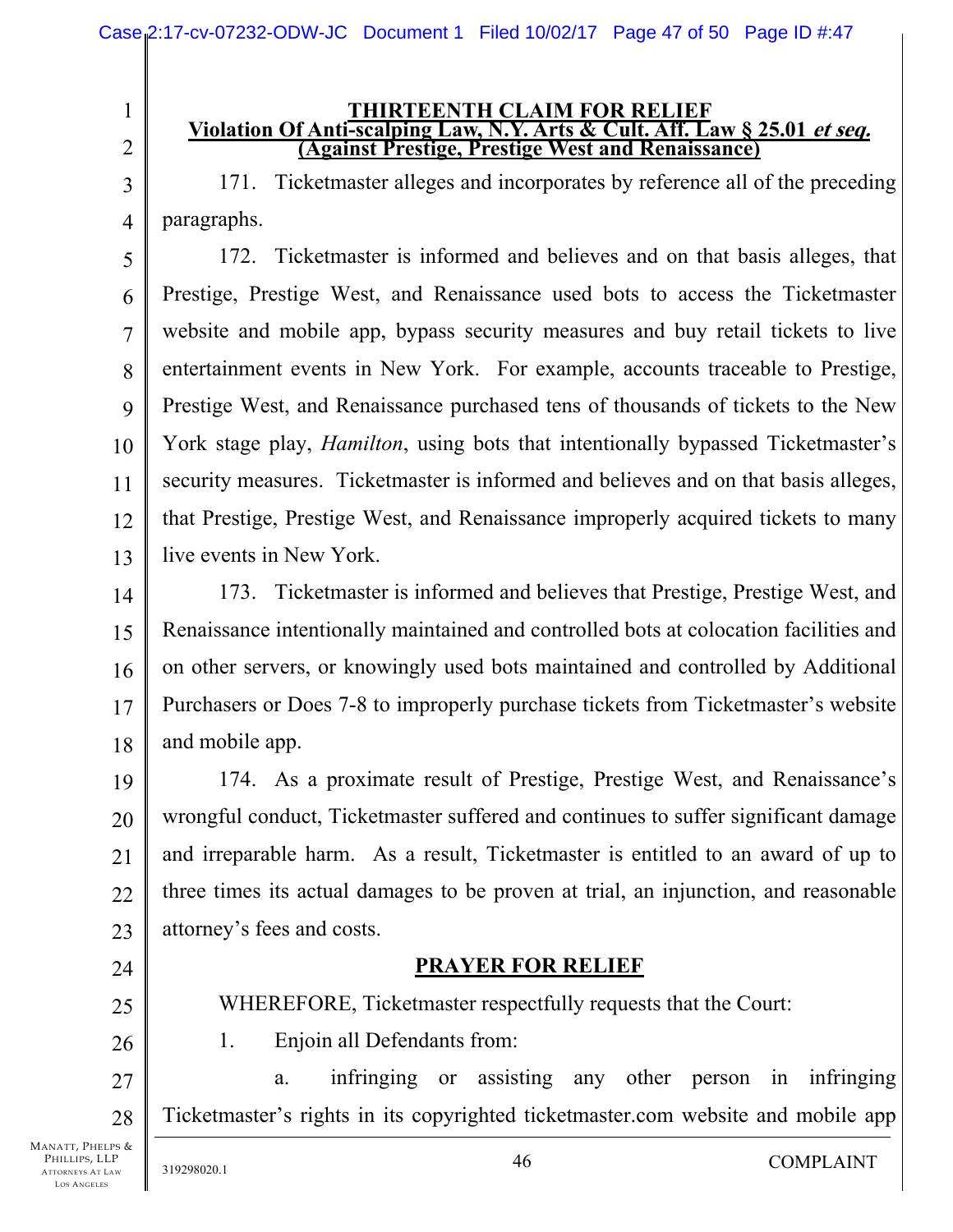## THIRTEENTH CLAIM FOR RELIEF

**Violation Of Anti-scalping Law, N.Y. Arts & Cult. Aff. Law § 25.01 *et seq.***
**(Against Prestige, Prestige West and Renaissance)**

171. Ticketmaster alleges and incorporates by reference all of the preceding paragraphs.

172. Ticketmaster is informed and believes and on that basis alleges, that Prestige, Prestige West, and Renaissance used bots to access the Ticketmaster website and mobile app, bypass security measures and buy retail tickets to live entertainment events in New York. For example, accounts traceable to Prestige, Prestige West, and Renaissance purchased tens of thousands of tickets to the New York stage play, *Hamilton*, using bots that intentionally bypassed Ticketmaster's security measures. Ticketmaster is informed and believes and on that basis alleges, that Prestige, Prestige West, and Renaissance improperly acquired tickets to many live events in New York.

173. Ticketmaster is informed and believes that Prestige, Prestige West, and Renaissance intentionally maintained and controlled bots at colocation facilities and on other servers, or knowingly used bots maintained and controlled by Additional Purchasers or Does 7-8 to improperly purchase tickets from Ticketmaster's website and mobile app.

174. As a proximate result of Prestige, Prestige West, and Renaissance's wrongful conduct, Ticketmaster suffered and continues to suffer significant damage and irreparable harm. As a result, Ticketmaster is entitled to an award of up to three times its actual damages to be proven at trial, an injunction, and reasonable attorney's fees and costs.

## PRAYER FOR RELIEF

WHEREFORE, Ticketmaster respectfully requests that the Court:

1. Enjoin all Defendants from:

   a. infringing or assisting any other person in infringing Ticketmaster's rights in its copyrighted ticketmaster.com website and mobile app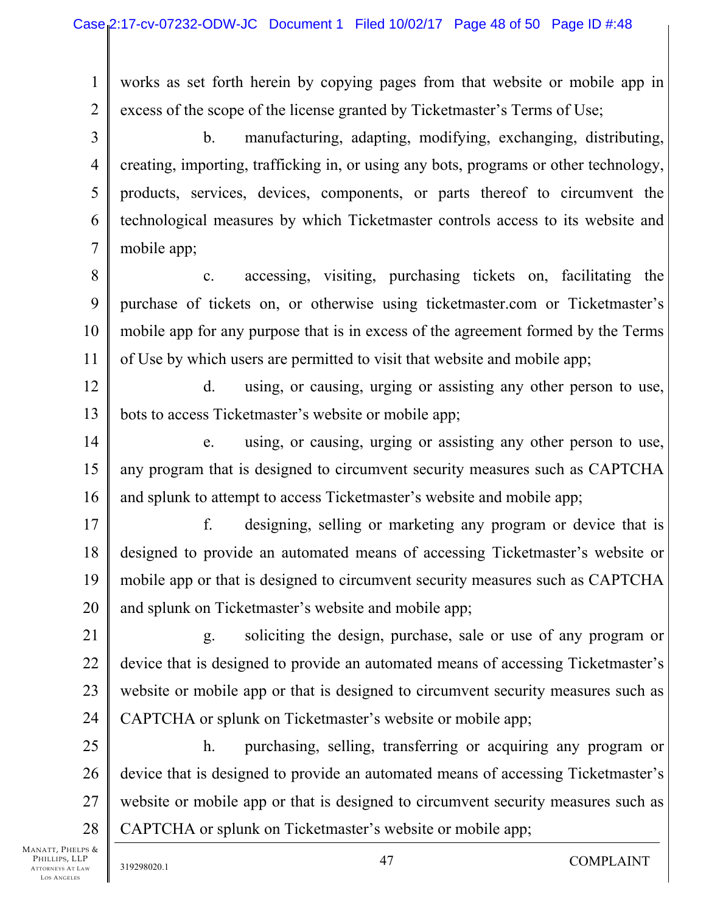works as set forth herein by copying pages from that website or mobile app in excess of the scope of the license granted by Ticketmaster's Terms of Use;

b. manufacturing, adapting, modifying, exchanging, distributing, creating, importing, trafficking in, or using any bots, programs or other technology, products, services, devices, components, or parts thereof to circumvent the technological measures by which Ticketmaster controls access to its website and mobile app;

c. accessing, visiting, purchasing tickets on, facilitating the purchase of tickets on, or otherwise using ticketmaster.com or Ticketmaster's mobile app for any purpose that is in excess of the agreement formed by the Terms of Use by which users are permitted to visit that website and mobile app;

d. using, or causing, urging or assisting any other person to use, bots to access Ticketmaster's website or mobile app;

e. using, or causing, urging or assisting any other person to use, any program that is designed to circumvent security measures such as CAPTCHA and splunk to attempt to access Ticketmaster's website and mobile app;

f. designing, selling or marketing any program or device that is designed to provide an automated means of accessing Ticketmaster's website or mobile app or that is designed to circumvent security measures such as CAPTCHA and splunk on Ticketmaster's website and mobile app;

g. soliciting the design, purchase, sale or use of any program or device that is designed to provide an automated means of accessing Ticketmaster's website or mobile app or that is designed to circumvent security measures such as CAPTCHA or splunk on Ticketmaster's website or mobile app;

h. purchasing, selling, transferring or acquiring any program or device that is designed to provide an automated means of accessing Ticketmaster's website or mobile app or that is designed to circumvent security measures such as CAPTCHA or splunk on Ticketmaster's website or mobile app;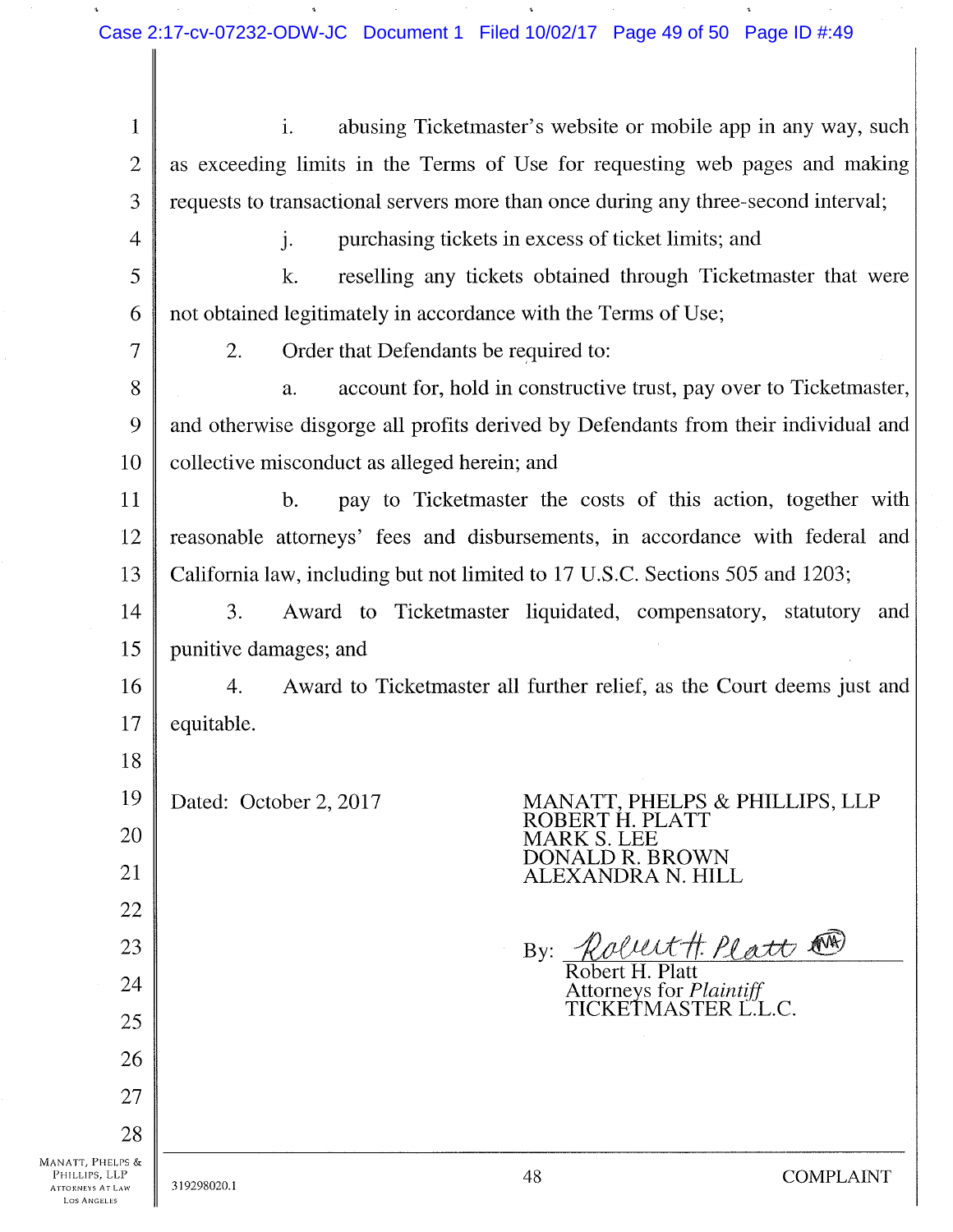i. abusing Ticketmaster's website or mobile app in any way, such as exceeding limits in the Terms of Use for requesting web pages and making requests to transactional servers more than once during any three-second interval;

j. purchasing tickets in excess of ticket limits; and

k. reselling any tickets obtained through Ticketmaster that were not obtained legitimately in accordance with the Terms of Use;

2. Order that Defendants be required to:

a. account for, hold in constructive trust, pay over to Ticketmaster, and otherwise disgorge all profits derived by Defendants from their individual and collective misconduct as alleged herein; and

b. pay to Ticketmaster the costs of this action, together with reasonable attorneys' fees and disbursements, in accordance with federal and California law, including but not limited to 17 U.S.C. Sections 505 and 1203;

3. Award to Ticketmaster liquidated, compensatory, statutory and punitive damages; and

4. Award to Ticketmaster all further relief, as the Court deems just and equitable.

Dated: October 2, 2017

MANATT, PHELPS & PHILLIPS, LLP
ROBERT H. PLATT
MARK S. LEE
DONALD R. BROWN
ALEXANDRA N. HILL

By: *Robert H. Platt*
Robert H. Platt
Attorneys for *Plaintiff*
TICKETMASTER L.L.C.

319298020.1

COMPLAINT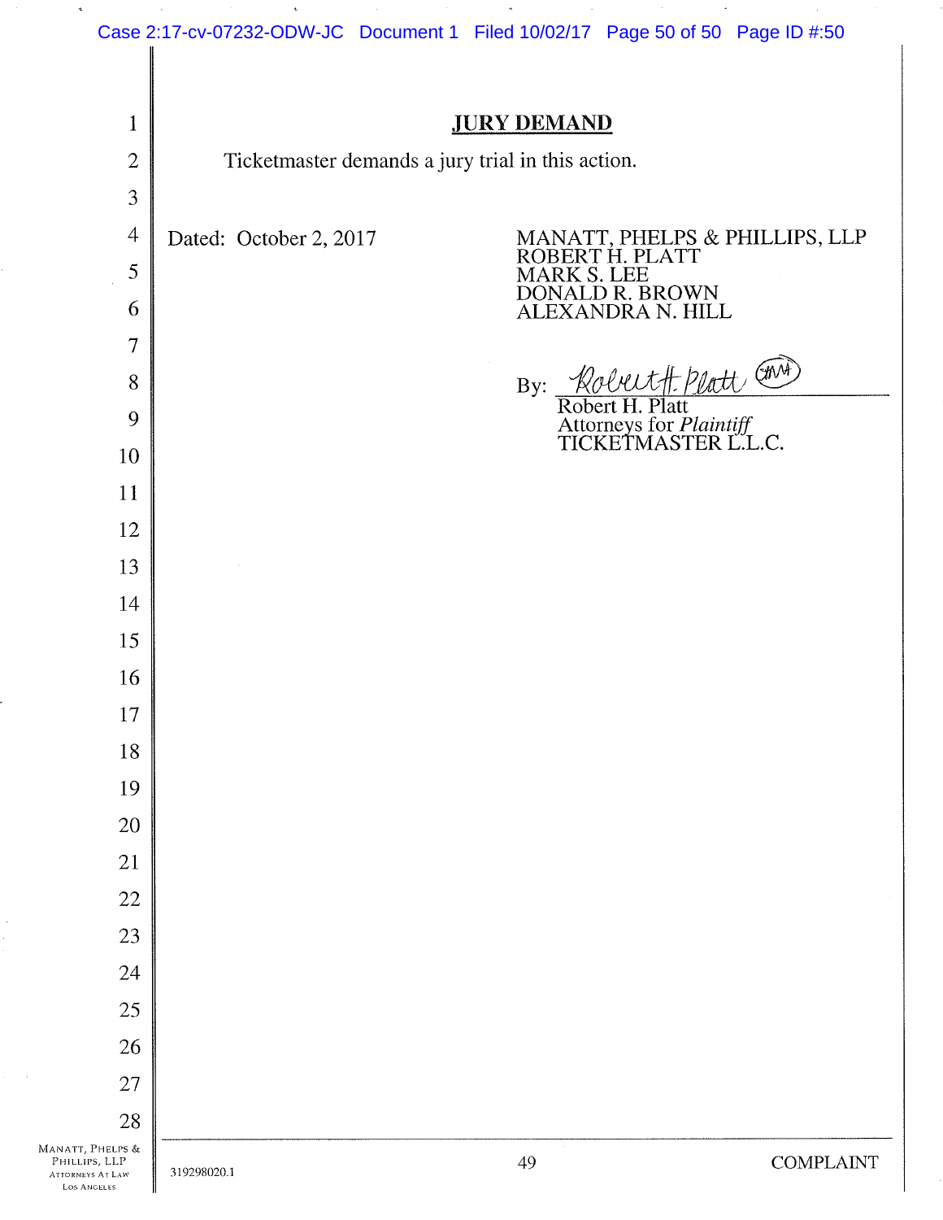## JURY DEMAND

Ticketmaster demands a jury trial in this action.

Dated: October 2, 2017

MANATT, PHELPS & PHILLIPS, LLP
ROBERT H. PLATT
MARK S. LEE
DONALD R. BROWN
ALEXANDRA N. HILL

By: *Robert H. Platt* (SNM)
Robert H. Platt
Attorneys for *Plaintiff*
TICKETMASTER L.L.C.